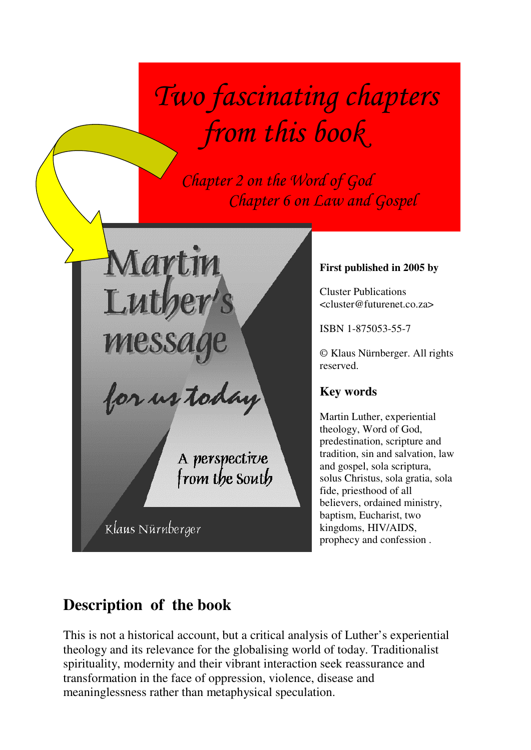# Two fascinating chapters from this book

*Chapter 2 on the Word of God*

*Chapter 6 on Law and Gospel*

# Martin Luther's message for us today

A perspective from the South

Klaus Nürnberger

**First published in 2005 by**

Cluster Publications
<cluster@futurenet.co.za>

ISBN 1-875053-55-7

© Klaus Nürnberger. All rights reserved.

### Key words

Martin Luther, experiential theology, Word of God, predestination, scripture and tradition, sin and salvation, law and gospel, sola scriptura, solus Christus, sola gratia, sola fide, priesthood of all believers, ordained ministry, baptism, Eucharist, two kingdoms, HIV/AIDS, prophecy and confession .

## Description of the book

This is not a historical account, but a critical analysis of Luther's experiential theology and its relevance for the globalising world of today. Traditionalist spirituality, modernity and their vibrant interaction seek reassurance and transformation in the face of oppression, violence, disease and meaninglessness rather than metaphysical speculation.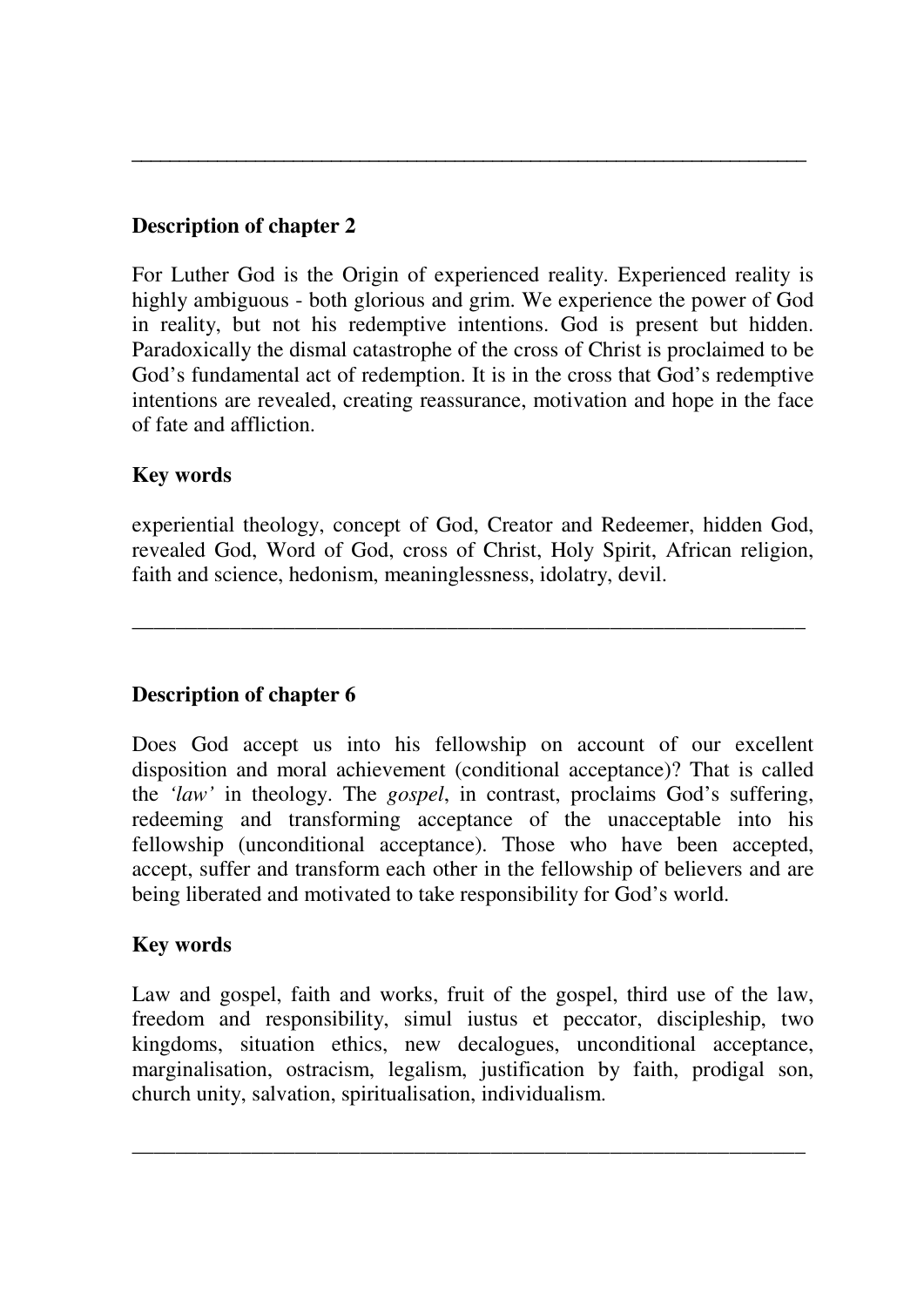---

### Description of chapter 2

For Luther God is the Origin of experienced reality. Experienced reality is highly ambiguous - both glorious and grim. We experience the power of God in reality, but not his redemptive intentions. God is present but hidden. Paradoxically the dismal catastrophe of the cross of Christ is proclaimed to be God's fundamental act of redemption. It is in the cross that God's redemptive intentions are revealed, creating reassurance, motivation and hope in the face of fate and affliction.

### Key words

experiential theology, concept of God, Creator and Redeemer, hidden God, revealed God, Word of God, cross of Christ, Holy Spirit, African religion, faith and science, hedonism, meaninglessness, idolatry, devil.

---

### Description of chapter 6

Does God accept us into his fellowship on account of our excellent disposition and moral achievement (conditional acceptance)? That is called the *'law'* in theology. The *gospel*, in contrast, proclaims God's suffering, redeeming and transforming acceptance of the unacceptable into his fellowship (unconditional acceptance). Those who have been accepted, accept, suffer and transform each other in the fellowship of believers and are being liberated and motivated to take responsibility for God's world.

### Key words

Law and gospel, faith and works, fruit of the gospel, third use of the law, freedom and responsibility, simul iustus et peccator, discipleship, two kingdoms, situation ethics, new decalogues, unconditional acceptance, marginalisation, ostracism, legalism, justification by faith, prodigal son, church unity, salvation, spiritualisation, individualism.

---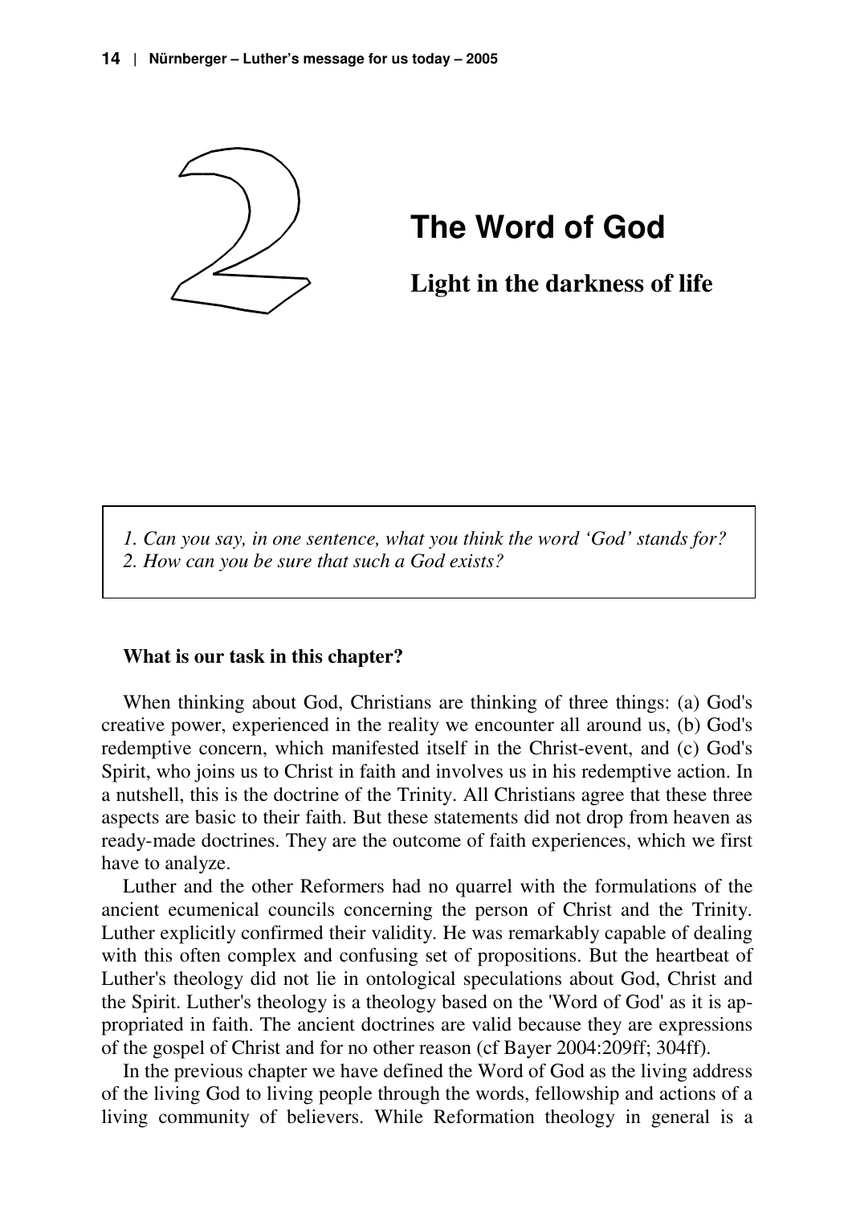# 2 The Word of God

## Light in the darkness of life

*1. Can you say, in one sentence, what you think the word 'God' stands for?*
*2. How can you be sure that such a God exists?*

**What is our task in this chapter?**

When thinking about God, Christians are thinking of three things: (a) God's creative power, experienced in the reality we encounter all around us, (b) God's redemptive concern, which manifested itself in the Christ-event, and (c) God's Spirit, who joins us to Christ in faith and involves us in his redemptive action. In a nutshell, this is the doctrine of the Trinity. All Christians agree that these three aspects are basic to their faith. But these statements did not drop from heaven as ready-made doctrines. They are the outcome of faith experiences, which we first have to analyze.

Luther and the other Reformers had no quarrel with the formulations of the ancient ecumenical councils concerning the person of Christ and the Trinity. Luther explicitly confirmed their validity. He was remarkably capable of dealing with this often complex and confusing set of propositions. But the heartbeat of Luther's theology did not lie in ontological speculations about God, Christ and the Spirit. Luther's theology is a theology based on the 'Word of God' as it is appropriated in faith. The ancient doctrines are valid because they are expressions of the gospel of Christ and for no other reason (cf Bayer 2004:209ff; 304ff).

In the previous chapter we have defined the Word of God as the living address of the living God to living people through the words, fellowship and actions of a living community of believers. While Reformation theology in general is a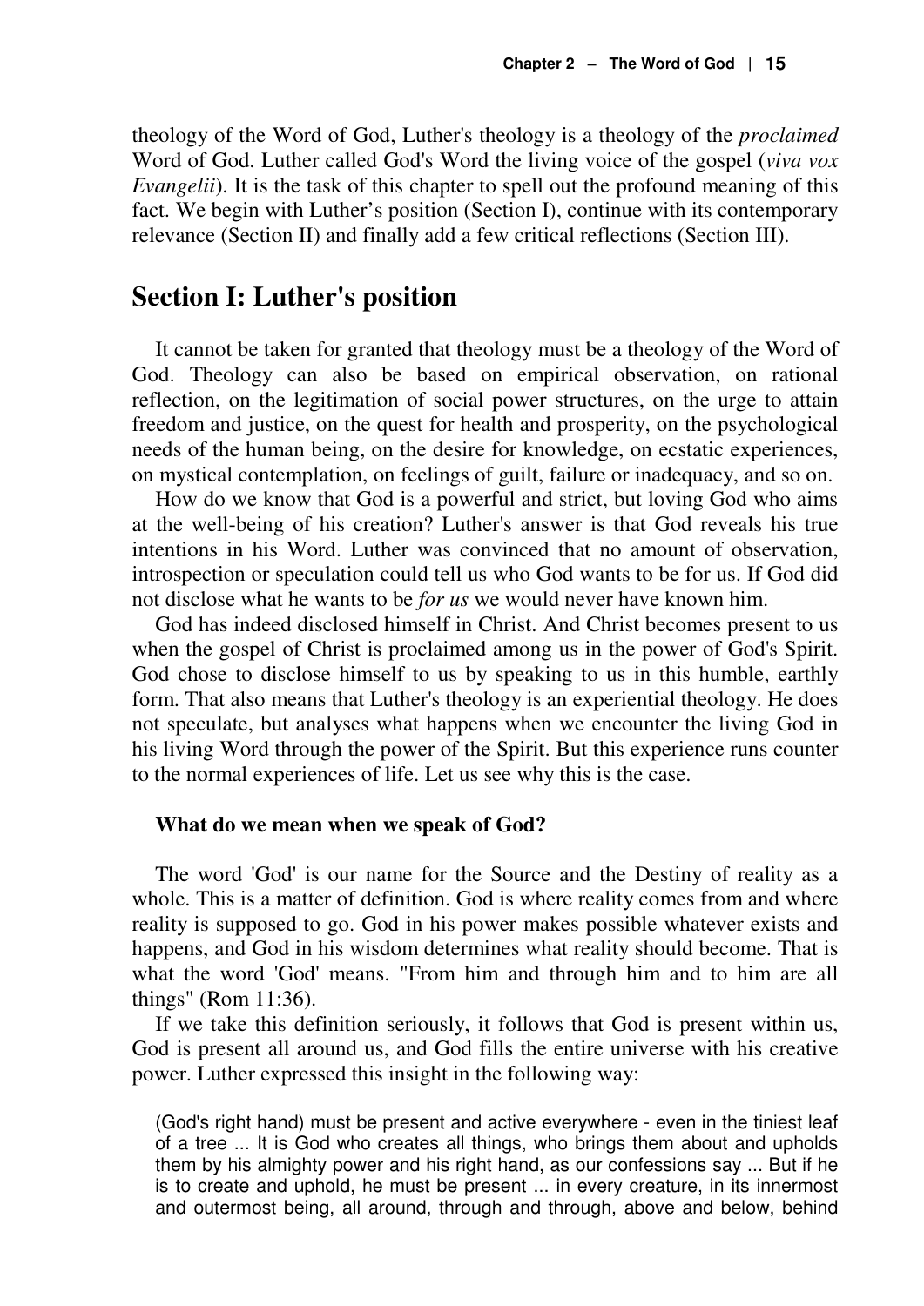theology of the Word of God, Luther's theology is a theology of the *proclaimed* Word of God. Luther called God's Word the living voice of the gospel (*viva vox Evangelii*). It is the task of this chapter to spell out the profound meaning of this fact. We begin with Luther's position (Section I), continue with its contemporary relevance (Section II) and finally add a few critical reflections (Section III).

## Section I: Luther's position

It cannot be taken for granted that theology must be a theology of the Word of God. Theology can also be based on empirical observation, on rational reflection, on the legitimation of social power structures, on the urge to attain freedom and justice, on the quest for health and prosperity, on the psychological needs of the human being, on the desire for knowledge, on ecstatic experiences, on mystical contemplation, on feelings of guilt, failure or inadequacy, and so on.

How do we know that God is a powerful and strict, but loving God who aims at the well-being of his creation? Luther's answer is that God reveals his true intentions in his Word. Luther was convinced that no amount of observation, introspection or speculation could tell us who God wants to be for us. If God did not disclose what he wants to be *for us* we would never have known him.

God has indeed disclosed himself in Christ. And Christ becomes present to us when the gospel of Christ is proclaimed among us in the power of God's Spirit. God chose to disclose himself to us by speaking to us in this humble, earthly form. That also means that Luther's theology is an experiential theology. He does not speculate, but analyses what happens when we encounter the living God in his living Word through the power of the Spirit. But this experience runs counter to the normal experiences of life. Let us see why this is the case.

### What do we mean when we speak of God?

The word 'God' is our name for the Source and the Destiny of reality as a whole. This is a matter of definition. God is where reality comes from and where reality is supposed to go. God in his power makes possible whatever exists and happens, and God in his wisdom determines what reality should become. That is what the word 'God' means. "From him and through him and to him are all things" (Rom 11:36).

If we take this definition seriously, it follows that God is present within us, God is present all around us, and God fills the entire universe with his creative power. Luther expressed this insight in the following way:

> (God's right hand) must be present and active everywhere - even in the tiniest leaf of a tree ... It is God who creates all things, who brings them about and upholds them by his almighty power and his right hand, as our confessions say ... But if he is to create and uphold, he must be present ... in every creature, in its innermost and outermost being, all around, through and through, above and below, behind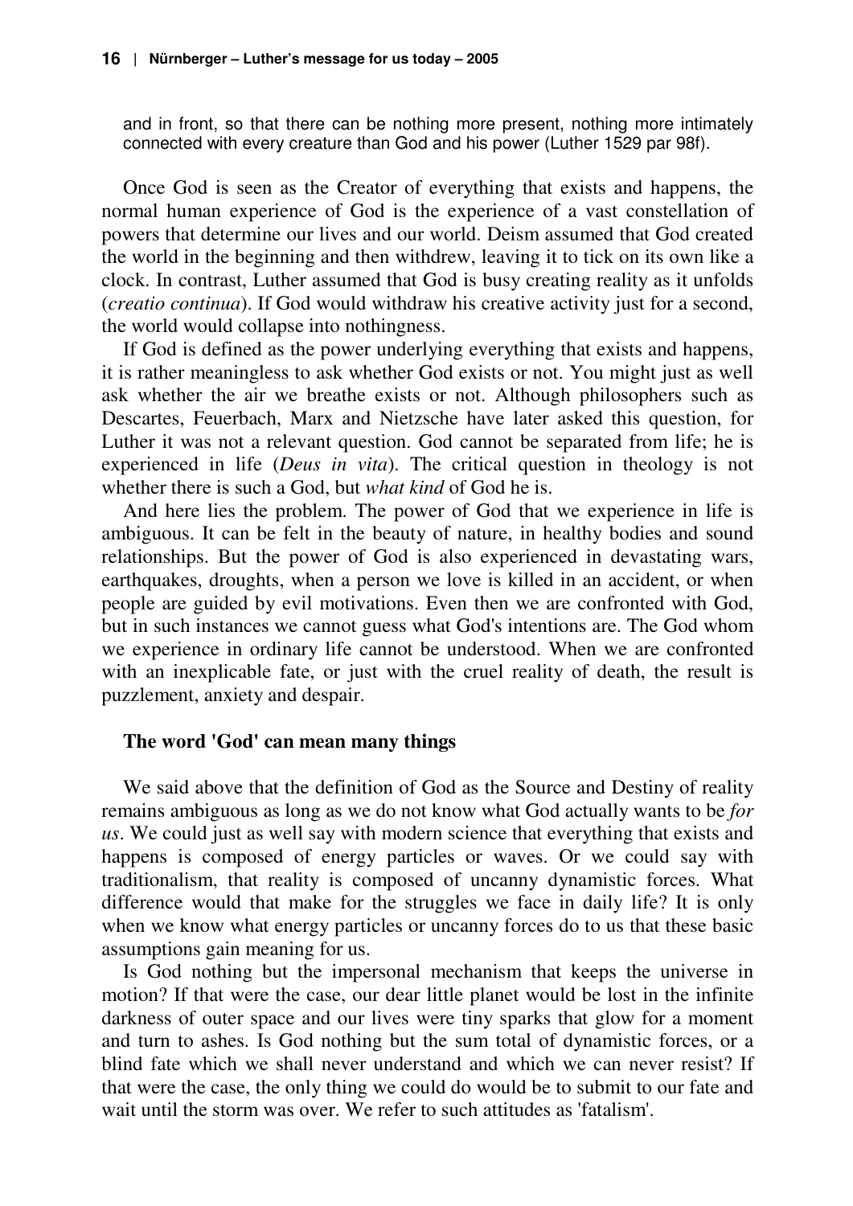and in front, so that there can be nothing more present, nothing more intimately connected with every creature than God and his power (Luther 1529 par 98f).

Once God is seen as the Creator of everything that exists and happens, the normal human experience of God is the experience of a vast constellation of powers that determine our lives and our world. Deism assumed that God created the world in the beginning and then withdrew, leaving it to tick on its own like a clock. In contrast, Luther assumed that God is busy creating reality as it unfolds (*creatio continua*). If God would withdraw his creative activity just for a second, the world would collapse into nothingness.

If God is defined as the power underlying everything that exists and happens, it is rather meaningless to ask whether God exists or not. You might just as well ask whether the air we breathe exists or not. Although philosophers such as Descartes, Feuerbach, Marx and Nietzsche have later asked this question, for Luther it was not a relevant question. God cannot be separated from life; he is experienced in life (*Deus in vita*). The critical question in theology is not whether there is such a God, but *what kind* of God he is.

And here lies the problem. The power of God that we experience in life is ambiguous. It can be felt in the beauty of nature, in healthy bodies and sound relationships. But the power of God is also experienced in devastating wars, earthquakes, droughts, when a person we love is killed in an accident, or when people are guided by evil motivations. Even then we are confronted with God, but in such instances we cannot guess what God's intentions are. The God whom we experience in ordinary life cannot be understood. When we are confronted with an inexplicable fate, or just with the cruel reality of death, the result is puzzlement, anxiety and despair.

### The word 'God' can mean many things

We said above that the definition of God as the Source and Destiny of reality remains ambiguous as long as we do not know what God actually wants to be *for us*. We could just as well say with modern science that everything that exists and happens is composed of energy particles or waves. Or we could say with traditionalism, that reality is composed of uncanny dynamistic forces. What difference would that make for the struggles we face in daily life? It is only when we know what energy particles or uncanny forces do to us that these basic assumptions gain meaning for us.

Is God nothing but the impersonal mechanism that keeps the universe in motion? If that were the case, our dear little planet would be lost in the infinite darkness of outer space and our lives were tiny sparks that glow for a moment and turn to ashes. Is God nothing but the sum total of dynamistic forces, or a blind fate which we shall never understand and which we can never resist? If that were the case, the only thing we could do would be to submit to our fate and wait until the storm was over. We refer to such attitudes as 'fatalism'.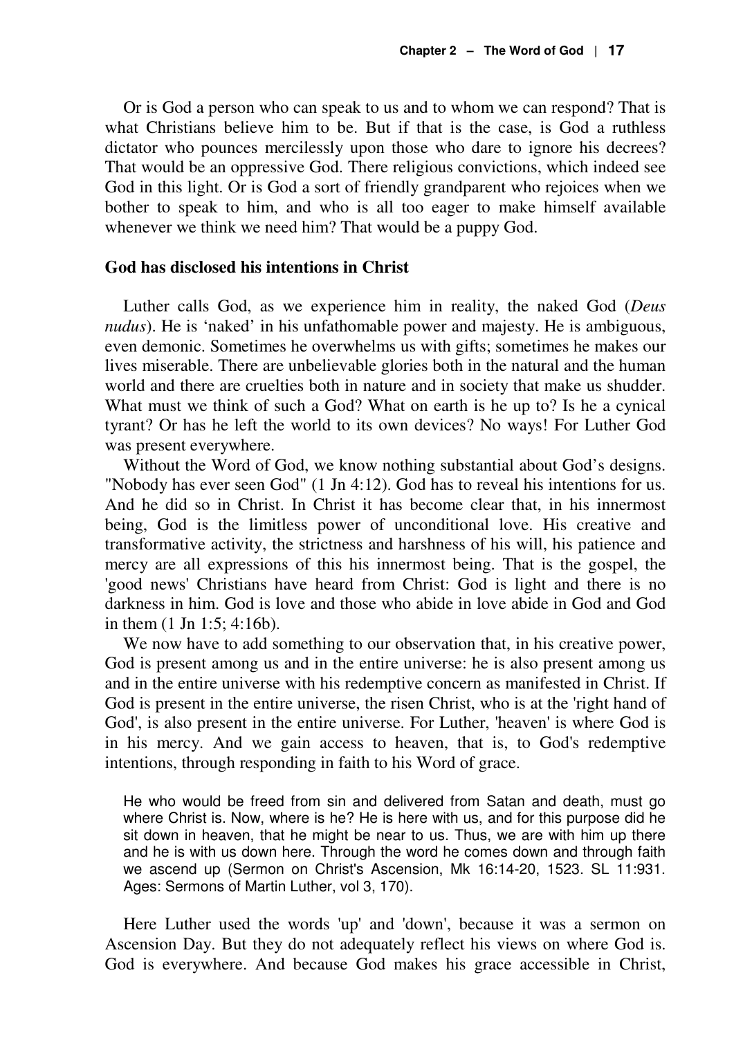Or is God a person who can speak to us and to whom we can respond? That is what Christians believe him to be. But if that is the case, is God a ruthless dictator who pounces mercilessly upon those who dare to ignore his decrees? That would be an oppressive God. There religious convictions, which indeed see God in this light. Or is God a sort of friendly grandparent who rejoices when we bother to speak to him, and who is all too eager to make himself available whenever we think we need him? That would be a puppy God.

### God has disclosed his intentions in Christ

Luther calls God, as we experience him in reality, the naked God (*Deus nudus*). He is 'naked' in his unfathomable power and majesty. He is ambiguous, even demonic. Sometimes he overwhelms us with gifts; sometimes he makes our lives miserable. There are unbelievable glories both in the natural and the human world and there are cruelties both in nature and in society that make us shudder. What must we think of such a God? What on earth is he up to? Is he a cynical tyrant? Or has he left the world to its own devices? No ways! For Luther God was present everywhere.

Without the Word of God, we know nothing substantial about God's designs. "Nobody has ever seen God" (1 Jn 4:12). God has to reveal his intentions for us. And he did so in Christ. In Christ it has become clear that, in his innermost being, God is the limitless power of unconditional love. His creative and transformative activity, the strictness and harshness of his will, his patience and mercy are all expressions of this his innermost being. That is the gospel, the 'good news' Christians have heard from Christ: God is light and there is no darkness in him. God is love and those who abide in love abide in God and God in them (1 Jn 1:5; 4:16b).

We now have to add something to our observation that, in his creative power, God is present among us and in the entire universe: he is also present among us and in the entire universe with his redemptive concern as manifested in Christ. If God is present in the entire universe, the risen Christ, who is at the 'right hand of God', is also present in the entire universe. For Luther, 'heaven' is where God is in his mercy. And we gain access to heaven, that is, to God's redemptive intentions, through responding in faith to his Word of grace.

> He who would be freed from sin and delivered from Satan and death, must go where Christ is. Now, where is he? He is here with us, and for this purpose did he sit down in heaven, that he might be near to us. Thus, we are with him up there and he is with us down here. Through the word he comes down and through faith we ascend up (Sermon on Christ's Ascension, Mk 16:14-20, 1523. SL 11:931. Ages: Sermons of Martin Luther, vol 3, 170).

Here Luther used the words 'up' and 'down', because it was a sermon on Ascension Day. But they do not adequately reflect his views on where God is. God is everywhere. And because God makes his grace accessible in Christ,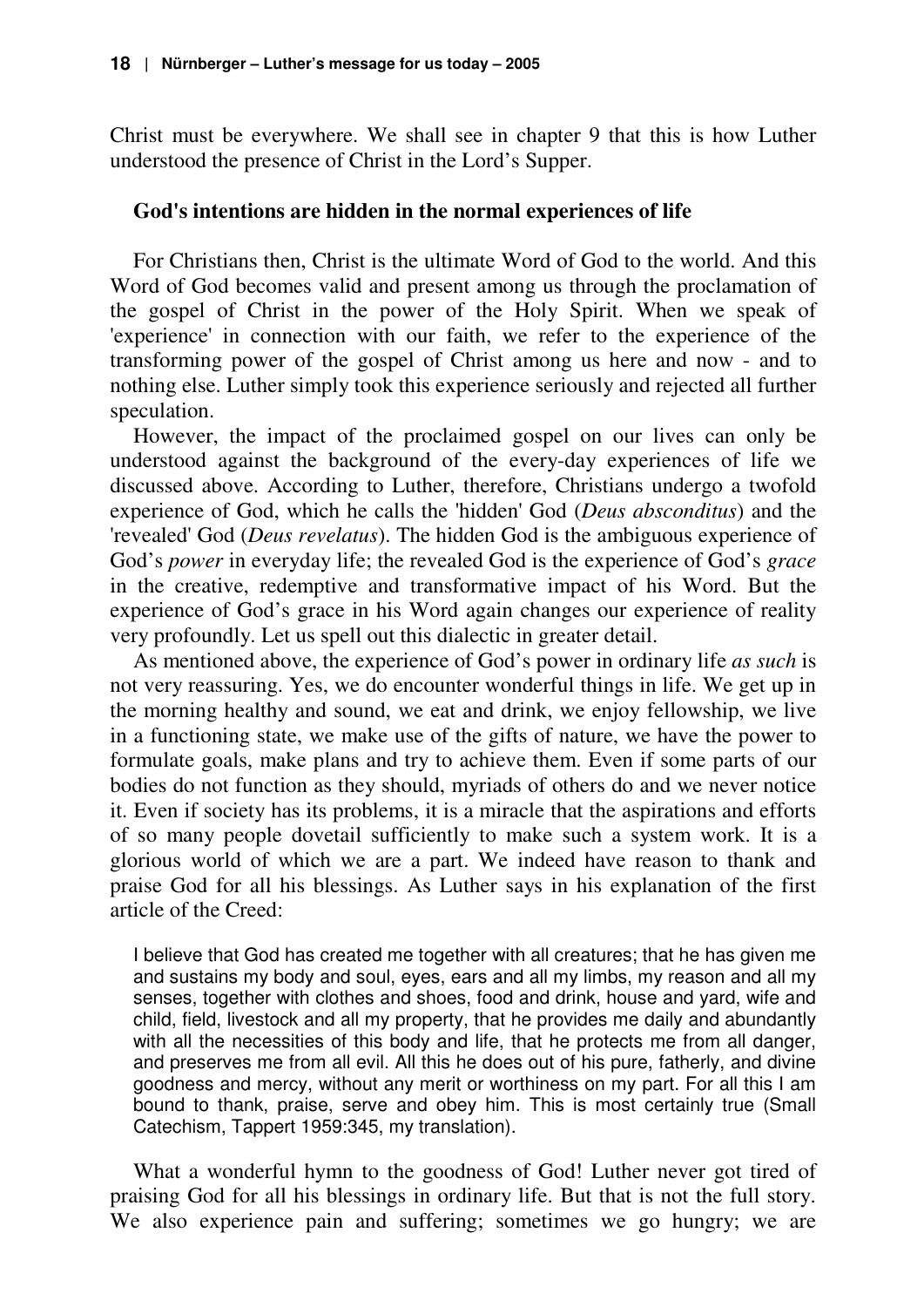Christ must be everywhere. We shall see in chapter 9 that this is how Luther understood the presence of Christ in the Lord's Supper.

### God's intentions are hidden in the normal experiences of life

For Christians then, Christ is the ultimate Word of God to the world. And this Word of God becomes valid and present among us through the proclamation of the gospel of Christ in the power of the Holy Spirit. When we speak of 'experience' in connection with our faith, we refer to the experience of the transforming power of the gospel of Christ among us here and now - and to nothing else. Luther simply took this experience seriously and rejected all further speculation.

However, the impact of the proclaimed gospel on our lives can only be understood against the background of the every-day experiences of life we discussed above. According to Luther, therefore, Christians undergo a twofold experience of God, which he calls the 'hidden' God (*Deus absconditus*) and the 'revealed' God (*Deus revelatus*). The hidden God is the ambiguous experience of God's *power* in everyday life; the revealed God is the experience of God's *grace* in the creative, redemptive and transformative impact of his Word. But the experience of God's grace in his Word again changes our experience of reality very profoundly. Let us spell out this dialectic in greater detail.

As mentioned above, the experience of God's power in ordinary life *as such* is not very reassuring. Yes, we do encounter wonderful things in life. We get up in the morning healthy and sound, we eat and drink, we enjoy fellowship, we live in a functioning state, we make use of the gifts of nature, we have the power to formulate goals, make plans and try to achieve them. Even if some parts of our bodies do not function as they should, myriads of others do and we never notice it. Even if society has its problems, it is a miracle that the aspirations and efforts of so many people dovetail sufficiently to make such a system work. It is a glorious world of which we are a part. We indeed have reason to thank and praise God for all his blessings. As Luther says in his explanation of the first article of the Creed:

> I believe that God has created me together with all creatures; that he has given me and sustains my body and soul, eyes, ears and all my limbs, my reason and all my senses, together with clothes and shoes, food and drink, house and yard, wife and child, field, livestock and all my property, that he provides me daily and abundantly with all the necessities of this body and life, that he protects me from all danger, and preserves me from all evil. All this he does out of his pure, fatherly, and divine goodness and mercy, without any merit or worthiness on my part. For all this I am bound to thank, praise, serve and obey him. This is most certainly true (Small Catechism, Tappert 1959:345, my translation).

What a wonderful hymn to the goodness of God! Luther never got tired of praising God for all his blessings in ordinary life. But that is not the full story. We also experience pain and suffering; sometimes we go hungry; we are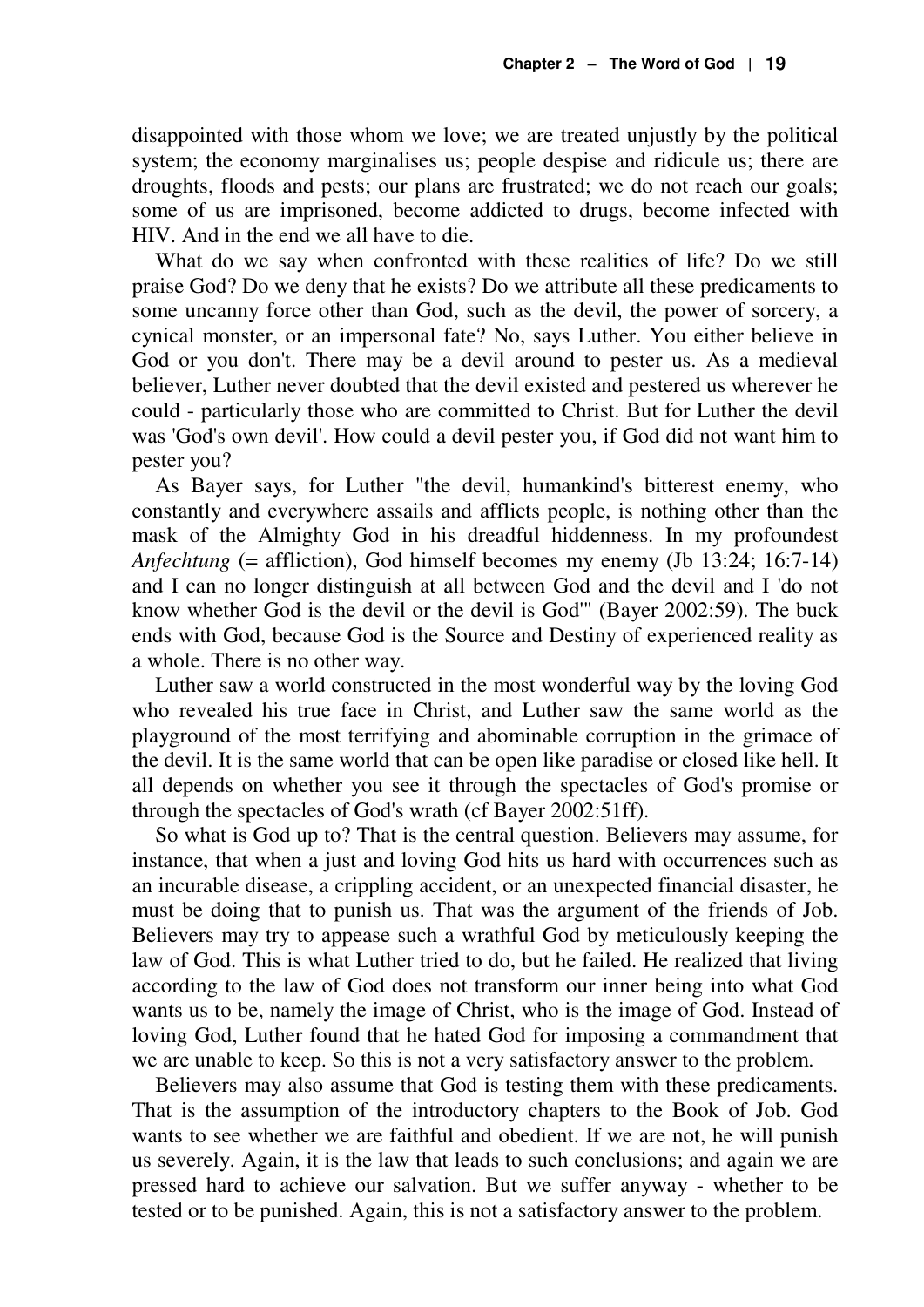disappointed with those whom we love; we are treated unjustly by the political system; the economy marginalises us; people despise and ridicule us; there are droughts, floods and pests; our plans are frustrated; we do not reach our goals; some of us are imprisoned, become addicted to drugs, become infected with HIV. And in the end we all have to die.

What do we say when confronted with these realities of life? Do we still praise God? Do we deny that he exists? Do we attribute all these predicaments to some uncanny force other than God, such as the devil, the power of sorcery, a cynical monster, or an impersonal fate? No, says Luther. You either believe in God or you don't. There may be a devil around to pester us. As a medieval believer, Luther never doubted that the devil existed and pestered us wherever he could - particularly those who are committed to Christ. But for Luther the devil was 'God's own devil'. How could a devil pester you, if God did not want him to pester you?

As Bayer says, for Luther "the devil, humankind's bitterest enemy, who constantly and everywhere assails and afflicts people, is nothing other than the mask of the Almighty God in his dreadful hiddenness. In my profoundest *Anfechtung* (= affliction), God himself becomes my enemy (Jb 13:24; 16:7-14) and I can no longer distinguish at all between God and the devil and I 'do not know whether God is the devil or the devil is God'" (Bayer 2002:59). The buck ends with God, because God is the Source and Destiny of experienced reality as a whole. There is no other way.

Luther saw a world constructed in the most wonderful way by the loving God who revealed his true face in Christ, and Luther saw the same world as the playground of the most terrifying and abominable corruption in the grimace of the devil. It is the same world that can be open like paradise or closed like hell. It all depends on whether you see it through the spectacles of God's promise or through the spectacles of God's wrath (cf Bayer 2002:51ff).

So what is God up to? That is the central question. Believers may assume, for instance, that when a just and loving God hits us hard with occurrences such as an incurable disease, a crippling accident, or an unexpected financial disaster, he must be doing that to punish us. That was the argument of the friends of Job. Believers may try to appease such a wrathful God by meticulously keeping the law of God. This is what Luther tried to do, but he failed. He realized that living according to the law of God does not transform our inner being into what God wants us to be, namely the image of Christ, who is the image of God. Instead of loving God, Luther found that he hated God for imposing a commandment that we are unable to keep. So this is not a very satisfactory answer to the problem.

Believers may also assume that God is testing them with these predicaments. That is the assumption of the introductory chapters to the Book of Job. God wants to see whether we are faithful and obedient. If we are not, he will punish us severely. Again, it is the law that leads to such conclusions; and again we are pressed hard to achieve our salvation. But we suffer anyway - whether to be tested or to be punished. Again, this is not a satisfactory answer to the problem.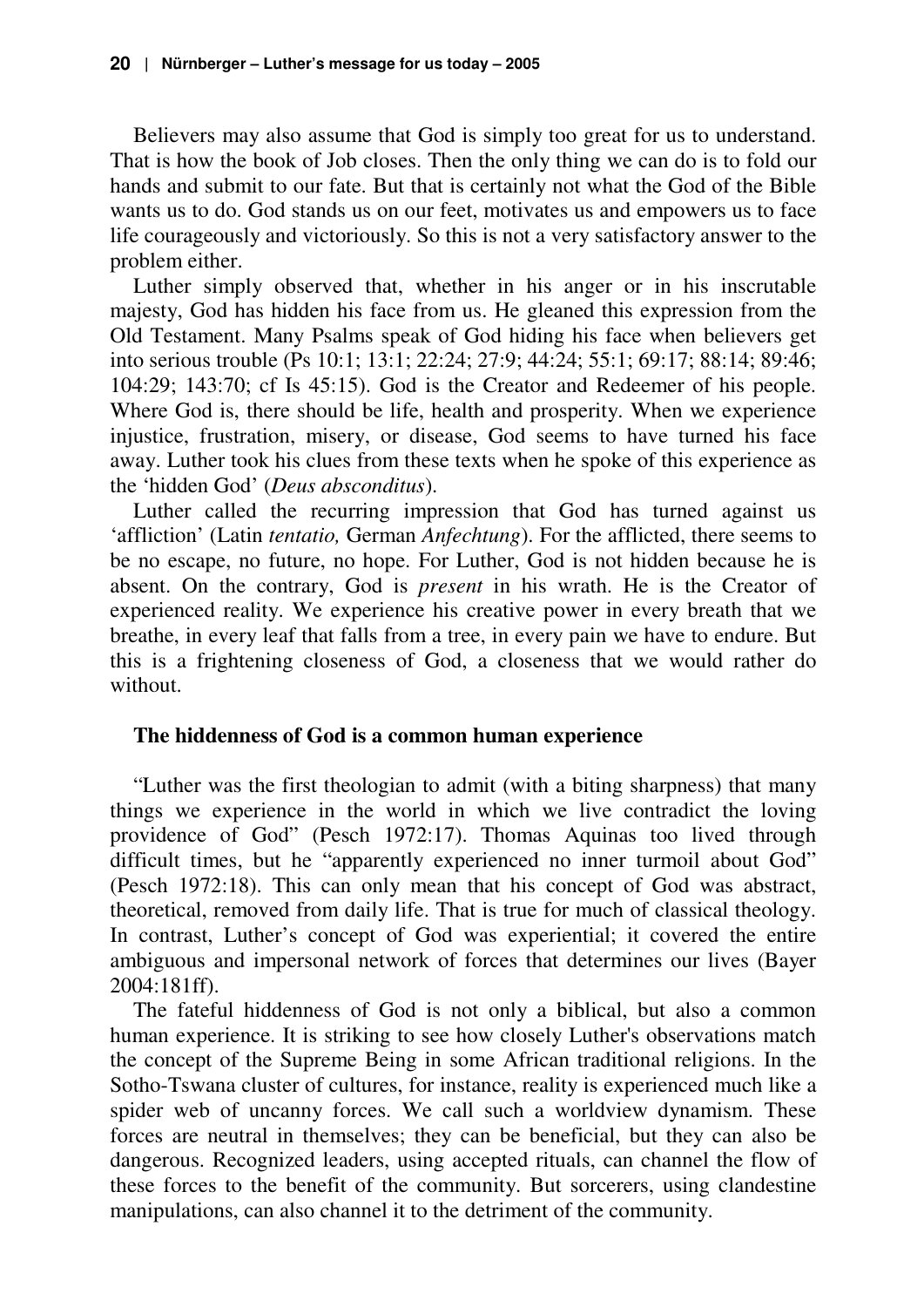Believers may also assume that God is simply too great for us to understand. That is how the book of Job closes. Then the only thing we can do is to fold our hands and submit to our fate. But that is certainly not what the God of the Bible wants us to do. God stands us on our feet, motivates us and empowers us to face life courageously and victoriously. So this is not a very satisfactory answer to the problem either.

Luther simply observed that, whether in his anger or in his inscrutable majesty, God has hidden his face from us. He gleaned this expression from the Old Testament. Many Psalms speak of God hiding his face when believers get into serious trouble (Ps 10:1; 13:1; 22:24; 27:9; 44:24; 55:1; 69:17; 88:14; 89:46; 104:29; 143:70; cf Is 45:15). God is the Creator and Redeemer of his people. Where God is, there should be life, health and prosperity. When we experience injustice, frustration, misery, or disease, God seems to have turned his face away. Luther took his clues from these texts when he spoke of this experience as the 'hidden God' (*Deus absconditus*).

Luther called the recurring impression that God has turned against us 'affliction' (Latin *tentatio,* German *Anfechtung*). For the afflicted, there seems to be no escape, no future, no hope. For Luther, God is not hidden because he is absent. On the contrary, God is *present* in his wrath. He is the Creator of experienced reality. We experience his creative power in every breath that we breathe, in every leaf that falls from a tree, in every pain we have to endure. But this is a frightening closeness of God, a closeness that we would rather do without.

### The hiddenness of God is a common human experience

"Luther was the first theologian to admit (with a biting sharpness) that many things we experience in the world in which we live contradict the loving providence of God" (Pesch 1972:17). Thomas Aquinas too lived through difficult times, but he "apparently experienced no inner turmoil about God" (Pesch 1972:18). This can only mean that his concept of God was abstract, theoretical, removed from daily life. That is true for much of classical theology. In contrast, Luther's concept of God was experiential; it covered the entire ambiguous and impersonal network of forces that determines our lives (Bayer 2004:181ff).

The fateful hiddenness of God is not only a biblical, but also a common human experience. It is striking to see how closely Luther's observations match the concept of the Supreme Being in some African traditional religions. In the Sotho-Tswana cluster of cultures, for instance, reality is experienced much like a spider web of uncanny forces. We call such a worldview dynamism. These forces are neutral in themselves; they can be beneficial, but they can also be dangerous. Recognized leaders, using accepted rituals, can channel the flow of these forces to the benefit of the community. But sorcerers, using clandestine manipulations, can also channel it to the detriment of the community.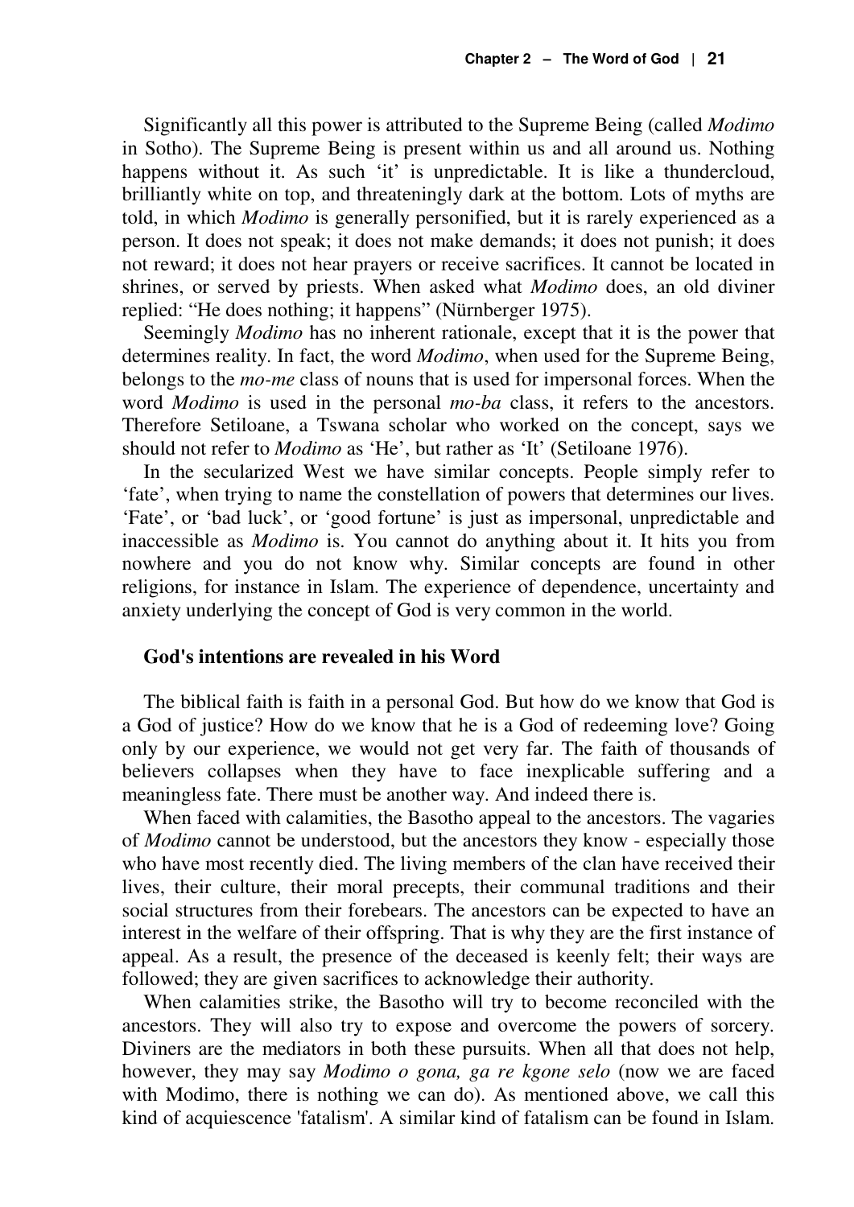Significantly all this power is attributed to the Supreme Being (called *Modimo* in Sotho). The Supreme Being is present within us and all around us. Nothing happens without it. As such 'it' is unpredictable. It is like a thundercloud, brilliantly white on top, and threateningly dark at the bottom. Lots of myths are told, in which *Modimo* is generally personified, but it is rarely experienced as a person. It does not speak; it does not make demands; it does not punish; it does not reward; it does not hear prayers or receive sacrifices. It cannot be located in shrines, or served by priests. When asked what *Modimo* does, an old diviner replied: "He does nothing; it happens" (Nürnberger 1975).

Seemingly *Modimo* has no inherent rationale, except that it is the power that determines reality. In fact, the word *Modimo*, when used for the Supreme Being, belongs to the *mo-me* class of nouns that is used for impersonal forces. When the word *Modimo* is used in the personal *mo-ba* class, it refers to the ancestors. Therefore Setiloane, a Tswana scholar who worked on the concept, says we should not refer to *Modimo* as 'He', but rather as 'It' (Setiloane 1976).

In the secularized West we have similar concepts. People simply refer to 'fate', when trying to name the constellation of powers that determines our lives. 'Fate', or 'bad luck', or 'good fortune' is just as impersonal, unpredictable and inaccessible as *Modimo* is. You cannot do anything about it. It hits you from nowhere and you do not know why. Similar concepts are found in other religions, for instance in Islam. The experience of dependence, uncertainty and anxiety underlying the concept of God is very common in the world.

### God's intentions are revealed in his Word

The biblical faith is faith in a personal God. But how do we know that God is a God of justice? How do we know that he is a God of redeeming love? Going only by our experience, we would not get very far. The faith of thousands of believers collapses when they have to face inexplicable suffering and a meaningless fate. There must be another way. And indeed there is.

When faced with calamities, the Basotho appeal to the ancestors. The vagaries of *Modimo* cannot be understood, but the ancestors they know - especially those who have most recently died. The living members of the clan have received their lives, their culture, their moral precepts, their communal traditions and their social structures from their forebears. The ancestors can be expected to have an interest in the welfare of their offspring. That is why they are the first instance of appeal. As a result, the presence of the deceased is keenly felt; their ways are followed; they are given sacrifices to acknowledge their authority.

When calamities strike, the Basotho will try to become reconciled with the ancestors. They will also try to expose and overcome the powers of sorcery. Diviners are the mediators in both these pursuits. When all that does not help, however, they may say *Modimo o gona, ga re kgone selo* (now we are faced with Modimo, there is nothing we can do). As mentioned above, we call this kind of acquiescence 'fatalism'. A similar kind of fatalism can be found in Islam.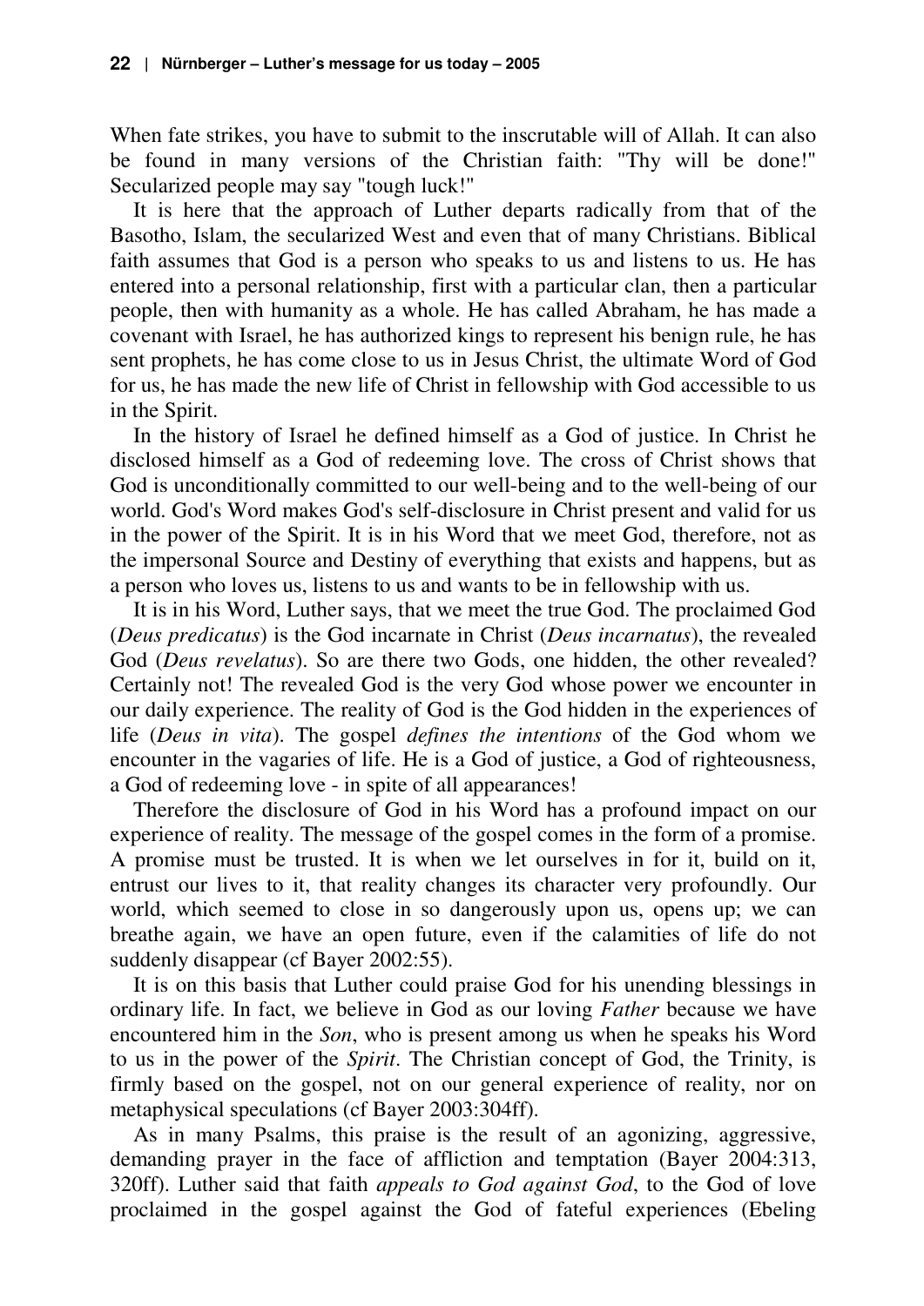When fate strikes, you have to submit to the inscrutable will of Allah. It can also be found in many versions of the Christian faith: "Thy will be done!" Secularized people may say "tough luck!"

It is here that the approach of Luther departs radically from that of the Basotho, Islam, the secularized West and even that of many Christians. Biblical faith assumes that God is a person who speaks to us and listens to us. He has entered into a personal relationship, first with a particular clan, then a particular people, then with humanity as a whole. He has called Abraham, he has made a covenant with Israel, he has authorized kings to represent his benign rule, he has sent prophets, he has come close to us in Jesus Christ, the ultimate Word of God for us, he has made the new life of Christ in fellowship with God accessible to us in the Spirit.

In the history of Israel he defined himself as a God of justice. In Christ he disclosed himself as a God of redeeming love. The cross of Christ shows that God is unconditionally committed to our well-being and to the well-being of our world. God's Word makes God's self-disclosure in Christ present and valid for us in the power of the Spirit. It is in his Word that we meet God, therefore, not as the impersonal Source and Destiny of everything that exists and happens, but as a person who loves us, listens to us and wants to be in fellowship with us.

It is in his Word, Luther says, that we meet the true God. The proclaimed God (*Deus predicatus*) is the God incarnate in Christ (*Deus incarnatus*), the revealed God (*Deus revelatus*). So are there two Gods, one hidden, the other revealed? Certainly not! The revealed God is the very God whose power we encounter in our daily experience. The reality of God is the God hidden in the experiences of life (*Deus in vita*). The gospel *defines the intentions* of the God whom we encounter in the vagaries of life. He is a God of justice, a God of righteousness, a God of redeeming love - in spite of all appearances!

Therefore the disclosure of God in his Word has a profound impact on our experience of reality. The message of the gospel comes in the form of a promise. A promise must be trusted. It is when we let ourselves in for it, build on it, entrust our lives to it, that reality changes its character very profoundly. Our world, which seemed to close in so dangerously upon us, opens up; we can breathe again, we have an open future, even if the calamities of life do not suddenly disappear (cf Bayer 2002:55).

It is on this basis that Luther could praise God for his unending blessings in ordinary life. In fact, we believe in God as our loving *Father* because we have encountered him in the *Son*, who is present among us when he speaks his Word to us in the power of the *Spirit*. The Christian concept of God, the Trinity, is firmly based on the gospel, not on our general experience of reality, nor on metaphysical speculations (cf Bayer 2003:304ff).

As in many Psalms, this praise is the result of an agonizing, aggressive, demanding prayer in the face of affliction and temptation (Bayer 2004:313, 320ff). Luther said that faith *appeals to God against God*, to the God of love proclaimed in the gospel against the God of fateful experiences (Ebeling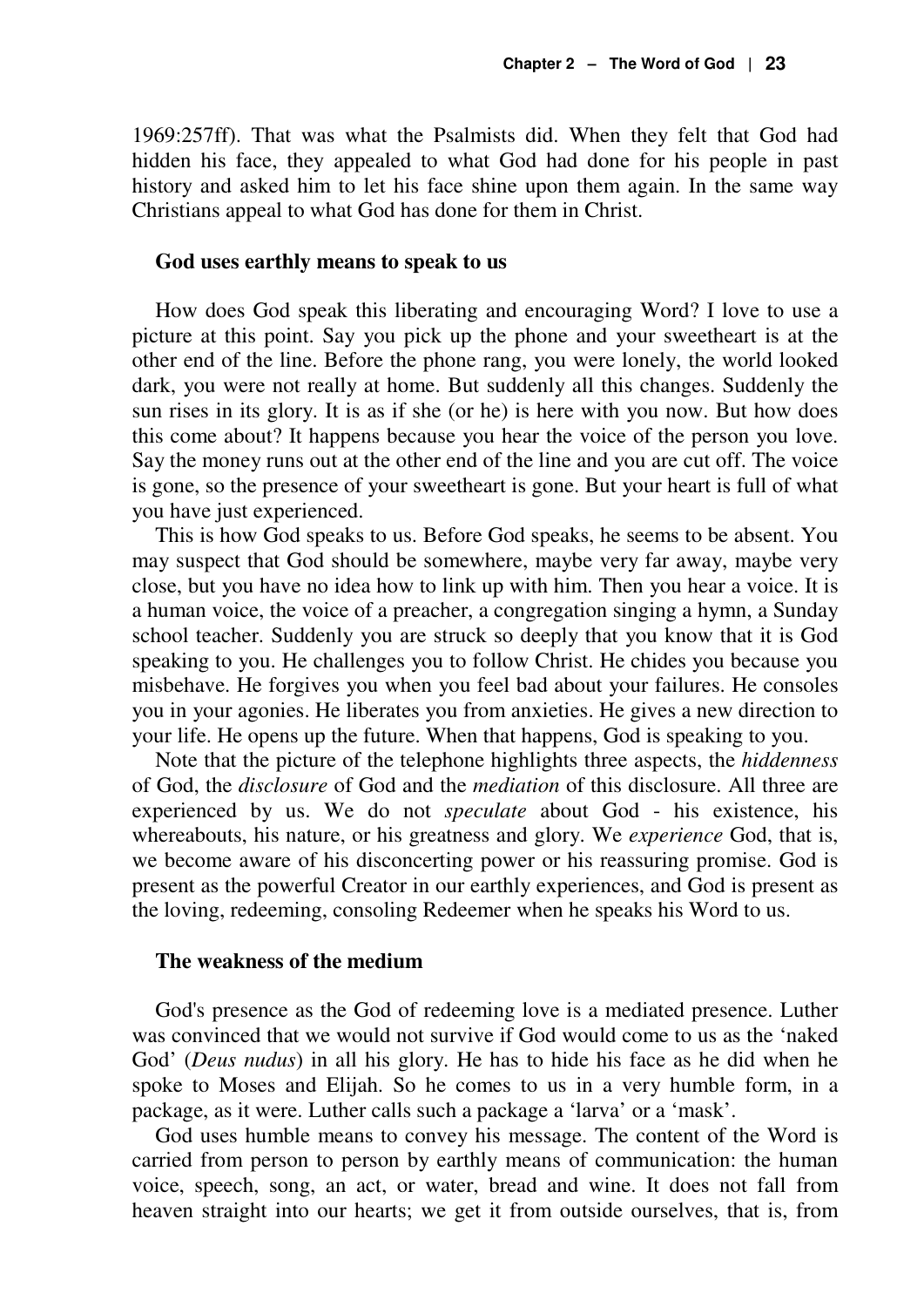1969:257ff). That was what the Psalmists did. When they felt that God had hidden his face, they appealed to what God had done for his people in past history and asked him to let his face shine upon them again. In the same way Christians appeal to what God has done for them in Christ.

### God uses earthly means to speak to us

How does God speak this liberating and encouraging Word? I love to use a picture at this point. Say you pick up the phone and your sweetheart is at the other end of the line. Before the phone rang, you were lonely, the world looked dark, you were not really at home. But suddenly all this changes. Suddenly the sun rises in its glory. It is as if she (or he) is here with you now. But how does this come about? It happens because you hear the voice of the person you love. Say the money runs out at the other end of the line and you are cut off. The voice is gone, so the presence of your sweetheart is gone. But your heart is full of what you have just experienced.

This is how God speaks to us. Before God speaks, he seems to be absent. You may suspect that God should be somewhere, maybe very far away, maybe very close, but you have no idea how to link up with him. Then you hear a voice. It is a human voice, the voice of a preacher, a congregation singing a hymn, a Sunday school teacher. Suddenly you are struck so deeply that you know that it is God speaking to you. He challenges you to follow Christ. He chides you because you misbehave. He forgives you when you feel bad about your failures. He consoles you in your agonies. He liberates you from anxieties. He gives a new direction to your life. He opens up the future. When that happens, God is speaking to you.

Note that the picture of the telephone highlights three aspects, the *hiddenness* of God, the *disclosure* of God and the *mediation* of this disclosure. All three are experienced by us. We do not *speculate* about God - his existence, his whereabouts, his nature, or his greatness and glory. We *experience* God, that is, we become aware of his disconcerting power or his reassuring promise. God is present as the powerful Creator in our earthly experiences, and God is present as the loving, redeeming, consoling Redeemer when he speaks his Word to us.

### The weakness of the medium

God's presence as the God of redeeming love is a mediated presence. Luther was convinced that we would not survive if God would come to us as the 'naked God' (*Deus nudus*) in all his glory. He has to hide his face as he did when he spoke to Moses and Elijah. So he comes to us in a very humble form, in a package, as it were. Luther calls such a package a 'larva' or a 'mask'.

God uses humble means to convey his message. The content of the Word is carried from person to person by earthly means of communication: the human voice, speech, song, an act, or water, bread and wine. It does not fall from heaven straight into our hearts; we get it from outside ourselves, that is, from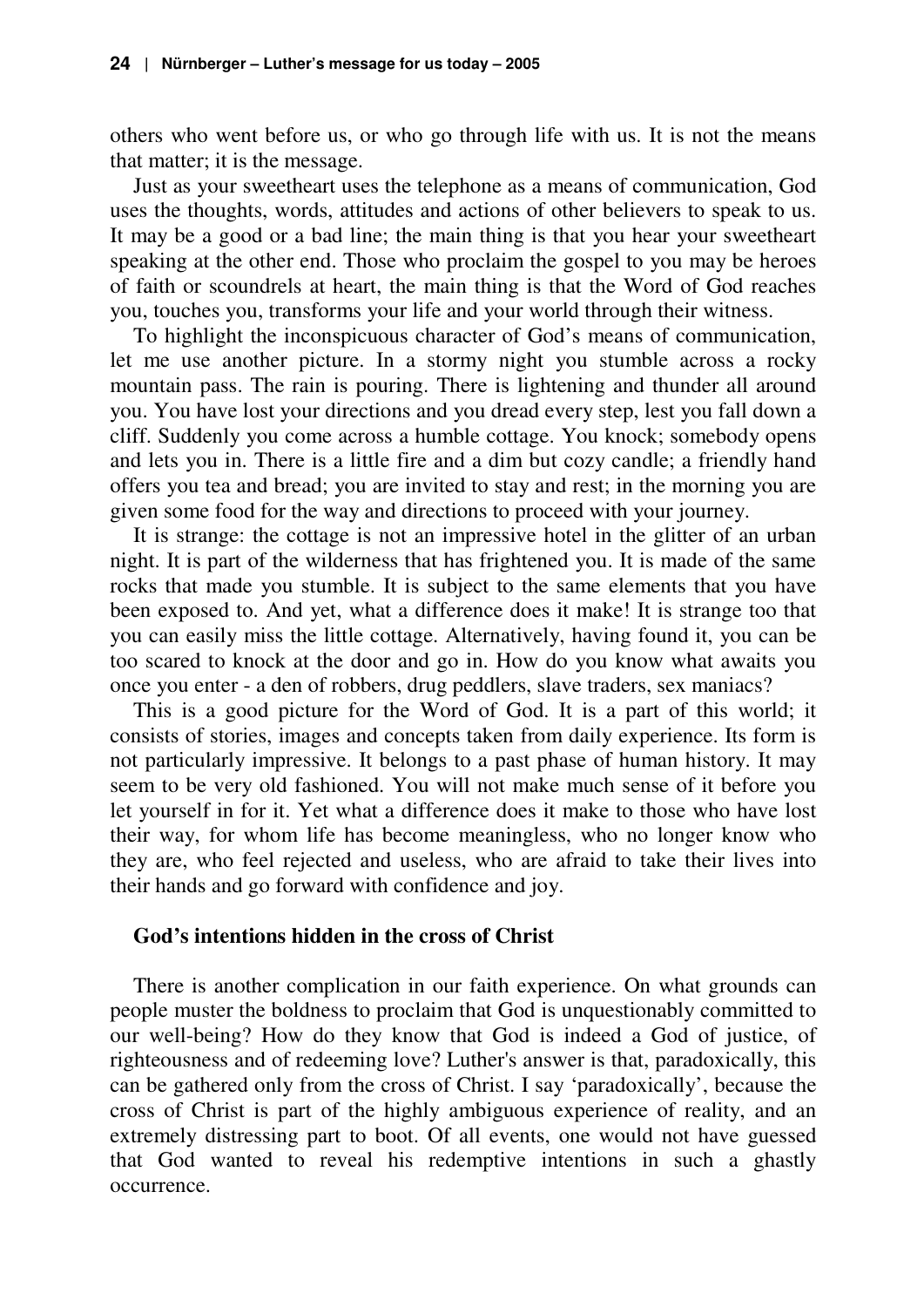others who went before us, or who go through life with us. It is not the means that matter; it is the message.

Just as your sweetheart uses the telephone as a means of communication, God uses the thoughts, words, attitudes and actions of other believers to speak to us. It may be a good or a bad line; the main thing is that you hear your sweetheart speaking at the other end. Those who proclaim the gospel to you may be heroes of faith or scoundrels at heart, the main thing is that the Word of God reaches you, touches you, transforms your life and your world through their witness.

To highlight the inconspicuous character of God's means of communication, let me use another picture. In a stormy night you stumble across a rocky mountain pass. The rain is pouring. There is lightening and thunder all around you. You have lost your directions and you dread every step, lest you fall down a cliff. Suddenly you come across a humble cottage. You knock; somebody opens and lets you in. There is a little fire and a dim but cozy candle; a friendly hand offers you tea and bread; you are invited to stay and rest; in the morning you are given some food for the way and directions to proceed with your journey.

It is strange: the cottage is not an impressive hotel in the glitter of an urban night. It is part of the wilderness that has frightened you. It is made of the same rocks that made you stumble. It is subject to the same elements that you have been exposed to. And yet, what a difference does it make! It is strange too that you can easily miss the little cottage. Alternatively, having found it, you can be too scared to knock at the door and go in. How do you know what awaits you once you enter - a den of robbers, drug peddlers, slave traders, sex maniacs?

This is a good picture for the Word of God. It is a part of this world; it consists of stories, images and concepts taken from daily experience. Its form is not particularly impressive. It belongs to a past phase of human history. It may seem to be very old fashioned. You will not make much sense of it before you let yourself in for it. Yet what a difference does it make to those who have lost their way, for whom life has become meaningless, who no longer know who they are, who feel rejected and useless, who are afraid to take their lives into their hands and go forward with confidence and joy.

### God's intentions hidden in the cross of Christ

There is another complication in our faith experience. On what grounds can people muster the boldness to proclaim that God is unquestionably committed to our well-being? How do they know that God is indeed a God of justice, of righteousness and of redeeming love? Luther's answer is that, paradoxically, this can be gathered only from the cross of Christ. I say 'paradoxically', because the cross of Christ is part of the highly ambiguous experience of reality, and an extremely distressing part to boot. Of all events, one would not have guessed that God wanted to reveal his redemptive intentions in such a ghastly occurrence.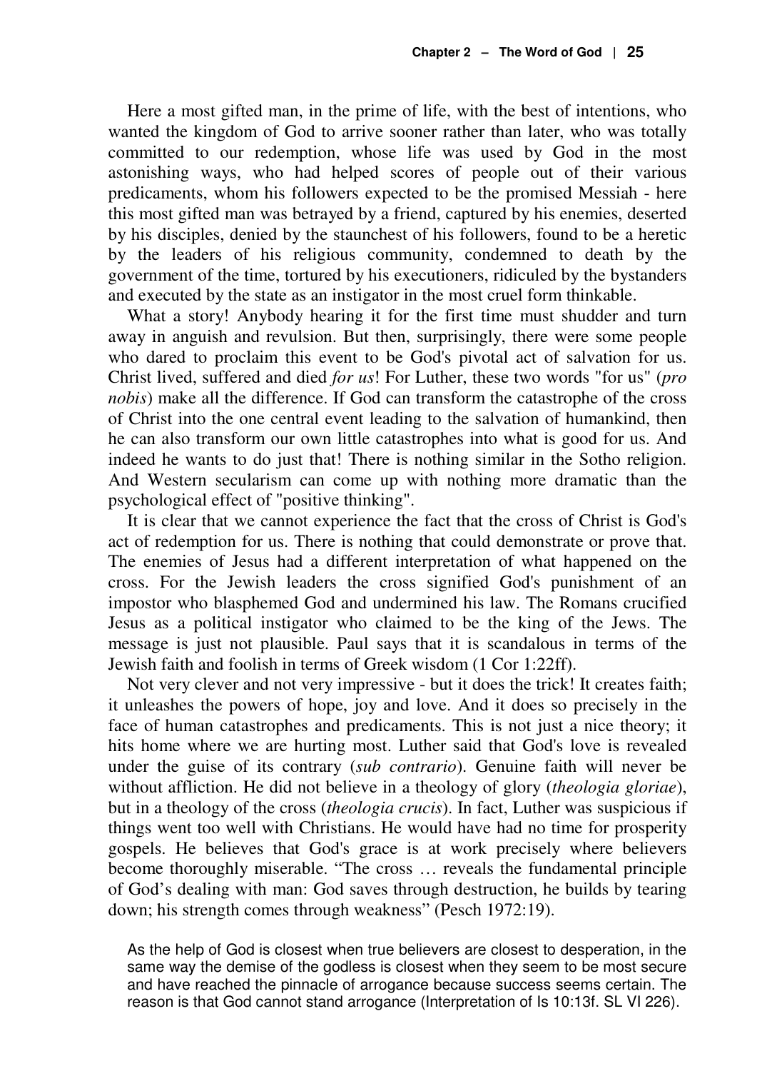Here a most gifted man, in the prime of life, with the best of intentions, who wanted the kingdom of God to arrive sooner rather than later, who was totally committed to our redemption, whose life was used by God in the most astonishing ways, who had helped scores of people out of their various predicaments, whom his followers expected to be the promised Messiah - here this most gifted man was betrayed by a friend, captured by his enemies, deserted by his disciples, denied by the staunchest of his followers, found to be a heretic by the leaders of his religious community, condemned to death by the government of the time, tortured by his executioners, ridiculed by the bystanders and executed by the state as an instigator in the most cruel form thinkable.

What a story! Anybody hearing it for the first time must shudder and turn away in anguish and revulsion. But then, surprisingly, there were some people who dared to proclaim this event to be God's pivotal act of salvation for us. Christ lived, suffered and died *for us*! For Luther, these two words "for us" (*pro nobis*) make all the difference. If God can transform the catastrophe of the cross of Christ into the one central event leading to the salvation of humankind, then he can also transform our own little catastrophes into what is good for us. And indeed he wants to do just that! There is nothing similar in the Sotho religion. And Western secularism can come up with nothing more dramatic than the psychological effect of "positive thinking".

It is clear that we cannot experience the fact that the cross of Christ is God's act of redemption for us. There is nothing that could demonstrate or prove that. The enemies of Jesus had a different interpretation of what happened on the cross. For the Jewish leaders the cross signified God's punishment of an impostor who blasphemed God and undermined his law. The Romans crucified Jesus as a political instigator who claimed to be the king of the Jews. The message is just not plausible. Paul says that it is scandalous in terms of the Jewish faith and foolish in terms of Greek wisdom (1 Cor 1:22ff).

Not very clever and not very impressive - but it does the trick! It creates faith; it unleashes the powers of hope, joy and love. And it does so precisely in the face of human catastrophes and predicaments. This is not just a nice theory; it hits home where we are hurting most. Luther said that God's love is revealed under the guise of its contrary (*sub contrario*). Genuine faith will never be without affliction. He did not believe in a theology of glory (*theologia gloriae*), but in a theology of the cross (*theologia crucis*). In fact, Luther was suspicious if things went too well with Christians. He would have had no time for prosperity gospels. He believes that God's grace is at work precisely where believers become thoroughly miserable. "The cross … reveals the fundamental principle of God's dealing with man: God saves through destruction, he builds by tearing down; his strength comes through weakness" (Pesch 1972:19).

> As the help of God is closest when true believers are closest to desperation, in the same way the demise of the godless is closest when they seem to be most secure and have reached the pinnacle of arrogance because success seems certain. The reason is that God cannot stand arrogance (Interpretation of Is 10:13f. SL VI 226).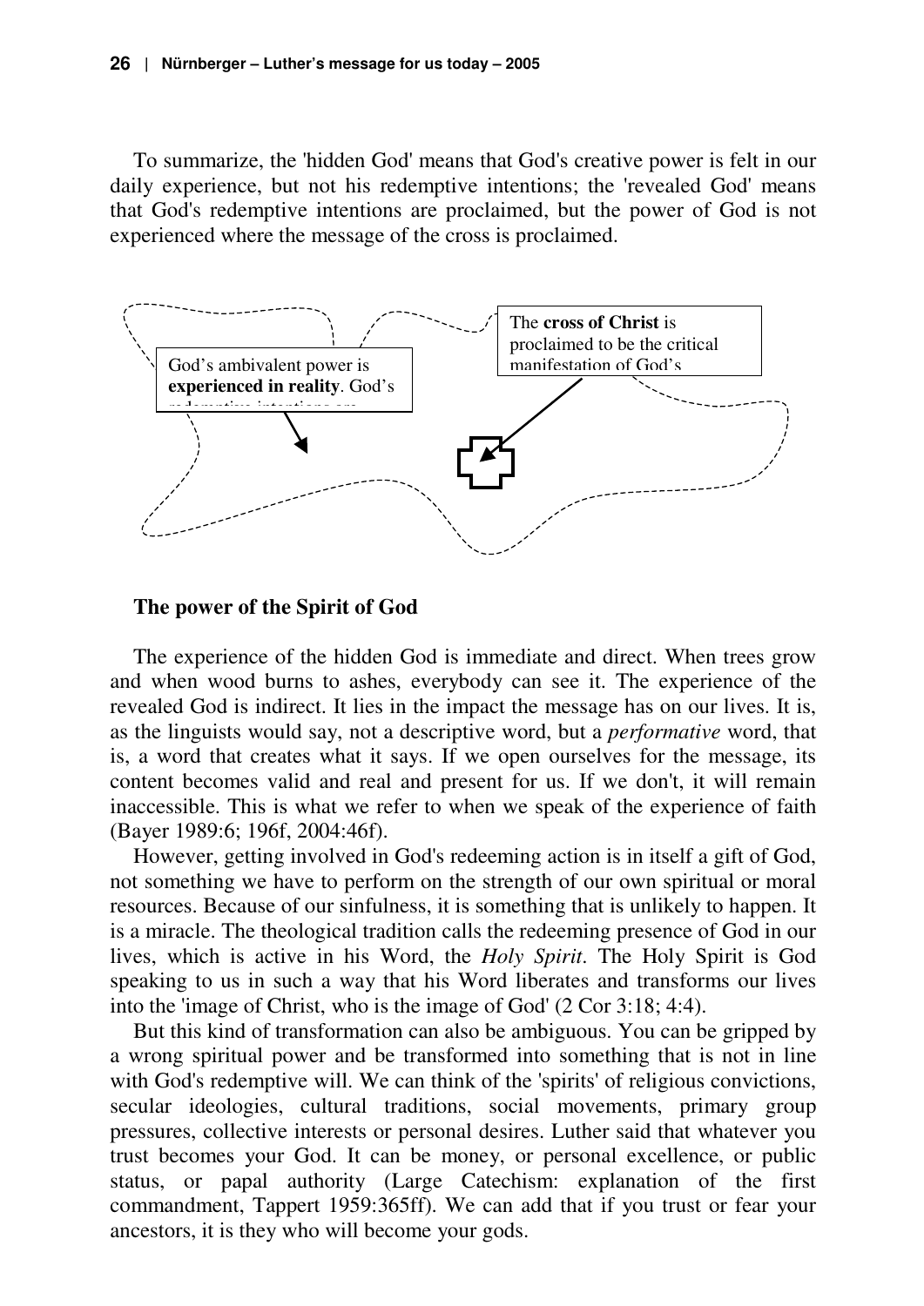To summarize, the 'hidden God' means that God's creative power is felt in our daily experience, but not his redemptive intentions; the 'revealed God' means that God's redemptive intentions are proclaimed, but the power of God is not experienced where the message of the cross is proclaimed.

God's ambivalent power is **experienced in reality**. God's

The **cross of Christ** is proclaimed to be the critical manifestation of God's

### The power of the Spirit of God

The experience of the hidden God is immediate and direct. When trees grow and when wood burns to ashes, everybody can see it. The experience of the revealed God is indirect. It lies in the impact the message has on our lives. It is, as the linguists would say, not a descriptive word, but a *performative* word, that is, a word that creates what it says. If we open ourselves for the message, its content becomes valid and real and present for us. If we don't, it will remain inaccessible. This is what we refer to when we speak of the experience of faith (Bayer 1989:6; 196f, 2004:46f).

However, getting involved in God's redeeming action is in itself a gift of God, not something we have to perform on the strength of our own spiritual or moral resources. Because of our sinfulness, it is something that is unlikely to happen. It is a miracle. The theological tradition calls the redeeming presence of God in our lives, which is active in his Word, the *Holy Spirit*. The Holy Spirit is God speaking to us in such a way that his Word liberates and transforms our lives into the 'image of Christ, who is the image of God' (2 Cor 3:18; 4:4).

But this kind of transformation can also be ambiguous. You can be gripped by a wrong spiritual power and be transformed into something that is not in line with God's redemptive will. We can think of the 'spirits' of religious convictions, secular ideologies, cultural traditions, social movements, primary group pressures, collective interests or personal desires. Luther said that whatever you trust becomes your God. It can be money, or personal excellence, or public status, or papal authority (Large Catechism: explanation of the first commandment, Tappert 1959:365ff). We can add that if you trust or fear your ancestors, it is they who will become your gods.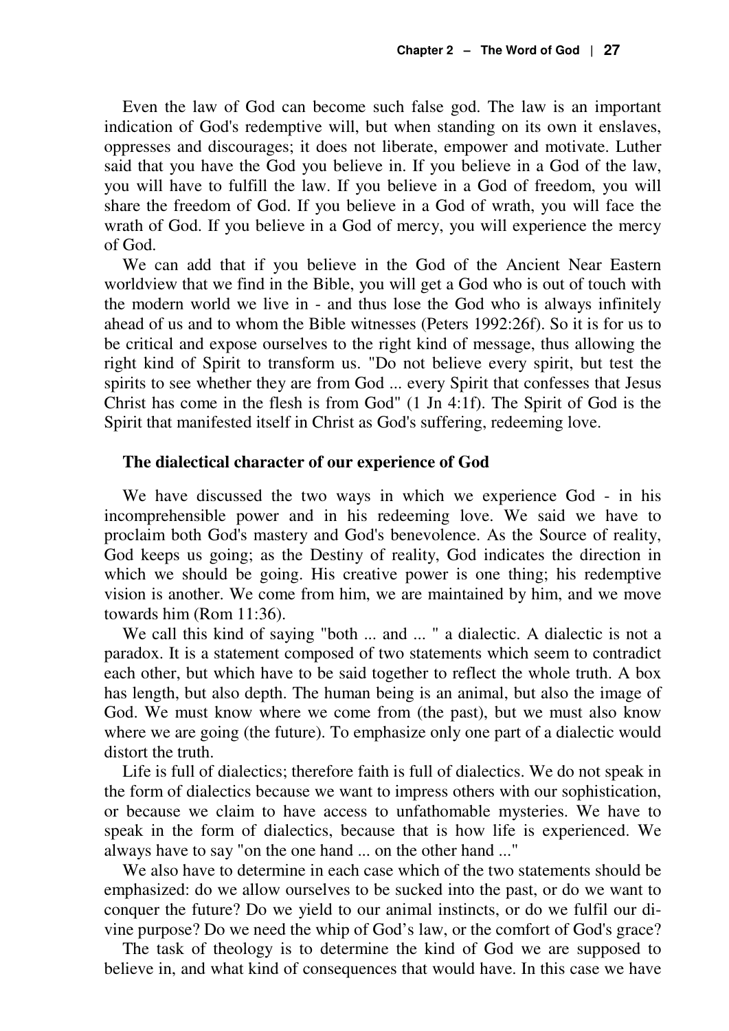Even the law of God can become such false god. The law is an important indication of God's redemptive will, but when standing on its own it enslaves, oppresses and discourages; it does not liberate, empower and motivate. Luther said that you have the God you believe in. If you believe in a God of the law, you will have to fulfill the law. If you believe in a God of freedom, you will share the freedom of God. If you believe in a God of wrath, you will face the wrath of God. If you believe in a God of mercy, you will experience the mercy of God.

We can add that if you believe in the God of the Ancient Near Eastern worldview that we find in the Bible, you will get a God who is out of touch with the modern world we live in - and thus lose the God who is always infinitely ahead of us and to whom the Bible witnesses (Peters 1992:26f). So it is for us to be critical and expose ourselves to the right kind of message, thus allowing the right kind of Spirit to transform us. "Do not believe every spirit, but test the spirits to see whether they are from God ... every Spirit that confesses that Jesus Christ has come in the flesh is from God" (1 Jn 4:1f). The Spirit of God is the Spirit that manifested itself in Christ as God's suffering, redeeming love.

### The dialectical character of our experience of God

We have discussed the two ways in which we experience God - in his incomprehensible power and in his redeeming love. We said we have to proclaim both God's mastery and God's benevolence. As the Source of reality, God keeps us going; as the Destiny of reality, God indicates the direction in which we should be going. His creative power is one thing; his redemptive vision is another. We come from him, we are maintained by him, and we move towards him (Rom 11:36).

We call this kind of saying "both ... and ... " a dialectic. A dialectic is not a paradox. It is a statement composed of two statements which seem to contradict each other, but which have to be said together to reflect the whole truth. A box has length, but also depth. The human being is an animal, but also the image of God. We must know where we come from (the past), but we must also know where we are going (the future). To emphasize only one part of a dialectic would distort the truth.

Life is full of dialectics; therefore faith is full of dialectics. We do not speak in the form of dialectics because we want to impress others with our sophistication, or because we claim to have access to unfathomable mysteries. We have to speak in the form of dialectics, because that is how life is experienced. We always have to say "on the one hand ... on the other hand ..."

We also have to determine in each case which of the two statements should be emphasized: do we allow ourselves to be sucked into the past, or do we want to conquer the future? Do we yield to our animal instincts, or do we fulfil our divine purpose? Do we need the whip of God's law, or the comfort of God's grace?

The task of theology is to determine the kind of God we are supposed to believe in, and what kind of consequences that would have. In this case we have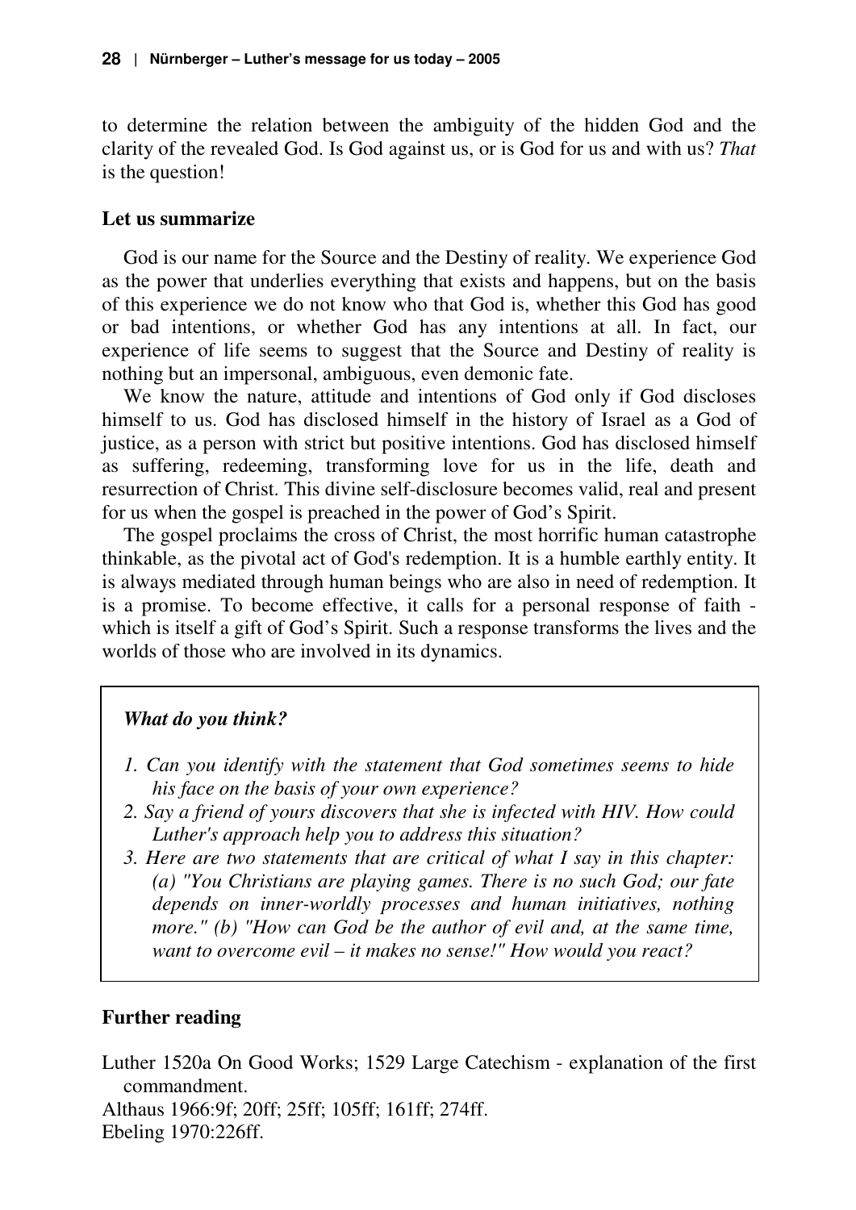to determine the relation between the ambiguity of the hidden God and the clarity of the revealed God. Is God against us, or is God for us and with us? *That* is the question!

### Let us summarize

God is our name for the Source and the Destiny of reality. We experience God as the power that underlies everything that exists and happens, but on the basis of this experience we do not know who that God is, whether this God has good or bad intentions, or whether God has any intentions at all. In fact, our experience of life seems to suggest that the Source and Destiny of reality is nothing but an impersonal, ambiguous, even demonic fate.

We know the nature, attitude and intentions of God only if God discloses himself to us. God has disclosed himself in the history of Israel as a God of justice, as a person with strict but positive intentions. God has disclosed himself as suffering, redeeming, transforming love for us in the life, death and resurrection of Christ. This divine self-disclosure becomes valid, real and present for us when the gospel is preached in the power of God's Spirit.

The gospel proclaims the cross of Christ, the most horrific human catastrophe thinkable, as the pivotal act of God's redemption. It is a humble earthly entity. It is always mediated through human beings who are also in need of redemption. It is a promise. To become effective, it calls for a personal response of faith - which is itself a gift of God's Spirit. Such a response transforms the lives and the worlds of those who are involved in its dynamics.

> ***What do you think?***
>
> 1. *Can you identify with the statement that God sometimes seems to hide his face on the basis of your own experience?*
> 2. *Say a friend of yours discovers that she is infected with HIV. How could Luther's approach help you to address this situation?*
> 3. *Here are two statements that are critical of what I say in this chapter: (a) "You Christians are playing games. There is no such God; our fate depends on inner-worldly processes and human initiatives, nothing more." (b) "How can God be the author of evil and, at the same time, want to overcome evil – it makes no sense!" How would you react?*

### Further reading

Luther 1520a On Good Works; 1529 Large Catechism - explanation of the first commandment.

Althaus 1966:9f; 20ff; 25ff; 105ff; 161ff; 274ff.

Ebeling 1970:226ff.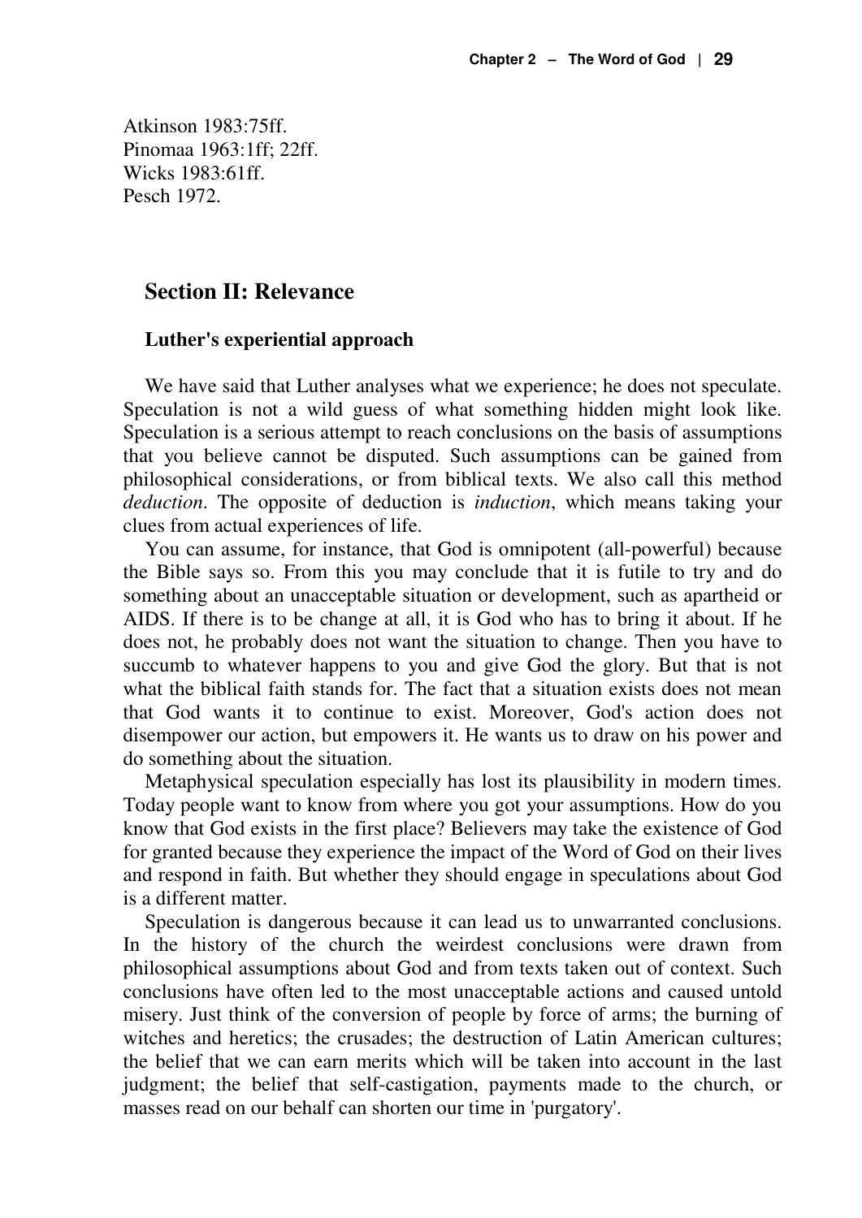Atkinson 1983:75ff.
Pinomaa 1963:1ff; 22ff.
Wicks 1983:61ff.
Pesch 1972.

## Section II: Relevance

### Luther's experiential approach

We have said that Luther analyses what we experience; he does not speculate. Speculation is not a wild guess of what something hidden might look like. Speculation is a serious attempt to reach conclusions on the basis of assumptions that you believe cannot be disputed. Such assumptions can be gained from philosophical considerations, or from biblical texts. We also call this method *deduction*. The opposite of deduction is *induction*, which means taking your clues from actual experiences of life.

You can assume, for instance, that God is omnipotent (all-powerful) because the Bible says so. From this you may conclude that it is futile to try and do something about an unacceptable situation or development, such as apartheid or AIDS. If there is to be change at all, it is God who has to bring it about. If he does not, he probably does not want the situation to change. Then you have to succumb to whatever happens to you and give God the glory. But that is not what the biblical faith stands for. The fact that a situation exists does not mean that God wants it to continue to exist. Moreover, God's action does not disempower our action, but empowers it. He wants us to draw on his power and do something about the situation.

Metaphysical speculation especially has lost its plausibility in modern times. Today people want to know from where you got your assumptions. How do you know that God exists in the first place? Believers may take the existence of God for granted because they experience the impact of the Word of God on their lives and respond in faith. But whether they should engage in speculations about God is a different matter.

Speculation is dangerous because it can lead us to unwarranted conclusions. In the history of the church the weirdest conclusions were drawn from philosophical assumptions about God and from texts taken out of context. Such conclusions have often led to the most unacceptable actions and caused untold misery. Just think of the conversion of people by force of arms; the burning of witches and heretics; the crusades; the destruction of Latin American cultures; the belief that we can earn merits which will be taken into account in the last judgment; the belief that self-castigation, payments made to the church, or masses read on our behalf can shorten our time in 'purgatory'.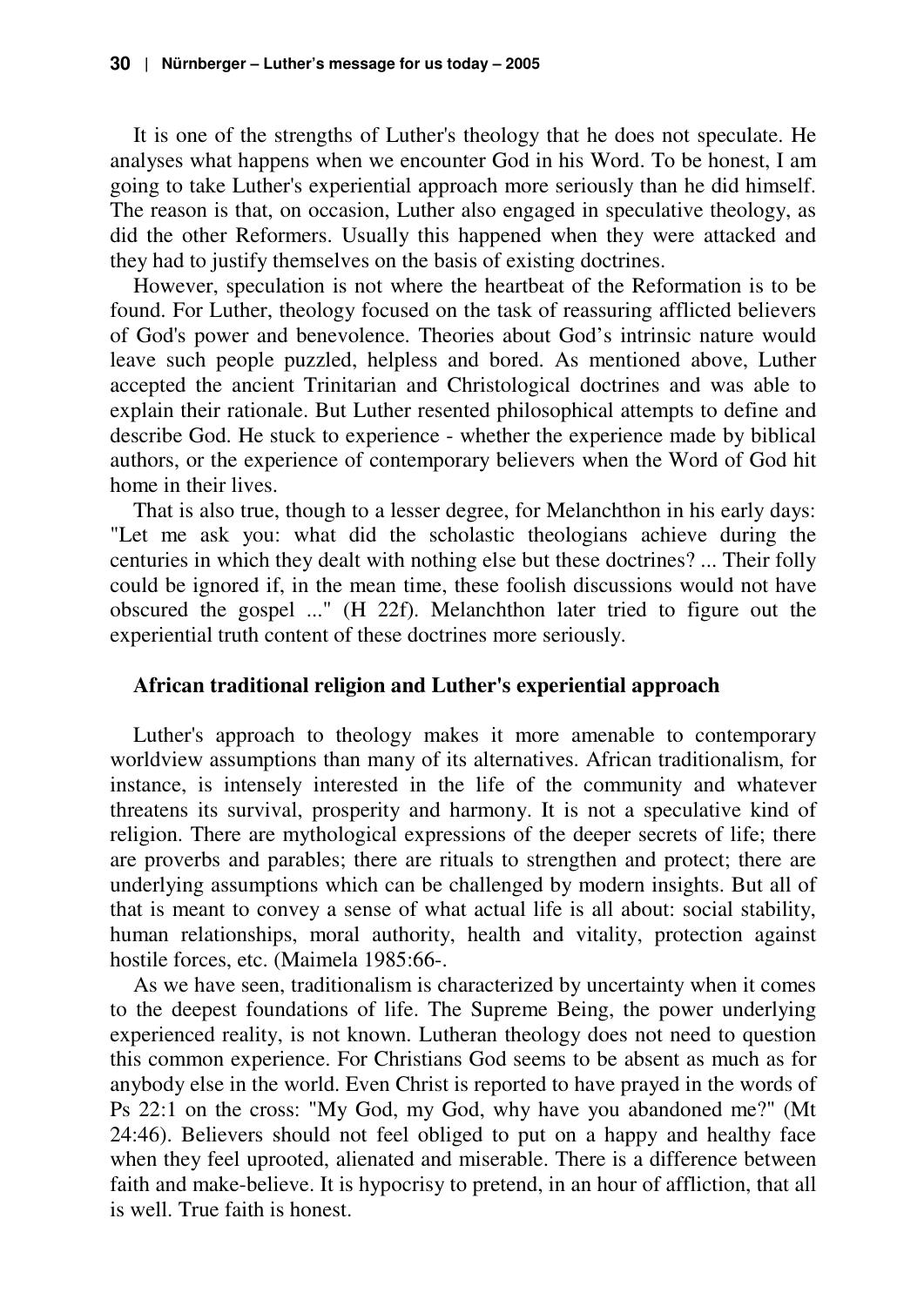It is one of the strengths of Luther's theology that he does not speculate. He analyses what happens when we encounter God in his Word. To be honest, I am going to take Luther's experiential approach more seriously than he did himself. The reason is that, on occasion, Luther also engaged in speculative theology, as did the other Reformers. Usually this happened when they were attacked and they had to justify themselves on the basis of existing doctrines.

However, speculation is not where the heartbeat of the Reformation is to be found. For Luther, theology focused on the task of reassuring afflicted believers of God's power and benevolence. Theories about God's intrinsic nature would leave such people puzzled, helpless and bored. As mentioned above, Luther accepted the ancient Trinitarian and Christological doctrines and was able to explain their rationale. But Luther resented philosophical attempts to define and describe God. He stuck to experience - whether the experience made by biblical authors, or the experience of contemporary believers when the Word of God hit home in their lives.

That is also true, though to a lesser degree, for Melanchthon in his early days: "Let me ask you: what did the scholastic theologians achieve during the centuries in which they dealt with nothing else but these doctrines? ... Their folly could be ignored if, in the mean time, these foolish discussions would not have obscured the gospel ..." (H 22f). Melanchthon later tried to figure out the experiential truth content of these doctrines more seriously.

### African traditional religion and Luther's experiential approach

Luther's approach to theology makes it more amenable to contemporary worldview assumptions than many of its alternatives. African traditionalism, for instance, is intensely interested in the life of the community and whatever threatens its survival, prosperity and harmony. It is not a speculative kind of religion. There are mythological expressions of the deeper secrets of life; there are proverbs and parables; there are rituals to strengthen and protect; there are underlying assumptions which can be challenged by modern insights. But all of that is meant to convey a sense of what actual life is all about: social stability, human relationships, moral authority, health and vitality, protection against hostile forces, etc. (Maimela 1985:66-.

As we have seen, traditionalism is characterized by uncertainty when it comes to the deepest foundations of life. The Supreme Being, the power underlying experienced reality, is not known. Lutheran theology does not need to question this common experience. For Christians God seems to be absent as much as for anybody else in the world. Even Christ is reported to have prayed in the words of Ps 22:1 on the cross: "My God, my God, why have you abandoned me?" (Mt 24:46). Believers should not feel obliged to put on a happy and healthy face when they feel uprooted, alienated and miserable. There is a difference between faith and make-believe. It is hypocrisy to pretend, in an hour of affliction, that all is well. True faith is honest.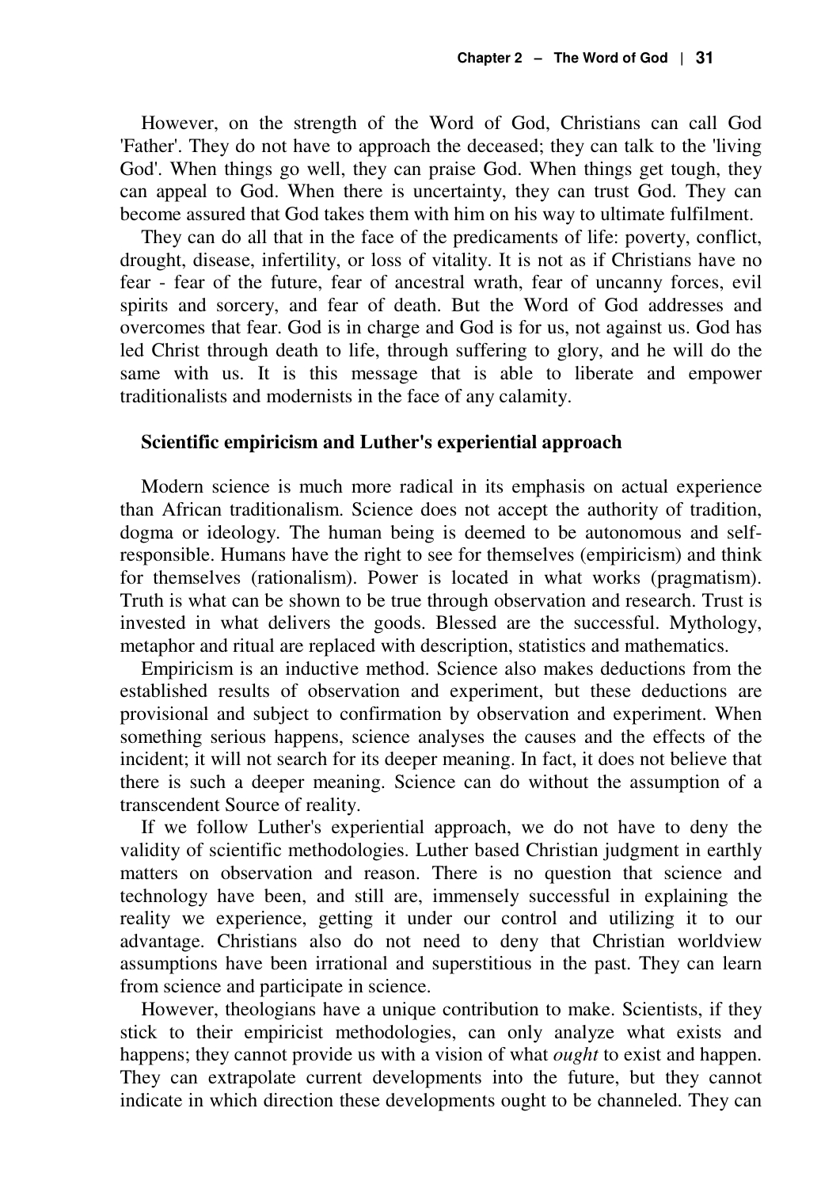However, on the strength of the Word of God, Christians can call God 'Father'. They do not have to approach the deceased; they can talk to the 'living God'. When things go well, they can praise God. When things get tough, they can appeal to God. When there is uncertainty, they can trust God. They can become assured that God takes them with him on his way to ultimate fulfilment.

They can do all that in the face of the predicaments of life: poverty, conflict, drought, disease, infertility, or loss of vitality. It is not as if Christians have no fear - fear of the future, fear of ancestral wrath, fear of uncanny forces, evil spirits and sorcery, and fear of death. But the Word of God addresses and overcomes that fear. God is in charge and God is for us, not against us. God has led Christ through death to life, through suffering to glory, and he will do the same with us. It is this message that is able to liberate and empower traditionalists and modernists in the face of any calamity.

### Scientific empiricism and Luther's experiential approach

Modern science is much more radical in its emphasis on actual experience than African traditionalism. Science does not accept the authority of tradition, dogma or ideology. The human being is deemed to be autonomous and self-responsible. Humans have the right to see for themselves (empiricism) and think for themselves (rationalism). Power is located in what works (pragmatism). Truth is what can be shown to be true through observation and research. Trust is invested in what delivers the goods. Blessed are the successful. Mythology, metaphor and ritual are replaced with description, statistics and mathematics.

Empiricism is an inductive method. Science also makes deductions from the established results of observation and experiment, but these deductions are provisional and subject to confirmation by observation and experiment. When something serious happens, science analyses the causes and the effects of the incident; it will not search for its deeper meaning. In fact, it does not believe that there is such a deeper meaning. Science can do without the assumption of a transcendent Source of reality.

If we follow Luther's experiential approach, we do not have to deny the validity of scientific methodologies. Luther based Christian judgment in earthly matters on observation and reason. There is no question that science and technology have been, and still are, immensely successful in explaining the reality we experience, getting it under our control and utilizing it to our advantage. Christians also do not need to deny that Christian worldview assumptions have been irrational and superstitious in the past. They can learn from science and participate in science.

However, theologians have a unique contribution to make. Scientists, if they stick to their empiricist methodologies, can only analyze what exists and happens; they cannot provide us with a vision of what *ought* to exist and happen. They can extrapolate current developments into the future, but they cannot indicate in which direction these developments ought to be channeled. They can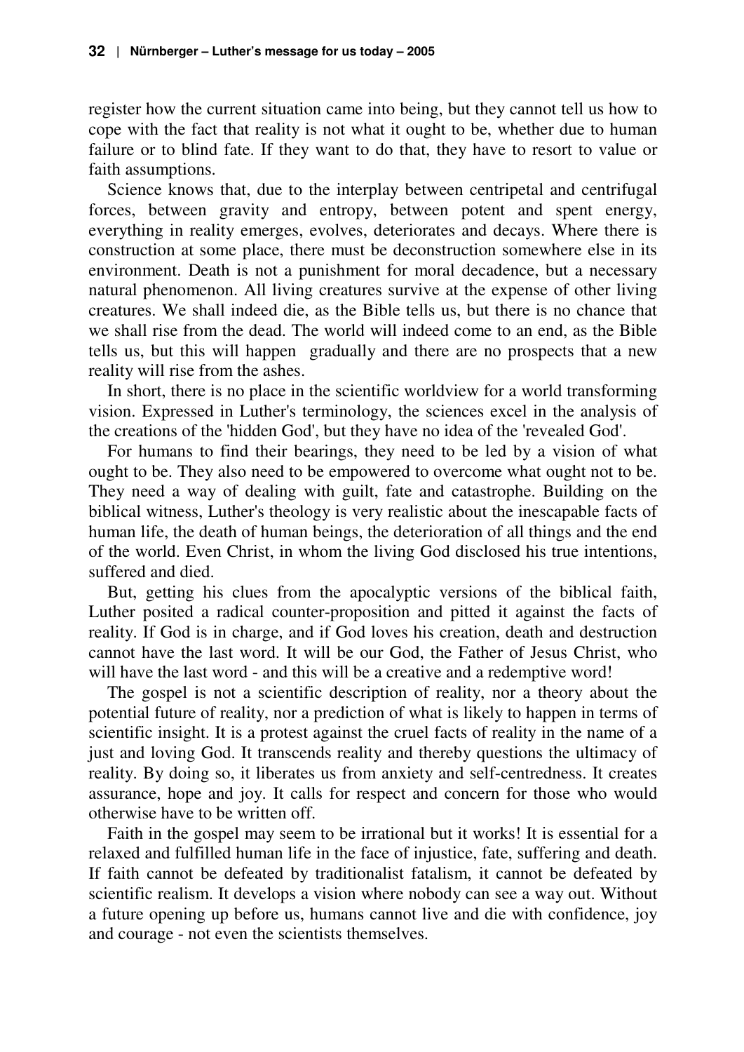register how the current situation came into being, but they cannot tell us how to cope with the fact that reality is not what it ought to be, whether due to human failure or to blind fate. If they want to do that, they have to resort to value or faith assumptions.

Science knows that, due to the interplay between centripetal and centrifugal forces, between gravity and entropy, between potent and spent energy, everything in reality emerges, evolves, deteriorates and decays. Where there is construction at some place, there must be deconstruction somewhere else in its environment. Death is not a punishment for moral decadence, but a necessary natural phenomenon. All living creatures survive at the expense of other living creatures. We shall indeed die, as the Bible tells us, but there is no chance that we shall rise from the dead. The world will indeed come to an end, as the Bible tells us, but this will happen gradually and there are no prospects that a new reality will rise from the ashes.

In short, there is no place in the scientific worldview for a world transforming vision. Expressed in Luther's terminology, the sciences excel in the analysis of the creations of the 'hidden God', but they have no idea of the 'revealed God'.

For humans to find their bearings, they need to be led by a vision of what ought to be. They also need to be empowered to overcome what ought not to be. They need a way of dealing with guilt, fate and catastrophe. Building on the biblical witness, Luther's theology is very realistic about the inescapable facts of human life, the death of human beings, the deterioration of all things and the end of the world. Even Christ, in whom the living God disclosed his true intentions, suffered and died.

But, getting his clues from the apocalyptic versions of the biblical faith, Luther posited a radical counter-proposition and pitted it against the facts of reality. If God is in charge, and if God loves his creation, death and destruction cannot have the last word. It will be our God, the Father of Jesus Christ, who will have the last word - and this will be a creative and a redemptive word!

The gospel is not a scientific description of reality, nor a theory about the potential future of reality, nor a prediction of what is likely to happen in terms of scientific insight. It is a protest against the cruel facts of reality in the name of a just and loving God. It transcends reality and thereby questions the ultimacy of reality. By doing so, it liberates us from anxiety and self-centredness. It creates assurance, hope and joy. It calls for respect and concern for those who would otherwise have to be written off.

Faith in the gospel may seem to be irrational but it works! It is essential for a relaxed and fulfilled human life in the face of injustice, fate, suffering and death. If faith cannot be defeated by traditionalist fatalism, it cannot be defeated by scientific realism. It develops a vision where nobody can see a way out. Without a future opening up before us, humans cannot live and die with confidence, joy and courage - not even the scientists themselves.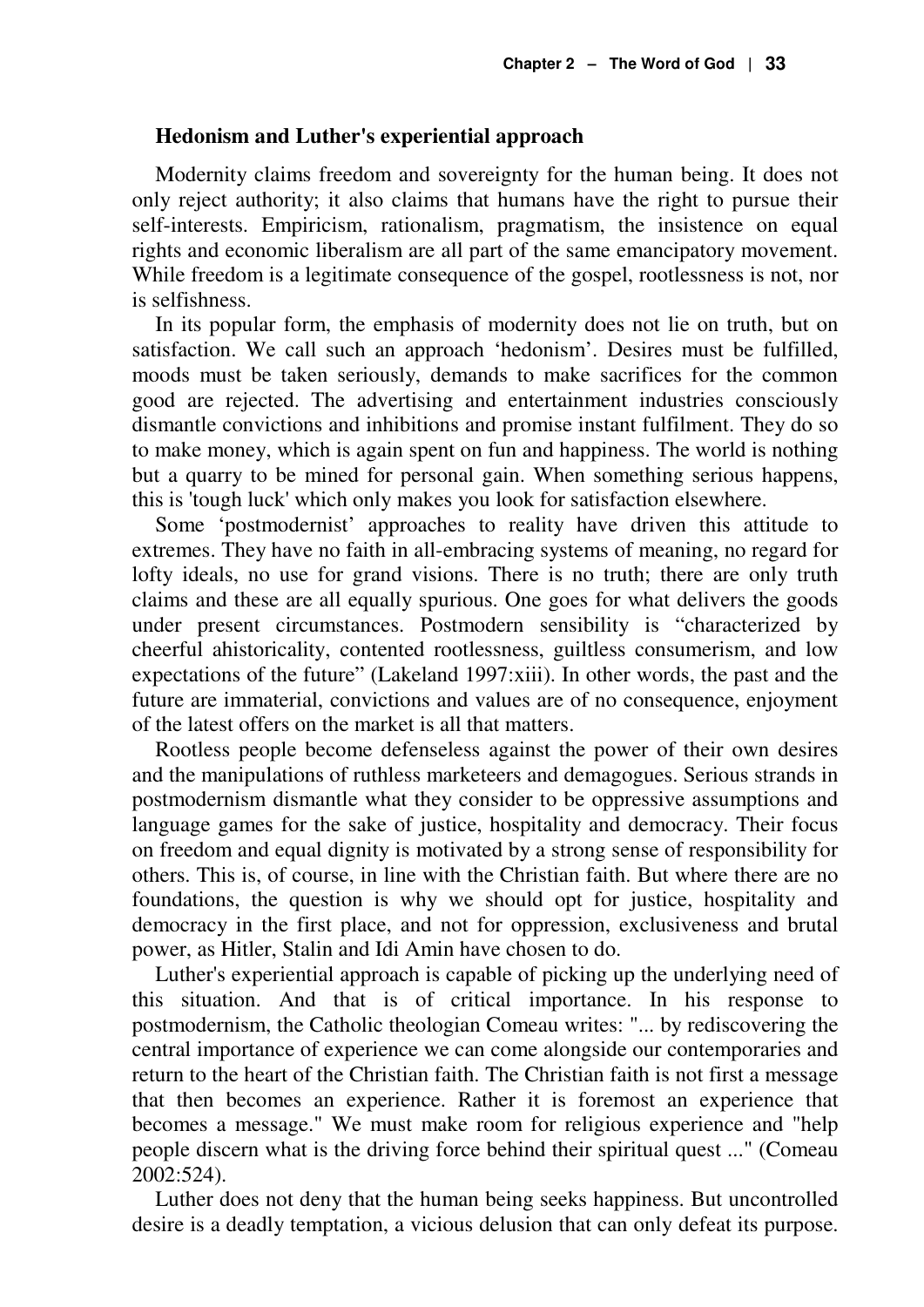### Hedonism and Luther's experiential approach

Modernity claims freedom and sovereignty for the human being. It does not only reject authority; it also claims that humans have the right to pursue their self-interests. Empiricism, rationalism, pragmatism, the insistence on equal rights and economic liberalism are all part of the same emancipatory movement. While freedom is a legitimate consequence of the gospel, rootlessness is not, nor is selfishness.

In its popular form, the emphasis of modernity does not lie on truth, but on satisfaction. We call such an approach 'hedonism'. Desires must be fulfilled, moods must be taken seriously, demands to make sacrifices for the common good are rejected. The advertising and entertainment industries consciously dismantle convictions and inhibitions and promise instant fulfilment. They do so to make money, which is again spent on fun and happiness. The world is nothing but a quarry to be mined for personal gain. When something serious happens, this is 'tough luck' which only makes you look for satisfaction elsewhere.

Some 'postmodernist' approaches to reality have driven this attitude to extremes. They have no faith in all-embracing systems of meaning, no regard for lofty ideals, no use for grand visions. There is no truth; there are only truth claims and these are all equally spurious. One goes for what delivers the goods under present circumstances. Postmodern sensibility is "characterized by cheerful ahistoricality, contented rootlessness, guiltless consumerism, and low expectations of the future" (Lakeland 1997:xiii). In other words, the past and the future are immaterial, convictions and values are of no consequence, enjoyment of the latest offers on the market is all that matters.

Rootless people become defenseless against the power of their own desires and the manipulations of ruthless marketeers and demagogues. Serious strands in postmodernism dismantle what they consider to be oppressive assumptions and language games for the sake of justice, hospitality and democracy. Their focus on freedom and equal dignity is motivated by a strong sense of responsibility for others. This is, of course, in line with the Christian faith. But where there are no foundations, the question is why we should opt for justice, hospitality and democracy in the first place, and not for oppression, exclusiveness and brutal power, as Hitler, Stalin and Idi Amin have chosen to do.

Luther's experiential approach is capable of picking up the underlying need of this situation. And that is of critical importance. In his response to postmodernism, the Catholic theologian Comeau writes: "... by rediscovering the central importance of experience we can come alongside our contemporaries and return to the heart of the Christian faith. The Christian faith is not first a message that then becomes an experience. Rather it is foremost an experience that becomes a message." We must make room for religious experience and "help people discern what is the driving force behind their spiritual quest ..." (Comeau 2002:524).

Luther does not deny that the human being seeks happiness. But uncontrolled desire is a deadly temptation, a vicious delusion that can only defeat its purpose.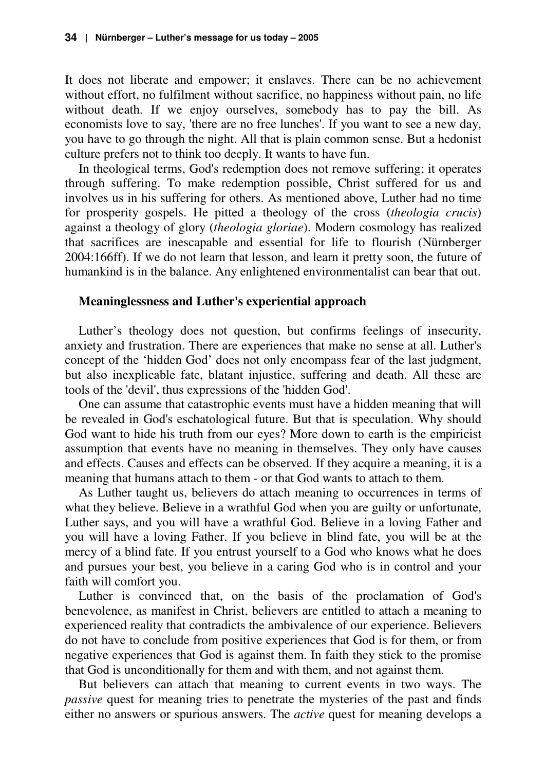It does not liberate and empower; it enslaves. There can be no achievement without effort, no fulfilment without sacrifice, no happiness without pain, no life without death. If we enjoy ourselves, somebody has to pay the bill. As economists love to say, 'there are no free lunches'. If you want to see a new day, you have to go through the night. All that is plain common sense. But a hedonist culture prefers not to think too deeply. It wants to have fun.

In theological terms, God's redemption does not remove suffering; it operates through suffering. To make redemption possible, Christ suffered for us and involves us in his suffering for others. As mentioned above, Luther had no time for prosperity gospels. He pitted a theology of the cross (*theologia crucis*) against a theology of glory (*theologia gloriae*). Modern cosmology has realized that sacrifices are inescapable and essential for life to flourish (Nürnberger 2004:166ff). If we do not learn that lesson, and learn it pretty soon, the future of humankind is in the balance. Any enlightened environmentalist can bear that out.

### Meaninglessness and Luther's experiential approach

Luther's theology does not question, but confirms feelings of insecurity, anxiety and frustration. There are experiences that make no sense at all. Luther's concept of the 'hidden God' does not only encompass fear of the last judgment, but also inexplicable fate, blatant injustice, suffering and death. All these are tools of the 'devil', thus expressions of the 'hidden God'.

One can assume that catastrophic events must have a hidden meaning that will be revealed in God's eschatological future. But that is speculation. Why should God want to hide his truth from our eyes? More down to earth is the empiricist assumption that events have no meaning in themselves. They only have causes and effects. Causes and effects can be observed. If they acquire a meaning, it is a meaning that humans attach to them - or that God wants to attach to them.

As Luther taught us, believers do attach meaning to occurrences in terms of what they believe. Believe in a wrathful God when you are guilty or unfortunate, Luther says, and you will have a wrathful God. Believe in a loving Father and you will have a loving Father. If you believe in blind fate, you will be at the mercy of a blind fate. If you entrust yourself to a God who knows what he does and pursues your best, you believe in a caring God who is in control and your faith will comfort you.

Luther is convinced that, on the basis of the proclamation of God's benevolence, as manifest in Christ, believers are entitled to attach a meaning to experienced reality that contradicts the ambivalence of our experience. Believers do not have to conclude from positive experiences that God is for them, or from negative experiences that God is against them. In faith they stick to the promise that God is unconditionally for them and with them, and not against them.

But believers can attach that meaning to current events in two ways. The *passive* quest for meaning tries to penetrate the mysteries of the past and finds either no answers or spurious answers. The *active* quest for meaning develops a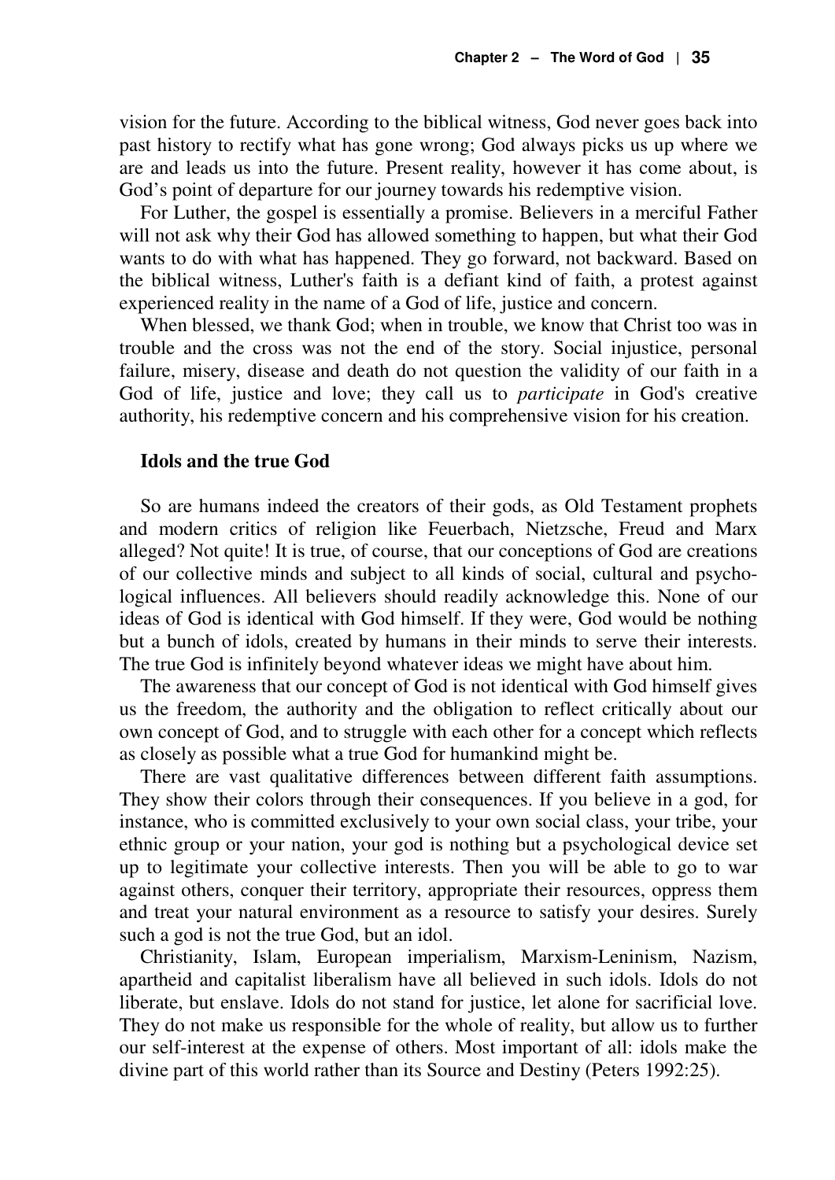vision for the future. According to the biblical witness, God never goes back into past history to rectify what has gone wrong; God always picks us up where we are and leads us into the future. Present reality, however it has come about, is God's point of departure for our journey towards his redemptive vision.

For Luther, the gospel is essentially a promise. Believers in a merciful Father will not ask why their God has allowed something to happen, but what their God wants to do with what has happened. They go forward, not backward. Based on the biblical witness, Luther's faith is a defiant kind of faith, a protest against experienced reality in the name of a God of life, justice and concern.

When blessed, we thank God; when in trouble, we know that Christ too was in trouble and the cross was not the end of the story. Social injustice, personal failure, misery, disease and death do not question the validity of our faith in a God of life, justice and love; they call us to *participate* in God's creative authority, his redemptive concern and his comprehensive vision for his creation.

### Idols and the true God

So are humans indeed the creators of their gods, as Old Testament prophets and modern critics of religion like Feuerbach, Nietzsche, Freud and Marx alleged? Not quite! It is true, of course, that our conceptions of God are creations of our collective minds and subject to all kinds of social, cultural and psychological influences. All believers should readily acknowledge this. None of our ideas of God is identical with God himself. If they were, God would be nothing but a bunch of idols, created by humans in their minds to serve their interests. The true God is infinitely beyond whatever ideas we might have about him.

The awareness that our concept of God is not identical with God himself gives us the freedom, the authority and the obligation to reflect critically about our own concept of God, and to struggle with each other for a concept which reflects as closely as possible what a true God for humankind might be.

There are vast qualitative differences between different faith assumptions. They show their colors through their consequences. If you believe in a god, for instance, who is committed exclusively to your own social class, your tribe, your ethnic group or your nation, your god is nothing but a psychological device set up to legitimate your collective interests. Then you will be able to go to war against others, conquer their territory, appropriate their resources, oppress them and treat your natural environment as a resource to satisfy your desires. Surely such a god is not the true God, but an idol.

Christianity, Islam, European imperialism, Marxism-Leninism, Nazism, apartheid and capitalist liberalism have all believed in such idols. Idols do not liberate, but enslave. Idols do not stand for justice, let alone for sacrificial love. They do not make us responsible for the whole of reality, but allow us to further our self-interest at the expense of others. Most important of all: idols make the divine part of this world rather than its Source and Destiny (Peters 1992:25).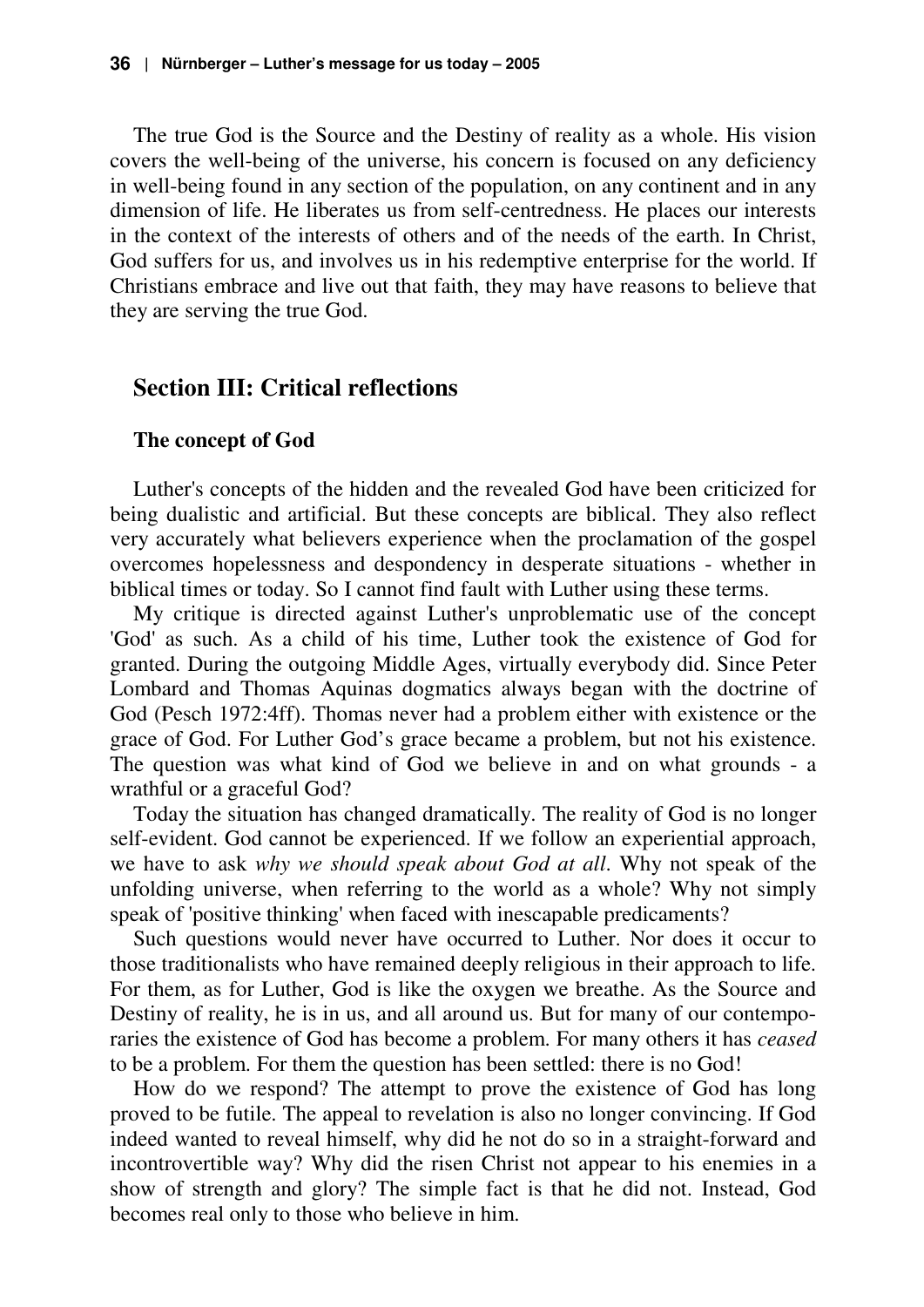The true God is the Source and the Destiny of reality as a whole. His vision covers the well-being of the universe, his concern is focused on any deficiency in well-being found in any section of the population, on any continent and in any dimension of life. He liberates us from self-centredness. He places our interests in the context of the interests of others and of the needs of the earth. In Christ, God suffers for us, and involves us in his redemptive enterprise for the world. If Christians embrace and live out that faith, they may have reasons to believe that they are serving the true God.

## Section III: Critical reflections

### The concept of God

Luther's concepts of the hidden and the revealed God have been criticized for being dualistic and artificial. But these concepts are biblical. They also reflect very accurately what believers experience when the proclamation of the gospel overcomes hopelessness and despondency in desperate situations - whether in biblical times or today. So I cannot find fault with Luther using these terms.

My critique is directed against Luther's unproblematic use of the concept 'God' as such. As a child of his time, Luther took the existence of God for granted. During the outgoing Middle Ages, virtually everybody did. Since Peter Lombard and Thomas Aquinas dogmatics always began with the doctrine of God (Pesch 1972:4ff). Thomas never had a problem either with existence or the grace of God. For Luther God's grace became a problem, but not his existence. The question was what kind of God we believe in and on what grounds - a wrathful or a graceful God?

Today the situation has changed dramatically. The reality of God is no longer self-evident. God cannot be experienced. If we follow an experiential approach, we have to ask *why we should speak about God at all*. Why not speak of the unfolding universe, when referring to the world as a whole? Why not simply speak of 'positive thinking' when faced with inescapable predicaments?

Such questions would never have occurred to Luther. Nor does it occur to those traditionalists who have remained deeply religious in their approach to life. For them, as for Luther, God is like the oxygen we breathe. As the Source and Destiny of reality, he is in us, and all around us. But for many of our contemporaries the existence of God has become a problem. For many others it has *ceased* to be a problem. For them the question has been settled: there is no God!

How do we respond? The attempt to prove the existence of God has long proved to be futile. The appeal to revelation is also no longer convincing. If God indeed wanted to reveal himself, why did he not do so in a straight-forward and incontrovertible way? Why did the risen Christ not appear to his enemies in a show of strength and glory? The simple fact is that he did not. Instead, God becomes real only to those who believe in him.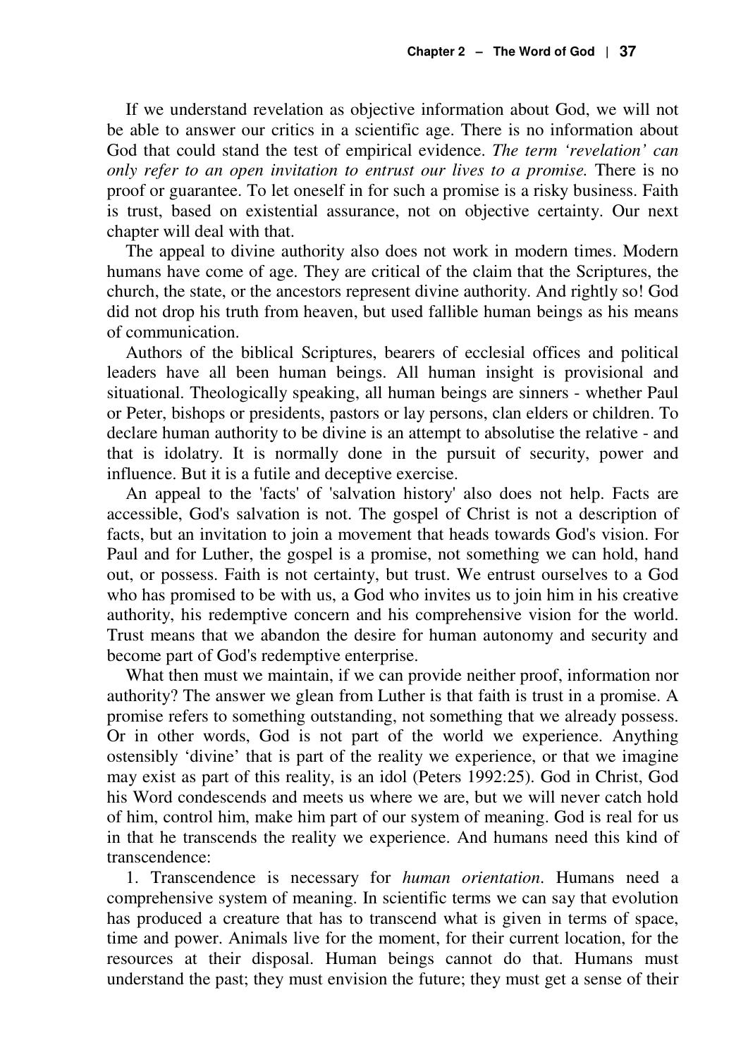If we understand revelation as objective information about God, we will not be able to answer our critics in a scientific age. There is no information about God that could stand the test of empirical evidence. *The term 'revelation' can only refer to an open invitation to entrust our lives to a promise.* There is no proof or guarantee. To let oneself in for such a promise is a risky business. Faith is trust, based on existential assurance, not on objective certainty. Our next chapter will deal with that.

The appeal to divine authority also does not work in modern times. Modern humans have come of age. They are critical of the claim that the Scriptures, the church, the state, or the ancestors represent divine authority. And rightly so! God did not drop his truth from heaven, but used fallible human beings as his means of communication.

Authors of the biblical Scriptures, bearers of ecclesial offices and political leaders have all been human beings. All human insight is provisional and situational. Theologically speaking, all human beings are sinners - whether Paul or Peter, bishops or presidents, pastors or lay persons, clan elders or children. To declare human authority to be divine is an attempt to absolutise the relative - and that is idolatry. It is normally done in the pursuit of security, power and influence. But it is a futile and deceptive exercise.

An appeal to the 'facts' of 'salvation history' also does not help. Facts are accessible, God's salvation is not. The gospel of Christ is not a description of facts, but an invitation to join a movement that heads towards God's vision. For Paul and for Luther, the gospel is a promise, not something we can hold, hand out, or possess. Faith is not certainty, but trust. We entrust ourselves to a God who has promised to be with us, a God who invites us to join him in his creative authority, his redemptive concern and his comprehensive vision for the world. Trust means that we abandon the desire for human autonomy and security and become part of God's redemptive enterprise.

What then must we maintain, if we can provide neither proof, information nor authority? The answer we glean from Luther is that faith is trust in a promise. A promise refers to something outstanding, not something that we already possess. Or in other words, God is not part of the world we experience. Anything ostensibly 'divine' that is part of the reality we experience, or that we imagine may exist as part of this reality, is an idol (Peters 1992:25). God in Christ, God his Word condescends and meets us where we are, but we will never catch hold of him, control him, make him part of our system of meaning. God is real for us in that he transcends the reality we experience. And humans need this kind of transcendence:

1. Transcendence is necessary for *human orientation*. Humans need a comprehensive system of meaning. In scientific terms we can say that evolution has produced a creature that has to transcend what is given in terms of space, time and power. Animals live for the moment, for their current location, for the resources at their disposal. Human beings cannot do that. Humans must understand the past; they must envision the future; they must get a sense of their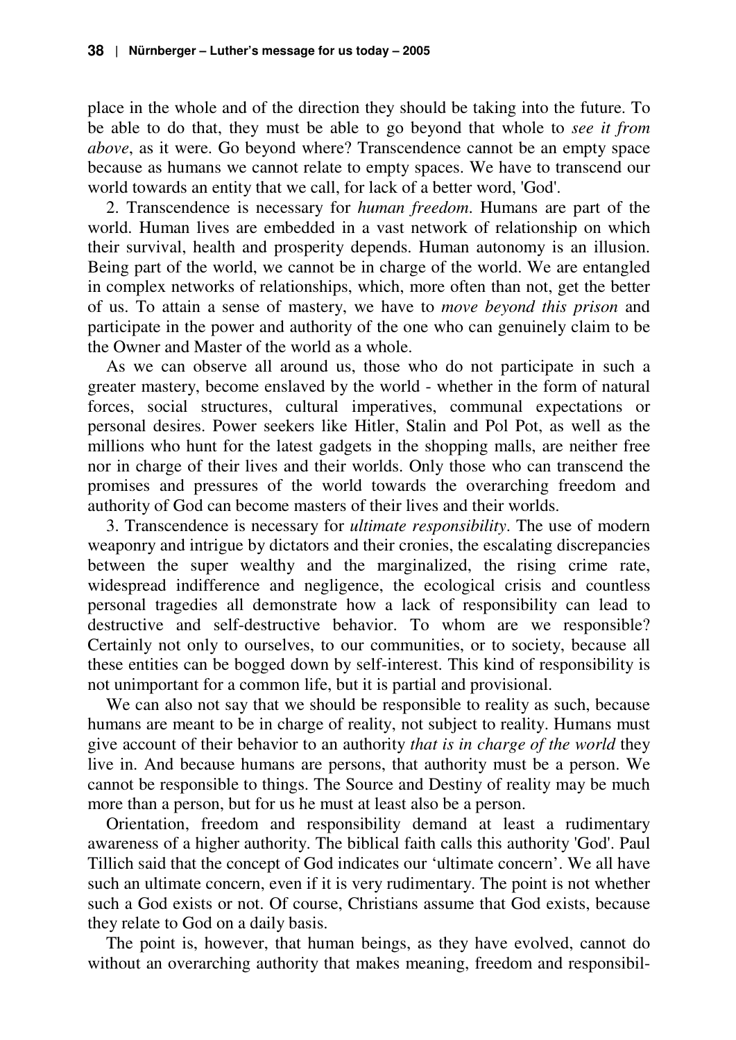place in the whole and of the direction they should be taking into the future. To be able to do that, they must be able to go beyond that whole to *see it from above*, as it were. Go beyond where? Transcendence cannot be an empty space because as humans we cannot relate to empty spaces. We have to transcend our world towards an entity that we call, for lack of a better word, 'God'.

2. Transcendence is necessary for *human freedom*. Humans are part of the world. Human lives are embedded in a vast network of relationship on which their survival, health and prosperity depends. Human autonomy is an illusion. Being part of the world, we cannot be in charge of the world. We are entangled in complex networks of relationships, which, more often than not, get the better of us. To attain a sense of mastery, we have to *move beyond this prison* and participate in the power and authority of the one who can genuinely claim to be the Owner and Master of the world as a whole.

As we can observe all around us, those who do not participate in such a greater mastery, become enslaved by the world - whether in the form of natural forces, social structures, cultural imperatives, communal expectations or personal desires. Power seekers like Hitler, Stalin and Pol Pot, as well as the millions who hunt for the latest gadgets in the shopping malls, are neither free nor in charge of their lives and their worlds. Only those who can transcend the promises and pressures of the world towards the overarching freedom and authority of God can become masters of their lives and their worlds.

3. Transcendence is necessary for *ultimate responsibility*. The use of modern weaponry and intrigue by dictators and their cronies, the escalating discrepancies between the super wealthy and the marginalized, the rising crime rate, widespread indifference and negligence, the ecological crisis and countless personal tragedies all demonstrate how a lack of responsibility can lead to destructive and self-destructive behavior. To whom are we responsible? Certainly not only to ourselves, to our communities, or to society, because all these entities can be bogged down by self-interest. This kind of responsibility is not unimportant for a common life, but it is partial and provisional.

We can also not say that we should be responsible to reality as such, because humans are meant to be in charge of reality, not subject to reality. Humans must give account of their behavior to an authority *that is in charge of the world* they live in. And because humans are persons, that authority must be a person. We cannot be responsible to things. The Source and Destiny of reality may be much more than a person, but for us he must at least also be a person.

Orientation, freedom and responsibility demand at least a rudimentary awareness of a higher authority. The biblical faith calls this authority 'God'. Paul Tillich said that the concept of God indicates our 'ultimate concern'. We all have such an ultimate concern, even if it is very rudimentary. The point is not whether such a God exists or not. Of course, Christians assume that God exists, because they relate to God on a daily basis.

The point is, however, that human beings, as they have evolved, cannot do without an overarching authority that makes meaning, freedom and responsibil-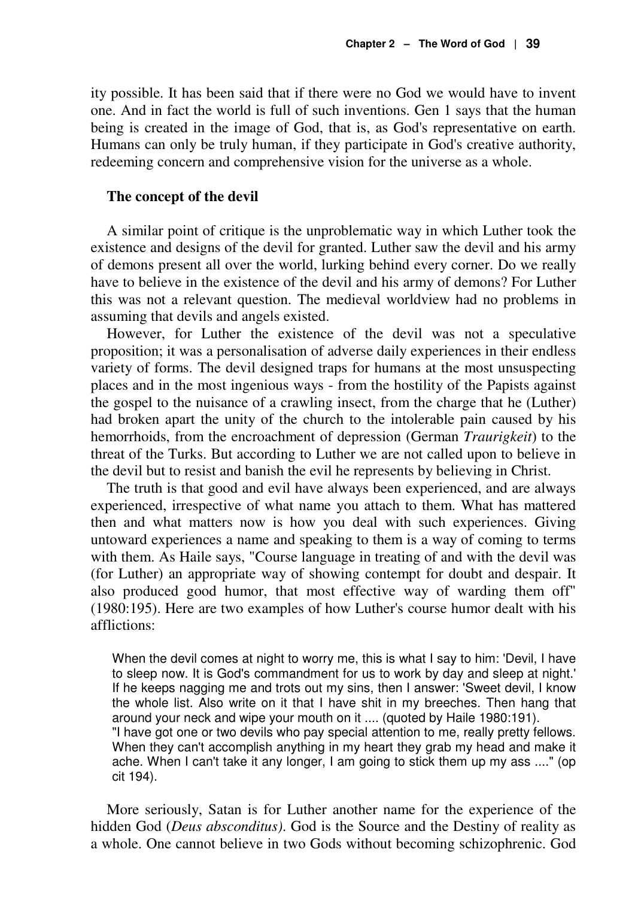ity possible. It has been said that if there were no God we would have to invent one. And in fact the world is full of such inventions. Gen 1 says that the human being is created in the image of God, that is, as God's representative on earth. Humans can only be truly human, if they participate in God's creative authority, redeeming concern and comprehensive vision for the universe as a whole.

### The concept of the devil

A similar point of critique is the unproblematic way in which Luther took the existence and designs of the devil for granted. Luther saw the devil and his army of demons present all over the world, lurking behind every corner. Do we really have to believe in the existence of the devil and his army of demons? For Luther this was not a relevant question. The medieval worldview had no problems in assuming that devils and angels existed.

However, for Luther the existence of the devil was not a speculative proposition; it was a personalisation of adverse daily experiences in their endless variety of forms. The devil designed traps for humans at the most unsuspecting places and in the most ingenious ways - from the hostility of the Papists against the gospel to the nuisance of a crawling insect, from the charge that he (Luther) had broken apart the unity of the church to the intolerable pain caused by his hemorrhoids, from the encroachment of depression (German *Traurigkeit*) to the threat of the Turks. But according to Luther we are not called upon to believe in the devil but to resist and banish the evil he represents by believing in Christ.

The truth is that good and evil have always been experienced, and are always experienced, irrespective of what name you attach to them. What has mattered then and what matters now is how you deal with such experiences. Giving untoward experiences a name and speaking to them is a way of coming to terms with them. As Haile says, "Course language in treating of and with the devil was (for Luther) an appropriate way of showing contempt for doubt and despair. It also produced good humor, that most effective way of warding them off" (1980:195). Here are two examples of how Luther's course humor dealt with his afflictions:

> When the devil comes at night to worry me, this is what I say to him: 'Devil, I have to sleep now. It is God's commandment for us to work by day and sleep at night.' If he keeps nagging me and trots out my sins, then I answer: 'Sweet devil, I know the whole list. Also write on it that I have shit in my breeches. Then hang that around your neck and wipe your mouth on it .... (quoted by Haile 1980:191).
>
> "I have got one or two devils who pay special attention to me, really pretty fellows. When they can't accomplish anything in my heart they grab my head and make it ache. When I can't take it any longer, I am going to stick them up my ass ...." (op cit 194).

More seriously, Satan is for Luther another name for the experience of the hidden God (*Deus absconditus)*. God is the Source and the Destiny of reality as a whole. One cannot believe in two Gods without becoming schizophrenic. God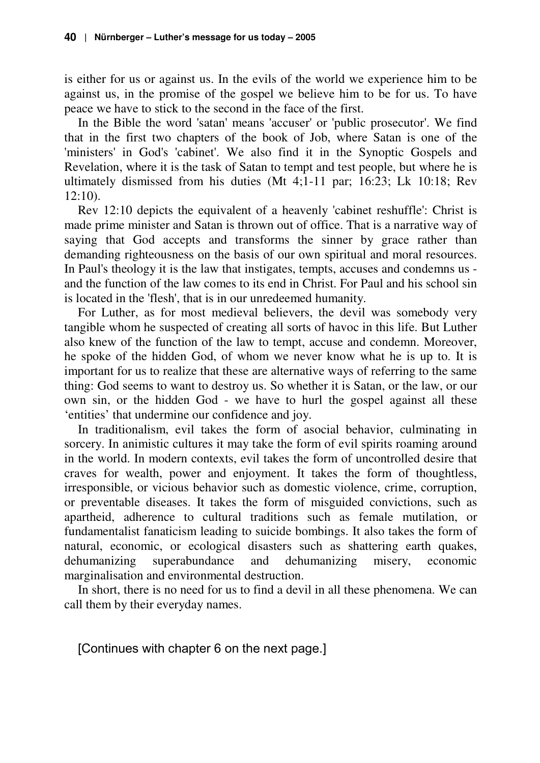is either for us or against us. In the evils of the world we experience him to be against us, in the promise of the gospel we believe him to be for us. To have peace we have to stick to the second in the face of the first.

In the Bible the word 'satan' means 'accuser' or 'public prosecutor'. We find that in the first two chapters of the book of Job, where Satan is one of the 'ministers' in God's 'cabinet'. We also find it in the Synoptic Gospels and Revelation, where it is the task of Satan to tempt and test people, but where he is ultimately dismissed from his duties (Mt 4;1-11 par; 16:23; Lk 10:18; Rev 12:10).

Rev 12:10 depicts the equivalent of a heavenly 'cabinet reshuffle': Christ is made prime minister and Satan is thrown out of office. That is a narrative way of saying that God accepts and transforms the sinner by grace rather than demanding righteousness on the basis of our own spiritual and moral resources. In Paul's theology it is the law that instigates, tempts, accuses and condemns us - and the function of the law comes to its end in Christ. For Paul and his school sin is located in the 'flesh', that is in our unredeemed humanity.

For Luther, as for most medieval believers, the devil was somebody very tangible whom he suspected of creating all sorts of havoc in this life. But Luther also knew of the function of the law to tempt, accuse and condemn. Moreover, he spoke of the hidden God, of whom we never know what he is up to. It is important for us to realize that these are alternative ways of referring to the same thing: God seems to want to destroy us. So whether it is Satan, or the law, or our own sin, or the hidden God - we have to hurl the gospel against all these 'entities' that undermine our confidence and joy.

In traditionalism, evil takes the form of asocial behavior, culminating in sorcery. In animistic cultures it may take the form of evil spirits roaming around in the world. In modern contexts, evil takes the form of uncontrolled desire that craves for wealth, power and enjoyment. It takes the form of thoughtless, irresponsible, or vicious behavior such as domestic violence, crime, corruption, or preventable diseases. It takes the form of misguided convictions, such as apartheid, adherence to cultural traditions such as female mutilation, or fundamentalist fanaticism leading to suicide bombings. It also takes the form of natural, economic, or ecological disasters such as shattering earth quakes, dehumanizing superabundance and dehumanizing misery, economic marginalisation and environmental destruction.

In short, there is no need for us to find a devil in all these phenomena. We can call them by their everyday names.

[Continues with chapter 6 on the next page.]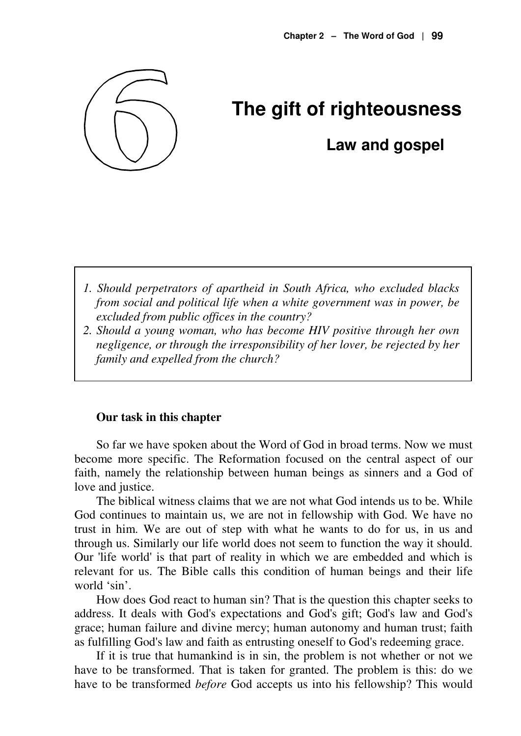# 6 The gift of righteousness

## Law and gospel

> 1. *Should perpetrators of apartheid in South Africa, who excluded blacks from social and political life when a white government was in power, be excluded from public offices in the country?*
> 2. *Should a young woman, who has become HIV positive through her own negligence, or through the irresponsibility of her lover, be rejected by her family and expelled from the church?*

**Our task in this chapter**

So far we have spoken about the Word of God in broad terms. Now we must become more specific. The Reformation focused on the central aspect of our faith, namely the relationship between human beings as sinners and a God of love and justice.

The biblical witness claims that we are not what God intends us to be. While God continues to maintain us, we are not in fellowship with God. We have no trust in him. We are out of step with what he wants to do for us, in us and through us. Similarly our life world does not seem to function the way it should. Our 'life world' is that part of reality in which we are embedded and which is relevant for us. The Bible calls this condition of human beings and their life world 'sin'.

How does God react to human sin? That is the question this chapter seeks to address. It deals with God's expectations and God's gift; God's law and God's grace; human failure and divine mercy; human autonomy and human trust; faith as fulfilling God's law and faith as entrusting oneself to God's redeeming grace.

If it is true that humankind is in sin, the problem is not whether or not we have to be transformed. That is taken for granted. The problem is this: do we have to be transformed *before* God accepts us into his fellowship? This would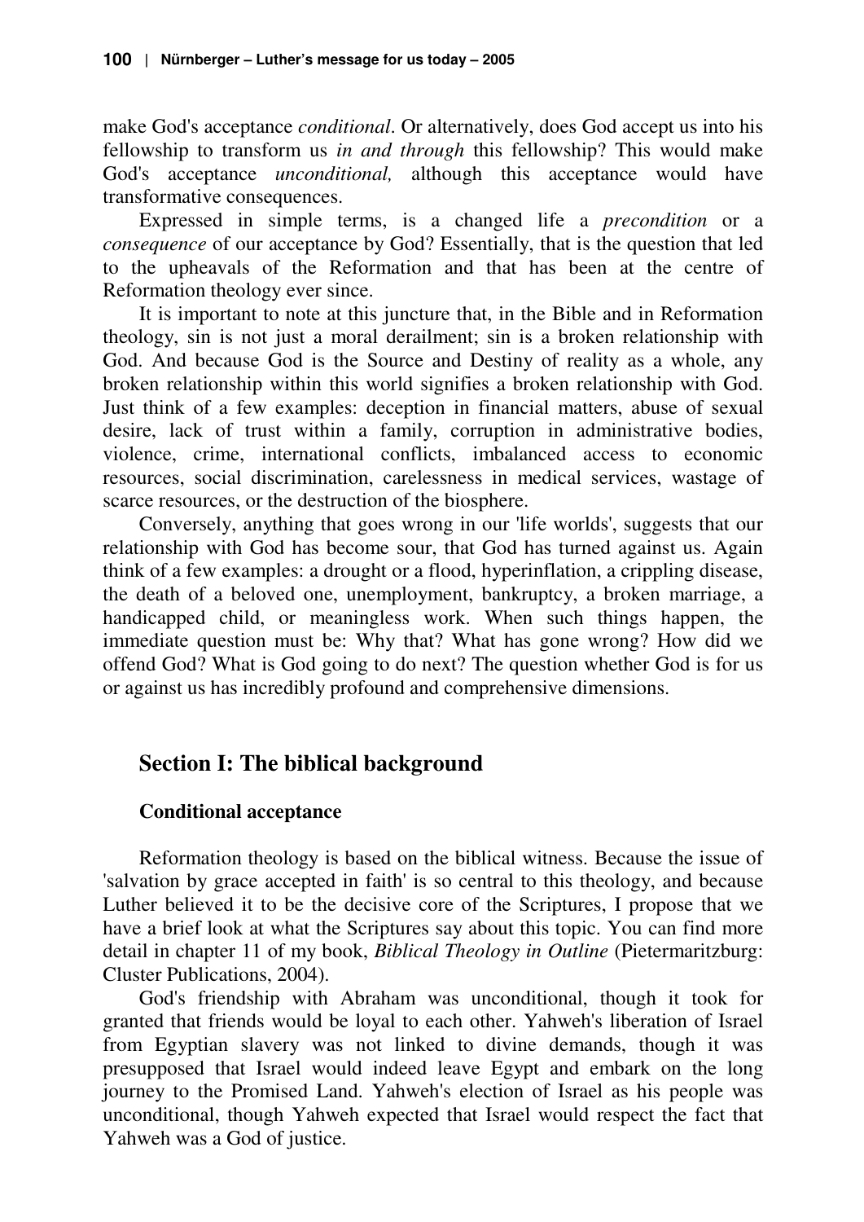make God's acceptance *conditional*. Or alternatively, does God accept us into his fellowship to transform us *in and through* this fellowship? This would make God's acceptance *unconditional,* although this acceptance would have transformative consequences.

Expressed in simple terms, is a changed life a *precondition* or a *consequence* of our acceptance by God? Essentially, that is the question that led to the upheavals of the Reformation and that has been at the centre of Reformation theology ever since.

It is important to note at this juncture that, in the Bible and in Reformation theology, sin is not just a moral derailment; sin is a broken relationship with God. And because God is the Source and Destiny of reality as a whole, any broken relationship within this world signifies a broken relationship with God. Just think of a few examples: deception in financial matters, abuse of sexual desire, lack of trust within a family, corruption in administrative bodies, violence, crime, international conflicts, imbalanced access to economic resources, social discrimination, carelessness in medical services, wastage of scarce resources, or the destruction of the biosphere.

Conversely, anything that goes wrong in our 'life worlds', suggests that our relationship with God has become sour, that God has turned against us. Again think of a few examples: a drought or a flood, hyperinflation, a crippling disease, the death of a beloved one, unemployment, bankruptcy, a broken marriage, a handicapped child, or meaningless work. When such things happen, the immediate question must be: Why that? What has gone wrong? How did we offend God? What is God going to do next? The question whether God is for us or against us has incredibly profound and comprehensive dimensions.

## Section I: The biblical background

### Conditional acceptance

Reformation theology is based on the biblical witness. Because the issue of 'salvation by grace accepted in faith' is so central to this theology, and because Luther believed it to be the decisive core of the Scriptures, I propose that we have a brief look at what the Scriptures say about this topic. You can find more detail in chapter 11 of my book, *Biblical Theology in Outline* (Pietermaritzburg: Cluster Publications, 2004).

God's friendship with Abraham was unconditional, though it took for granted that friends would be loyal to each other. Yahweh's liberation of Israel from Egyptian slavery was not linked to divine demands, though it was presupposed that Israel would indeed leave Egypt and embark on the long journey to the Promised Land. Yahweh's election of Israel as his people was unconditional, though Yahweh expected that Israel would respect the fact that Yahweh was a God of justice.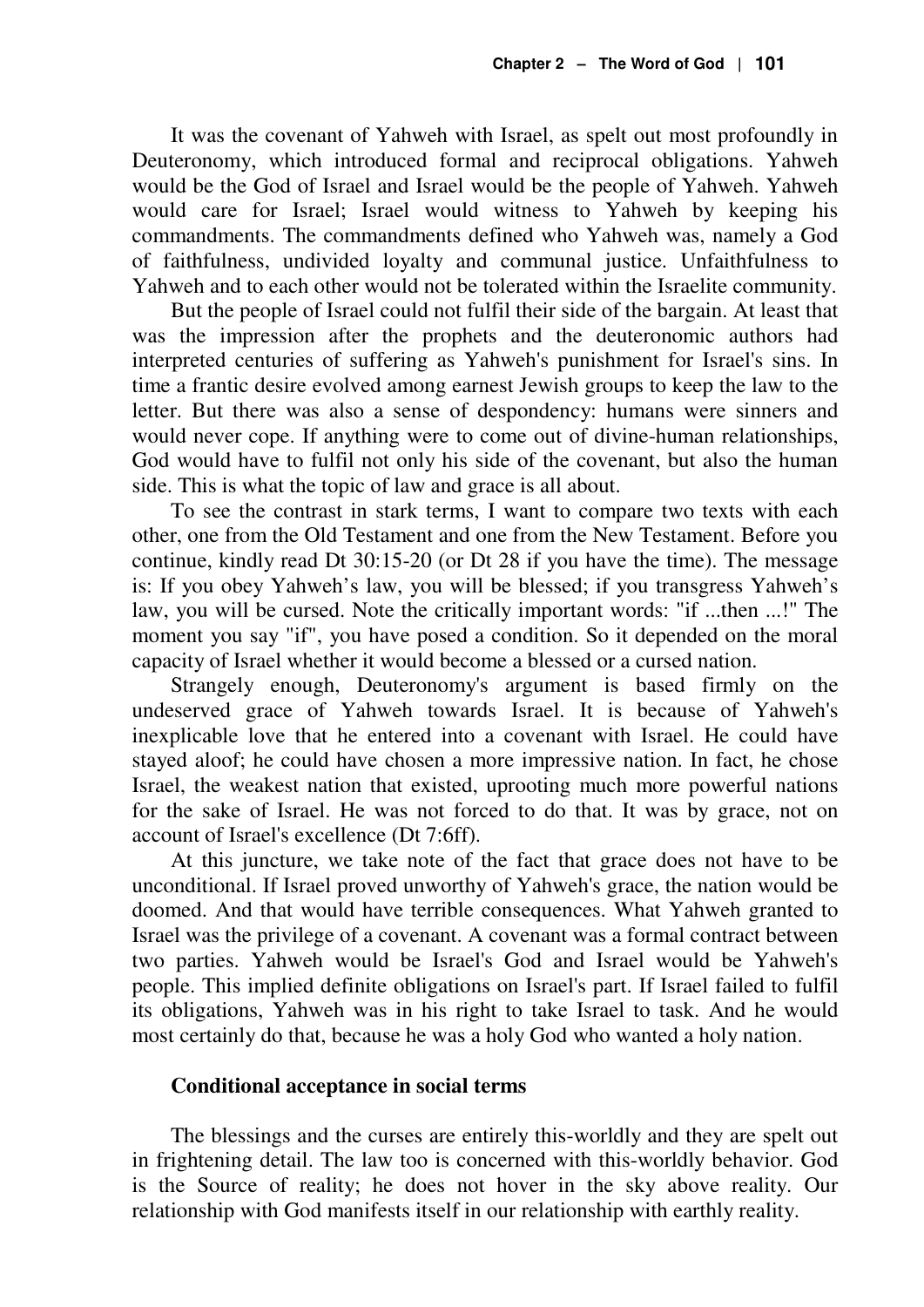It was the covenant of Yahweh with Israel, as spelt out most profoundly in Deuteronomy, which introduced formal and reciprocal obligations. Yahweh would be the God of Israel and Israel would be the people of Yahweh. Yahweh would care for Israel; Israel would witness to Yahweh by keeping his commandments. The commandments defined who Yahweh was, namely a God of faithfulness, undivided loyalty and communal justice. Unfaithfulness to Yahweh and to each other would not be tolerated within the Israelite community.

But the people of Israel could not fulfil their side of the bargain. At least that was the impression after the prophets and the deuteronomic authors had interpreted centuries of suffering as Yahweh's punishment for Israel's sins. In time a frantic desire evolved among earnest Jewish groups to keep the law to the letter. But there was also a sense of despondency: humans were sinners and would never cope. If anything were to come out of divine-human relationships, God would have to fulfil not only his side of the covenant, but also the human side. This is what the topic of law and grace is all about.

To see the contrast in stark terms, I want to compare two texts with each other, one from the Old Testament and one from the New Testament. Before you continue, kindly read Dt 30:15-20 (or Dt 28 if you have the time). The message is: If you obey Yahweh's law, you will be blessed; if you transgress Yahweh's law, you will be cursed. Note the critically important words: "if ...then ...!" The moment you say "if", you have posed a condition. So it depended on the moral capacity of Israel whether it would become a blessed or a cursed nation.

Strangely enough, Deuteronomy's argument is based firmly on the undeserved grace of Yahweh towards Israel. It is because of Yahweh's inexplicable love that he entered into a covenant with Israel. He could have stayed aloof; he could have chosen a more impressive nation. In fact, he chose Israel, the weakest nation that existed, uprooting much more powerful nations for the sake of Israel. He was not forced to do that. It was by grace, not on account of Israel's excellence (Dt 7:6ff).

At this juncture, we take note of the fact that grace does not have to be unconditional. If Israel proved unworthy of Yahweh's grace, the nation would be doomed. And that would have terrible consequences. What Yahweh granted to Israel was the privilege of a covenant. A covenant was a formal contract between two parties. Yahweh would be Israel's God and Israel would be Yahweh's people. This implied definite obligations on Israel's part. If Israel failed to fulfil its obligations, Yahweh was in his right to take Israel to task. And he would most certainly do that, because he was a holy God who wanted a holy nation.

### Conditional acceptance in social terms

The blessings and the curses are entirely this-worldly and they are spelt out in frightening detail. The law too is concerned with this-worldly behavior. God is the Source of reality; he does not hover in the sky above reality. Our relationship with God manifests itself in our relationship with earthly reality.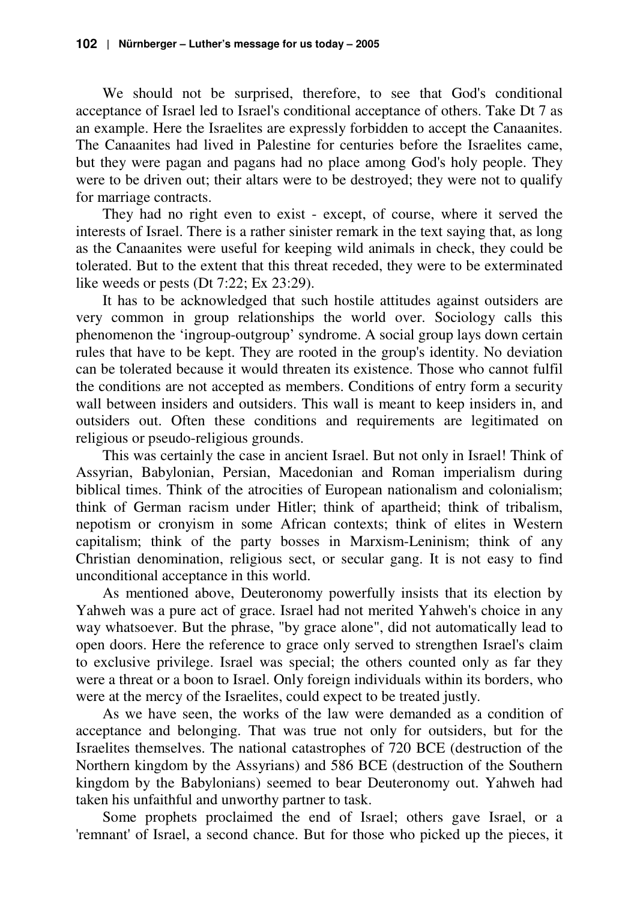We should not be surprised, therefore, to see that God's conditional acceptance of Israel led to Israel's conditional acceptance of others. Take Dt 7 as an example. Here the Israelites are expressly forbidden to accept the Canaanites. The Canaanites had lived in Palestine for centuries before the Israelites came, but they were pagan and pagans had no place among God's holy people. They were to be driven out; their altars were to be destroyed; they were not to qualify for marriage contracts.

They had no right even to exist - except, of course, where it served the interests of Israel. There is a rather sinister remark in the text saying that, as long as the Canaanites were useful for keeping wild animals in check, they could be tolerated. But to the extent that this threat receded, they were to be exterminated like weeds or pests (Dt 7:22; Ex 23:29).

It has to be acknowledged that such hostile attitudes against outsiders are very common in group relationships the world over. Sociology calls this phenomenon the 'ingroup-outgroup' syndrome. A social group lays down certain rules that have to be kept. They are rooted in the group's identity. No deviation can be tolerated because it would threaten its existence. Those who cannot fulfil the conditions are not accepted as members. Conditions of entry form a security wall between insiders and outsiders. This wall is meant to keep insiders in, and outsiders out. Often these conditions and requirements are legitimated on religious or pseudo-religious grounds.

This was certainly the case in ancient Israel. But not only in Israel! Think of Assyrian, Babylonian, Persian, Macedonian and Roman imperialism during biblical times. Think of the atrocities of European nationalism and colonialism; think of German racism under Hitler; think of apartheid; think of tribalism, nepotism or cronyism in some African contexts; think of elites in Western capitalism; think of the party bosses in Marxism-Leninism; think of any Christian denomination, religious sect, or secular gang. It is not easy to find unconditional acceptance in this world.

As mentioned above, Deuteronomy powerfully insists that its election by Yahweh was a pure act of grace. Israel had not merited Yahweh's choice in any way whatsoever. But the phrase, "by grace alone", did not automatically lead to open doors. Here the reference to grace only served to strengthen Israel's claim to exclusive privilege. Israel was special; the others counted only as far they were a threat or a boon to Israel. Only foreign individuals within its borders, who were at the mercy of the Israelites, could expect to be treated justly.

As we have seen, the works of the law were demanded as a condition of acceptance and belonging. That was true not only for outsiders, but for the Israelites themselves. The national catastrophes of 720 BCE (destruction of the Northern kingdom by the Assyrians) and 586 BCE (destruction of the Southern kingdom by the Babylonians) seemed to bear Deuteronomy out. Yahweh had taken his unfaithful and unworthy partner to task.

Some prophets proclaimed the end of Israel; others gave Israel, or a 'remnant' of Israel, a second chance. But for those who picked up the pieces, it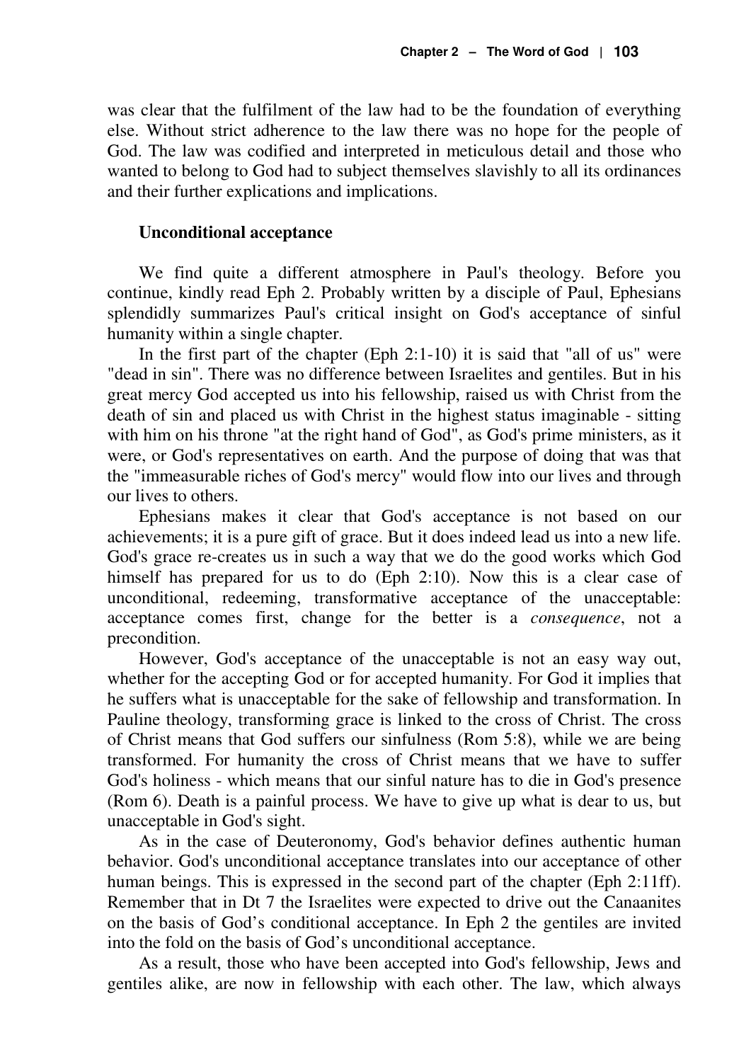was clear that the fulfilment of the law had to be the foundation of everything else. Without strict adherence to the law there was no hope for the people of God. The law was codified and interpreted in meticulous detail and those who wanted to belong to God had to subject themselves slavishly to all its ordinances and their further explications and implications.

### Unconditional acceptance

We find quite a different atmosphere in Paul's theology. Before you continue, kindly read Eph 2. Probably written by a disciple of Paul, Ephesians splendidly summarizes Paul's critical insight on God's acceptance of sinful humanity within a single chapter.

In the first part of the chapter (Eph 2:1-10) it is said that "all of us" were "dead in sin". There was no difference between Israelites and gentiles. But in his great mercy God accepted us into his fellowship, raised us with Christ from the death of sin and placed us with Christ in the highest status imaginable - sitting with him on his throne "at the right hand of God", as God's prime ministers, as it were, or God's representatives on earth. And the purpose of doing that was that the "immeasurable riches of God's mercy" would flow into our lives and through our lives to others.

Ephesians makes it clear that God's acceptance is not based on our achievements; it is a pure gift of grace. But it does indeed lead us into a new life. God's grace re-creates us in such a way that we do the good works which God himself has prepared for us to do (Eph 2:10). Now this is a clear case of unconditional, redeeming, transformative acceptance of the unacceptable: acceptance comes first, change for the better is a *consequence*, not a precondition.

However, God's acceptance of the unacceptable is not an easy way out, whether for the accepting God or for accepted humanity. For God it implies that he suffers what is unacceptable for the sake of fellowship and transformation. In Pauline theology, transforming grace is linked to the cross of Christ. The cross of Christ means that God suffers our sinfulness (Rom 5:8), while we are being transformed. For humanity the cross of Christ means that we have to suffer God's holiness - which means that our sinful nature has to die in God's presence (Rom 6). Death is a painful process. We have to give up what is dear to us, but unacceptable in God's sight.

As in the case of Deuteronomy, God's behavior defines authentic human behavior. God's unconditional acceptance translates into our acceptance of other human beings. This is expressed in the second part of the chapter (Eph 2:11ff). Remember that in Dt 7 the Israelites were expected to drive out the Canaanites on the basis of God's conditional acceptance. In Eph 2 the gentiles are invited into the fold on the basis of God's unconditional acceptance.

As a result, those who have been accepted into God's fellowship, Jews and gentiles alike, are now in fellowship with each other. The law, which always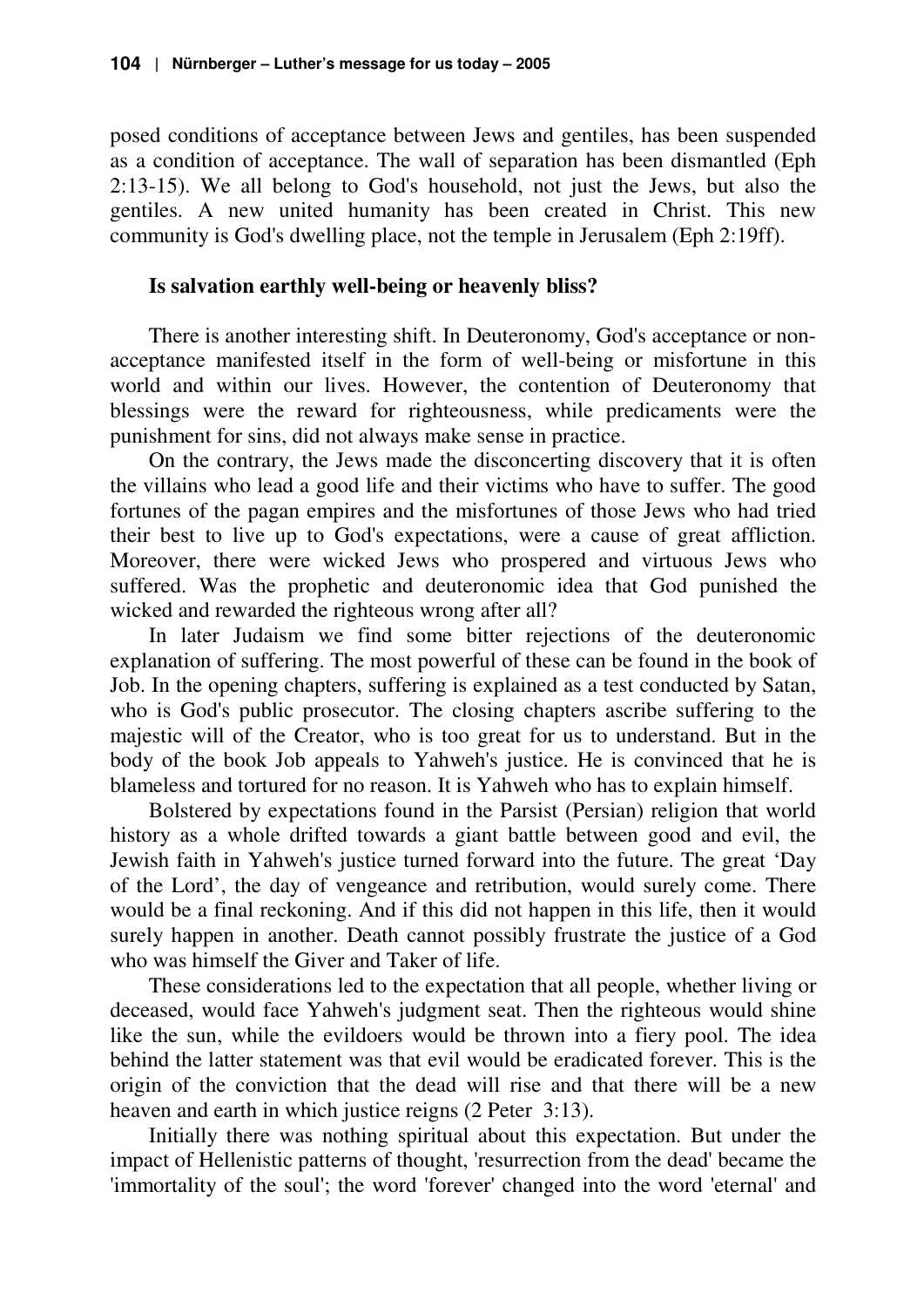posed conditions of acceptance between Jews and gentiles, has been suspended as a condition of acceptance. The wall of separation has been dismantled (Eph 2:13-15). We all belong to God's household, not just the Jews, but also the gentiles. A new united humanity has been created in Christ. This new community is God's dwelling place, not the temple in Jerusalem (Eph 2:19ff).

### Is salvation earthly well-being or heavenly bliss?

There is another interesting shift. In Deuteronomy, God's acceptance or non-acceptance manifested itself in the form of well-being or misfortune in this world and within our lives. However, the contention of Deuteronomy that blessings were the reward for righteousness, while predicaments were the punishment for sins, did not always make sense in practice.

On the contrary, the Jews made the disconcerting discovery that it is often the villains who lead a good life and their victims who have to suffer. The good fortunes of the pagan empires and the misfortunes of those Jews who had tried their best to live up to God's expectations, were a cause of great affliction. Moreover, there were wicked Jews who prospered and virtuous Jews who suffered. Was the prophetic and deuteronomic idea that God punished the wicked and rewarded the righteous wrong after all?

In later Judaism we find some bitter rejections of the deuteronomic explanation of suffering. The most powerful of these can be found in the book of Job. In the opening chapters, suffering is explained as a test conducted by Satan, who is God's public prosecutor. The closing chapters ascribe suffering to the majestic will of the Creator, who is too great for us to understand. But in the body of the book Job appeals to Yahweh's justice. He is convinced that he is blameless and tortured for no reason. It is Yahweh who has to explain himself.

Bolstered by expectations found in the Parsist (Persian) religion that world history as a whole drifted towards a giant battle between good and evil, the Jewish faith in Yahweh's justice turned forward into the future. The great 'Day of the Lord', the day of vengeance and retribution, would surely come. There would be a final reckoning. And if this did not happen in this life, then it would surely happen in another. Death cannot possibly frustrate the justice of a God who was himself the Giver and Taker of life.

These considerations led to the expectation that all people, whether living or deceased, would face Yahweh's judgment seat. Then the righteous would shine like the sun, while the evildoers would be thrown into a fiery pool. The idea behind the latter statement was that evil would be eradicated forever. This is the origin of the conviction that the dead will rise and that there will be a new heaven and earth in which justice reigns (2 Peter 3:13).

Initially there was nothing spiritual about this expectation. But under the impact of Hellenistic patterns of thought, 'resurrection from the dead' became the 'immortality of the soul'; the word 'forever' changed into the word 'eternal' and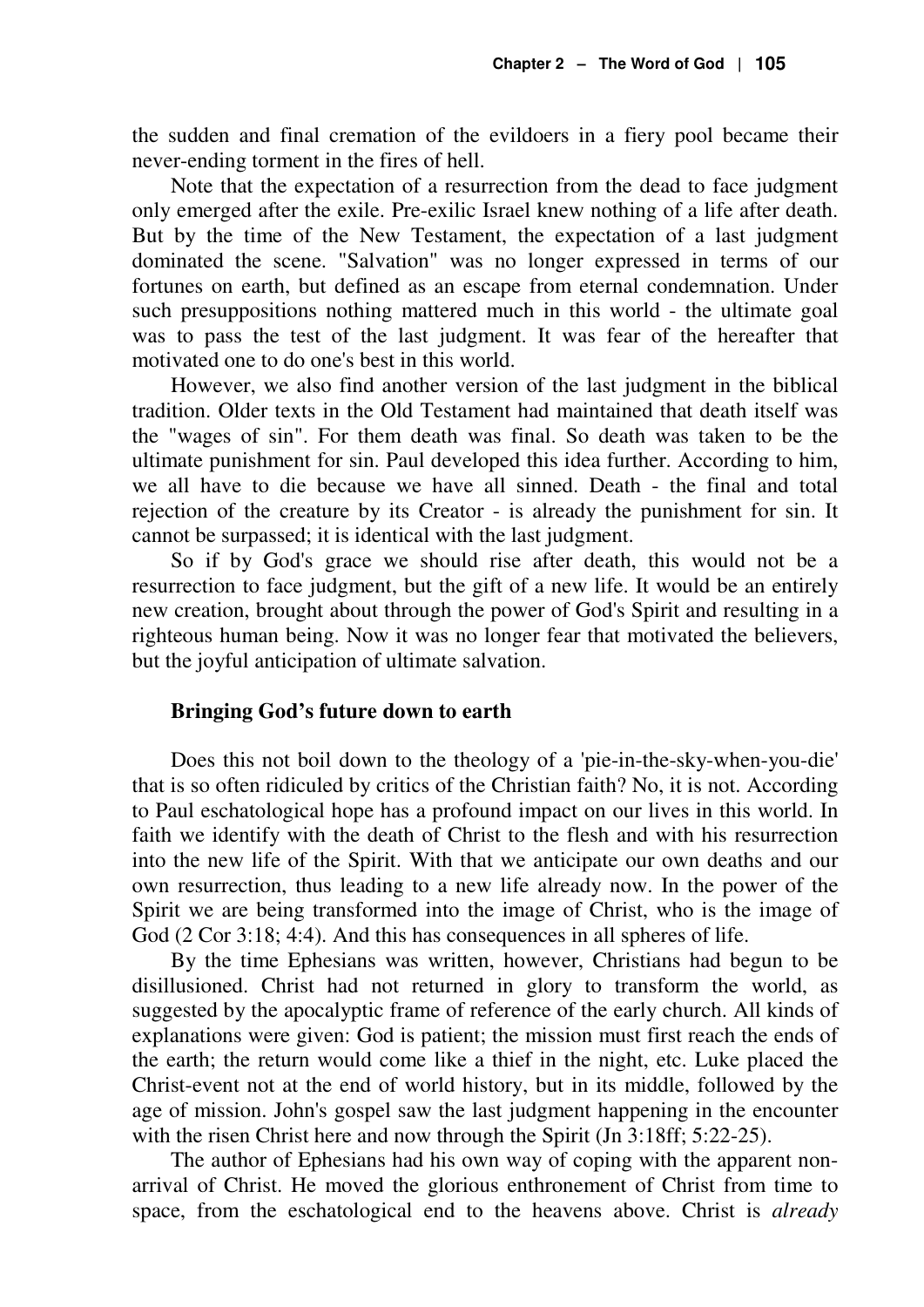the sudden and final cremation of the evildoers in a fiery pool became their never-ending torment in the fires of hell.

Note that the expectation of a resurrection from the dead to face judgment only emerged after the exile. Pre-exilic Israel knew nothing of a life after death. But by the time of the New Testament, the expectation of a last judgment dominated the scene. "Salvation" was no longer expressed in terms of our fortunes on earth, but defined as an escape from eternal condemnation. Under such presuppositions nothing mattered much in this world - the ultimate goal was to pass the test of the last judgment. It was fear of the hereafter that motivated one to do one's best in this world.

However, we also find another version of the last judgment in the biblical tradition. Older texts in the Old Testament had maintained that death itself was the "wages of sin". For them death was final. So death was taken to be the ultimate punishment for sin. Paul developed this idea further. According to him, we all have to die because we have all sinned. Death - the final and total rejection of the creature by its Creator - is already the punishment for sin. It cannot be surpassed; it is identical with the last judgment.

So if by God's grace we should rise after death, this would not be a resurrection to face judgment, but the gift of a new life. It would be an entirely new creation, brought about through the power of God's Spirit and resulting in a righteous human being. Now it was no longer fear that motivated the believers, but the joyful anticipation of ultimate salvation.

### Bringing God's future down to earth

Does this not boil down to the theology of a 'pie-in-the-sky-when-you-die' that is so often ridiculed by critics of the Christian faith? No, it is not. According to Paul eschatological hope has a profound impact on our lives in this world. In faith we identify with the death of Christ to the flesh and with his resurrection into the new life of the Spirit. With that we anticipate our own deaths and our own resurrection, thus leading to a new life already now. In the power of the Spirit we are being transformed into the image of Christ, who is the image of God (2 Cor 3:18; 4:4). And this has consequences in all spheres of life.

By the time Ephesians was written, however, Christians had begun to be disillusioned. Christ had not returned in glory to transform the world, as suggested by the apocalyptic frame of reference of the early church. All kinds of explanations were given: God is patient; the mission must first reach the ends of the earth; the return would come like a thief in the night, etc. Luke placed the Christ-event not at the end of world history, but in its middle, followed by the age of mission. John's gospel saw the last judgment happening in the encounter with the risen Christ here and now through the Spirit (Jn 3:18ff; 5:22-25).

The author of Ephesians had his own way of coping with the apparent non-arrival of Christ. He moved the glorious enthronement of Christ from time to space, from the eschatological end to the heavens above. Christ is *already*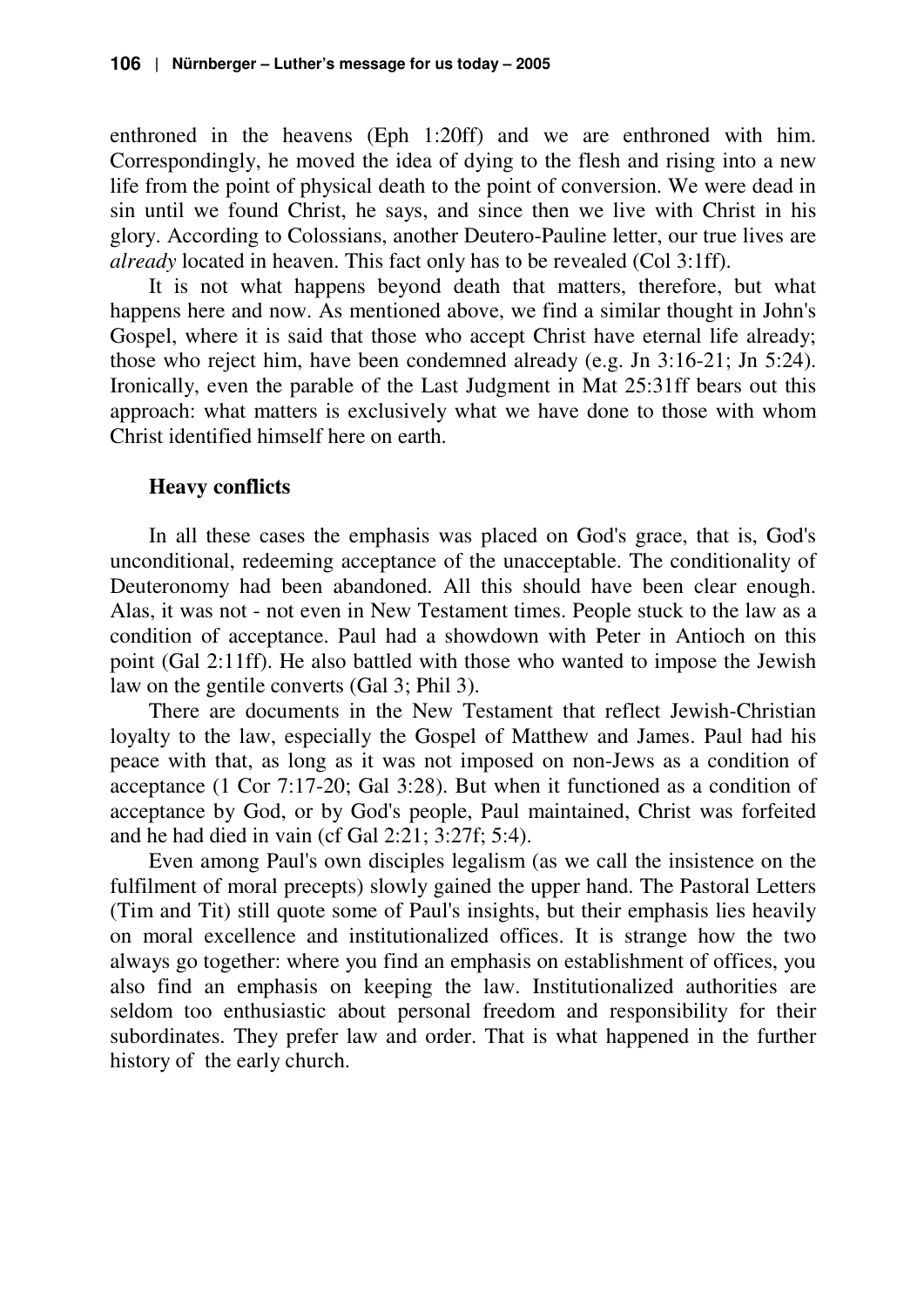enthroned in the heavens (Eph 1:20ff) and we are enthroned with him. Correspondingly, he moved the idea of dying to the flesh and rising into a new life from the point of physical death to the point of conversion. We were dead in sin until we found Christ, he says, and since then we live with Christ in his glory. According to Colossians, another Deutero-Pauline letter, our true lives are *already* located in heaven. This fact only has to be revealed (Col 3:1ff).

It is not what happens beyond death that matters, therefore, but what happens here and now. As mentioned above, we find a similar thought in John's Gospel, where it is said that those who accept Christ have eternal life already; those who reject him, have been condemned already (e.g. Jn 3:16-21; Jn 5:24). Ironically, even the parable of the Last Judgment in Mat 25:31ff bears out this approach: what matters is exclusively what we have done to those with whom Christ identified himself here on earth.

### Heavy conflicts

In all these cases the emphasis was placed on God's grace, that is, God's unconditional, redeeming acceptance of the unacceptable. The conditionality of Deuteronomy had been abandoned. All this should have been clear enough. Alas, it was not - not even in New Testament times. People stuck to the law as a condition of acceptance. Paul had a showdown with Peter in Antioch on this point (Gal 2:11ff). He also battled with those who wanted to impose the Jewish law on the gentile converts (Gal 3; Phil 3).

There are documents in the New Testament that reflect Jewish-Christian loyalty to the law, especially the Gospel of Matthew and James. Paul had his peace with that, as long as it was not imposed on non-Jews as a condition of acceptance (1 Cor 7:17-20; Gal 3:28). But when it functioned as a condition of acceptance by God, or by God's people, Paul maintained, Christ was forfeited and he had died in vain (cf Gal 2:21; 3:27f; 5:4).

Even among Paul's own disciples legalism (as we call the insistence on the fulfilment of moral precepts) slowly gained the upper hand. The Pastoral Letters (Tim and Tit) still quote some of Paul's insights, but their emphasis lies heavily on moral excellence and institutionalized offices. It is strange how the two always go together: where you find an emphasis on establishment of offices, you also find an emphasis on keeping the law. Institutionalized authorities are seldom too enthusiastic about personal freedom and responsibility for their subordinates. They prefer law and order. That is what happened in the further history of the early church.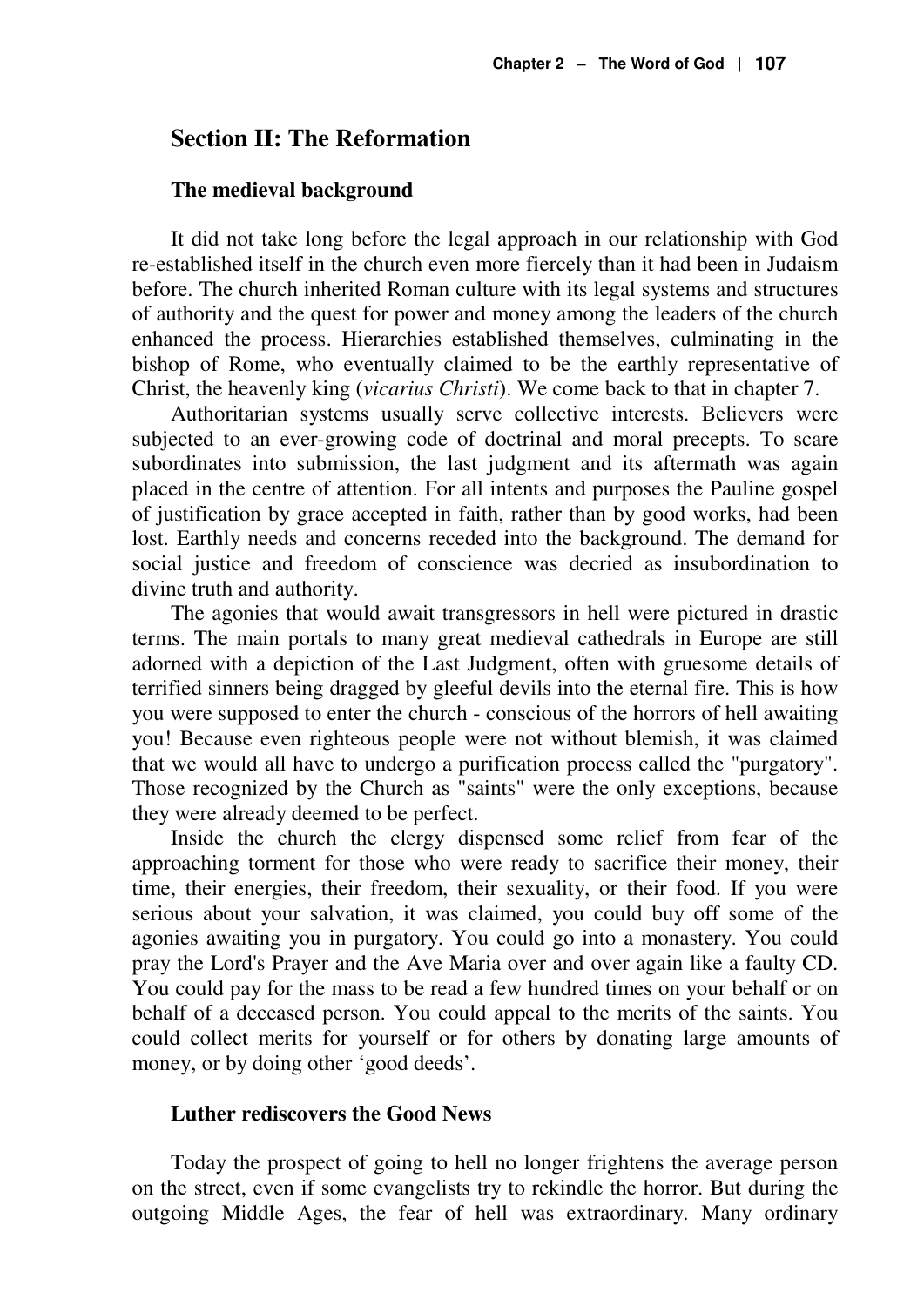## Section II: The Reformation

### The medieval background

It did not take long before the legal approach in our relationship with God re-established itself in the church even more fiercely than it had been in Judaism before. The church inherited Roman culture with its legal systems and structures of authority and the quest for power and money among the leaders of the church enhanced the process. Hierarchies established themselves, culminating in the bishop of Rome, who eventually claimed to be the earthly representative of Christ, the heavenly king (*vicarius Christi*). We come back to that in chapter 7.

Authoritarian systems usually serve collective interests. Believers were subjected to an ever-growing code of doctrinal and moral precepts. To scare subordinates into submission, the last judgment and its aftermath was again placed in the centre of attention. For all intents and purposes the Pauline gospel of justification by grace accepted in faith, rather than by good works, had been lost. Earthly needs and concerns receded into the background. The demand for social justice and freedom of conscience was decried as insubordination to divine truth and authority.

The agonies that would await transgressors in hell were pictured in drastic terms. The main portals to many great medieval cathedrals in Europe are still adorned with a depiction of the Last Judgment, often with gruesome details of terrified sinners being dragged by gleeful devils into the eternal fire. This is how you were supposed to enter the church - conscious of the horrors of hell awaiting you! Because even righteous people were not without blemish, it was claimed that we would all have to undergo a purification process called the "purgatory". Those recognized by the Church as "saints" were the only exceptions, because they were already deemed to be perfect.

Inside the church the clergy dispensed some relief from fear of the approaching torment for those who were ready to sacrifice their money, their time, their energies, their freedom, their sexuality, or their food. If you were serious about your salvation, it was claimed, you could buy off some of the agonies awaiting you in purgatory. You could go into a monastery. You could pray the Lord's Prayer and the Ave Maria over and over again like a faulty CD. You could pay for the mass to be read a few hundred times on your behalf or on behalf of a deceased person. You could appeal to the merits of the saints. You could collect merits for yourself or for others by donating large amounts of money, or by doing other 'good deeds'.

### Luther rediscovers the Good News

Today the prospect of going to hell no longer frightens the average person on the street, even if some evangelists try to rekindle the horror. But during the outgoing Middle Ages, the fear of hell was extraordinary. Many ordinary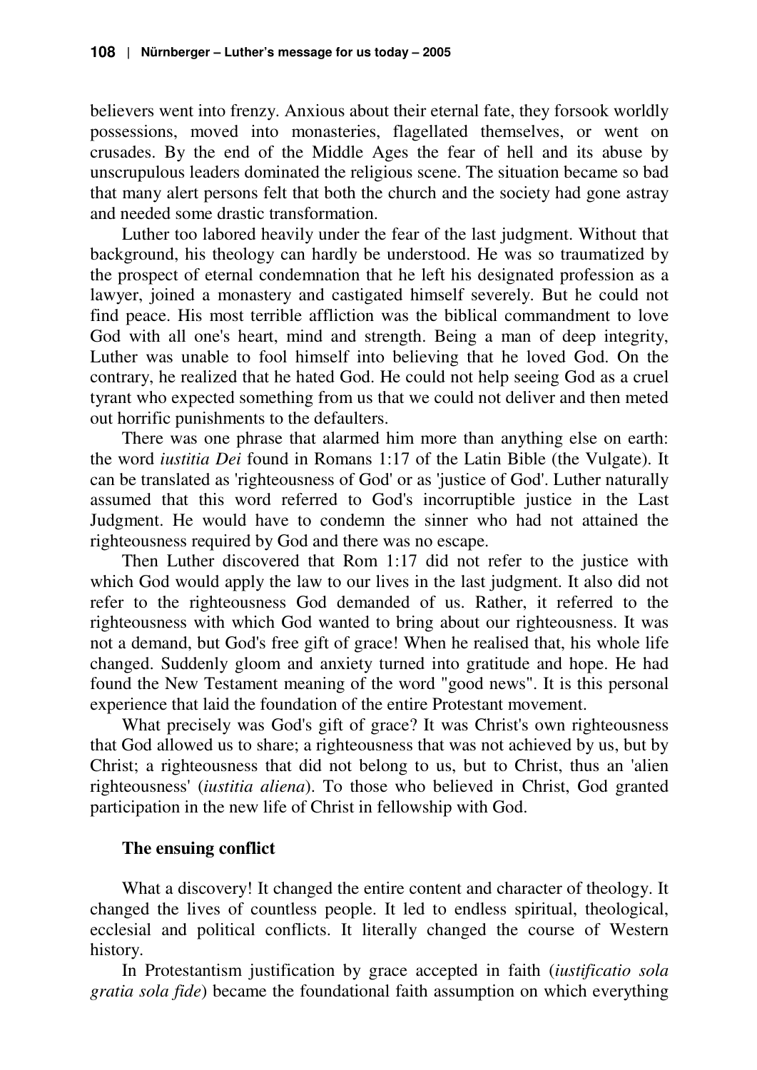believers went into frenzy. Anxious about their eternal fate, they forsook worldly possessions, moved into monasteries, flagellated themselves, or went on crusades. By the end of the Middle Ages the fear of hell and its abuse by unscrupulous leaders dominated the religious scene. The situation became so bad that many alert persons felt that both the church and the society had gone astray and needed some drastic transformation.

Luther too labored heavily under the fear of the last judgment. Without that background, his theology can hardly be understood. He was so traumatized by the prospect of eternal condemnation that he left his designated profession as a lawyer, joined a monastery and castigated himself severely. But he could not find peace. His most terrible affliction was the biblical commandment to love God with all one's heart, mind and strength. Being a man of deep integrity, Luther was unable to fool himself into believing that he loved God. On the contrary, he realized that he hated God. He could not help seeing God as a cruel tyrant who expected something from us that we could not deliver and then meted out horrific punishments to the defaulters.

There was one phrase that alarmed him more than anything else on earth: the word *iustitia Dei* found in Romans 1:17 of the Latin Bible (the Vulgate). It can be translated as 'righteousness of God' or as 'justice of God'. Luther naturally assumed that this word referred to God's incorruptible justice in the Last Judgment. He would have to condemn the sinner who had not attained the righteousness required by God and there was no escape.

Then Luther discovered that Rom 1:17 did not refer to the justice with which God would apply the law to our lives in the last judgment. It also did not refer to the righteousness God demanded of us. Rather, it referred to the righteousness with which God wanted to bring about our righteousness. It was not a demand, but God's free gift of grace! When he realised that, his whole life changed. Suddenly gloom and anxiety turned into gratitude and hope. He had found the New Testament meaning of the word "good news". It is this personal experience that laid the foundation of the entire Protestant movement.

What precisely was God's gift of grace? It was Christ's own righteousness that God allowed us to share; a righteousness that was not achieved by us, but by Christ; a righteousness that did not belong to us, but to Christ, thus an 'alien righteousness' (*iustitia aliena*). To those who believed in Christ, God granted participation in the new life of Christ in fellowship with God.

### The ensuing conflict

What a discovery! It changed the entire content and character of theology. It changed the lives of countless people. It led to endless spiritual, theological, ecclesial and political conflicts. It literally changed the course of Western history.

In Protestantism justification by grace accepted in faith (*iustificatio sola gratia sola fide*) became the foundational faith assumption on which everything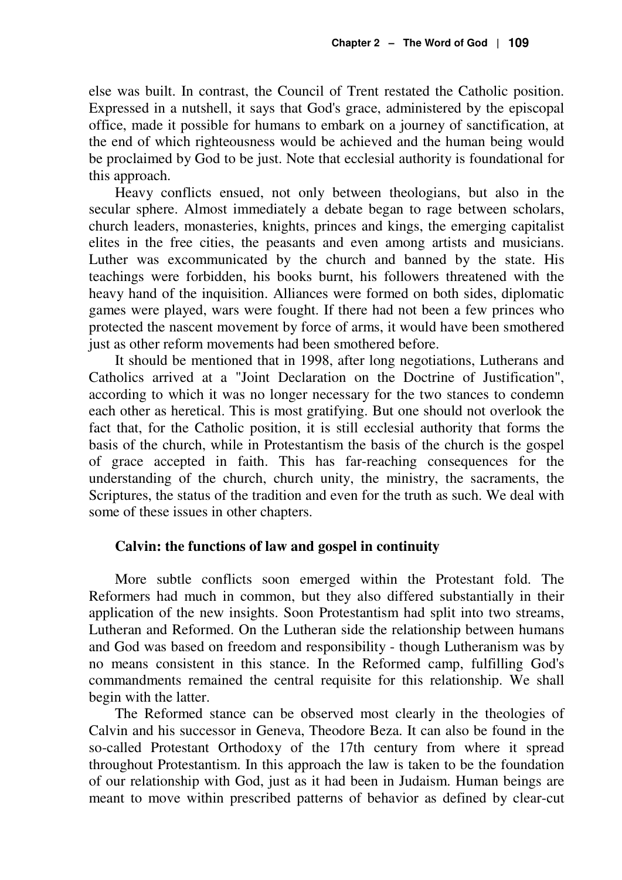else was built. In contrast, the Council of Trent restated the Catholic position. Expressed in a nutshell, it says that God's grace, administered by the episcopal office, made it possible for humans to embark on a journey of sanctification, at the end of which righteousness would be achieved and the human being would be proclaimed by God to be just. Note that ecclesial authority is foundational for this approach.

Heavy conflicts ensued, not only between theologians, but also in the secular sphere. Almost immediately a debate began to rage between scholars, church leaders, monasteries, knights, princes and kings, the emerging capitalist elites in the free cities, the peasants and even among artists and musicians. Luther was excommunicated by the church and banned by the state. His teachings were forbidden, his books burnt, his followers threatened with the heavy hand of the inquisition. Alliances were formed on both sides, diplomatic games were played, wars were fought. If there had not been a few princes who protected the nascent movement by force of arms, it would have been smothered just as other reform movements had been smothered before.

It should be mentioned that in 1998, after long negotiations, Lutherans and Catholics arrived at a "Joint Declaration on the Doctrine of Justification", according to which it was no longer necessary for the two stances to condemn each other as heretical. This is most gratifying. But one should not overlook the fact that, for the Catholic position, it is still ecclesial authority that forms the basis of the church, while in Protestantism the basis of the church is the gospel of grace accepted in faith. This has far-reaching consequences for the understanding of the church, church unity, the ministry, the sacraments, the Scriptures, the status of the tradition and even for the truth as such. We deal with some of these issues in other chapters.

### Calvin: the functions of law and gospel in continuity

More subtle conflicts soon emerged within the Protestant fold. The Reformers had much in common, but they also differed substantially in their application of the new insights. Soon Protestantism had split into two streams, Lutheran and Reformed. On the Lutheran side the relationship between humans and God was based on freedom and responsibility - though Lutheranism was by no means consistent in this stance. In the Reformed camp, fulfilling God's commandments remained the central requisite for this relationship. We shall begin with the latter.

The Reformed stance can be observed most clearly in the theologies of Calvin and his successor in Geneva, Theodore Beza. It can also be found in the so-called Protestant Orthodoxy of the 17th century from where it spread throughout Protestantism. In this approach the law is taken to be the foundation of our relationship with God, just as it had been in Judaism. Human beings are meant to move within prescribed patterns of behavior as defined by clear-cut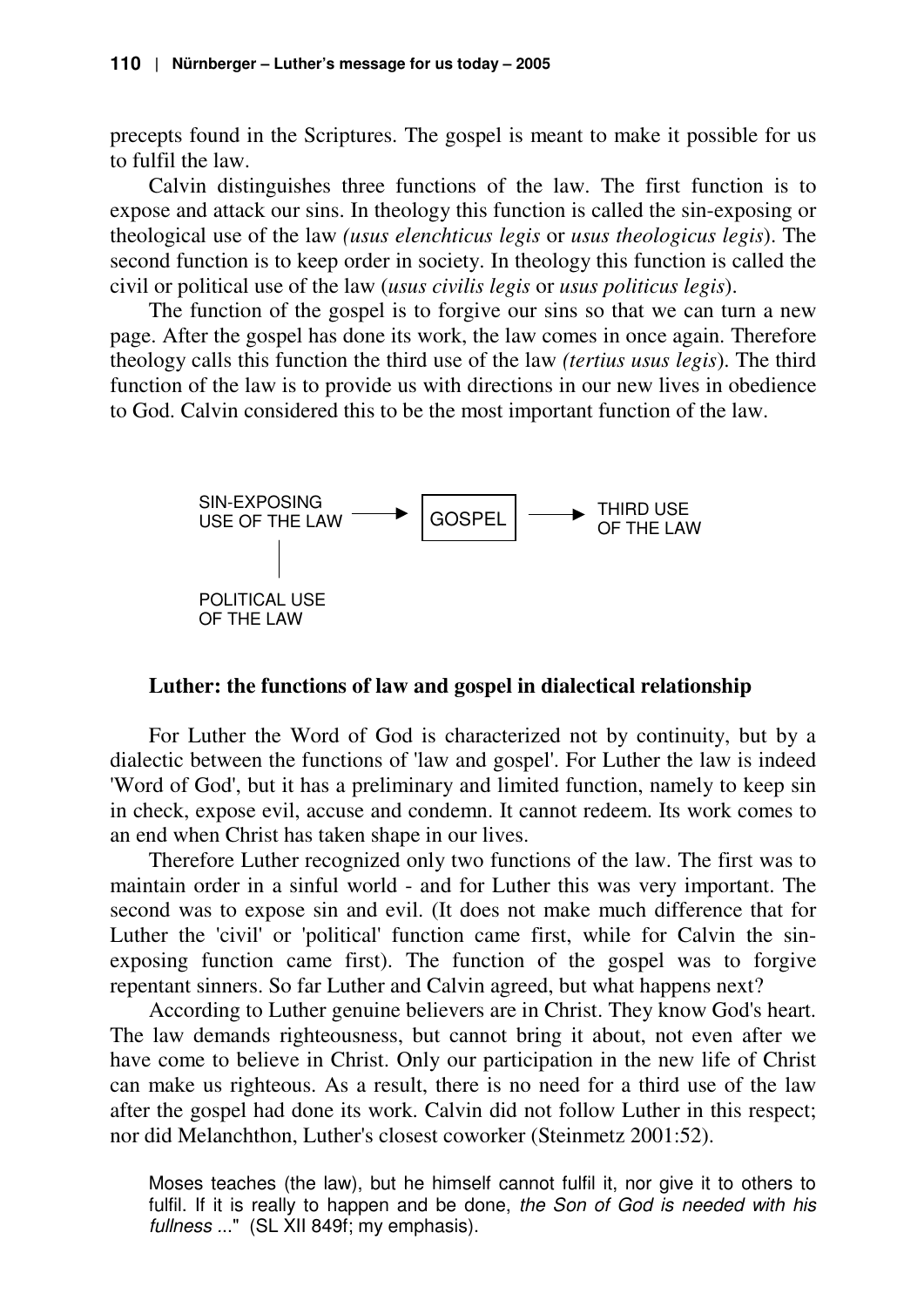precepts found in the Scriptures. The gospel is meant to make it possible for us to fulfil the law.

Calvin distinguishes three functions of the law. The first function is to expose and attack our sins. In theology this function is called the sin-exposing or theological use of the law *(usus elenchticus legis* or *usus theologicus legis*). The second function is to keep order in society. In theology this function is called the civil or political use of the law (*usus civilis legis* or *usus politicus legis*).

The function of the gospel is to forgive our sins so that we can turn a new page. After the gospel has done its work, the law comes in once again. Therefore theology calls this function the third use of the law *(tertius usus legis*). The third function of the law is to provide us with directions in our new lives in obedience to God. Calvin considered this to be the most important function of the law.

```
SIN-EXPOSING                 +--------+           THIRD USE
USE OF THE LAW  ---------->  | GOSPEL |  ------->  OF THE LAW
     |                       +--------+
     |
POLITICAL USE
OF THE LAW
```

### Luther: the functions of law and gospel in dialectical relationship

For Luther the Word of God is characterized not by continuity, but by a dialectic between the functions of 'law and gospel'. For Luther the law is indeed 'Word of God', but it has a preliminary and limited function, namely to keep sin in check, expose evil, accuse and condemn. It cannot redeem. Its work comes to an end when Christ has taken shape in our lives.

Therefore Luther recognized only two functions of the law. The first was to maintain order in a sinful world - and for Luther this was very important. The second was to expose sin and evil. (It does not make much difference that for Luther the 'civil' or 'political' function came first, while for Calvin the sin-exposing function came first). The function of the gospel was to forgive repentant sinners. So far Luther and Calvin agreed, but what happens next?

According to Luther genuine believers are in Christ. They know God's heart. The law demands righteousness, but cannot bring it about, not even after we have come to believe in Christ. Only our participation in the new life of Christ can make us righteous. As a result, there is no need for a third use of the law after the gospel had done its work. Calvin did not follow Luther in this respect; nor did Melanchthon, Luther's closest coworker (Steinmetz 2001:52).

> Moses teaches (the law), but he himself cannot fulfil it, nor give it to others to fulfil. If it is really to happen and be done, *the Son of God is needed with his fullness* ..." (SL XII 849f; my emphasis).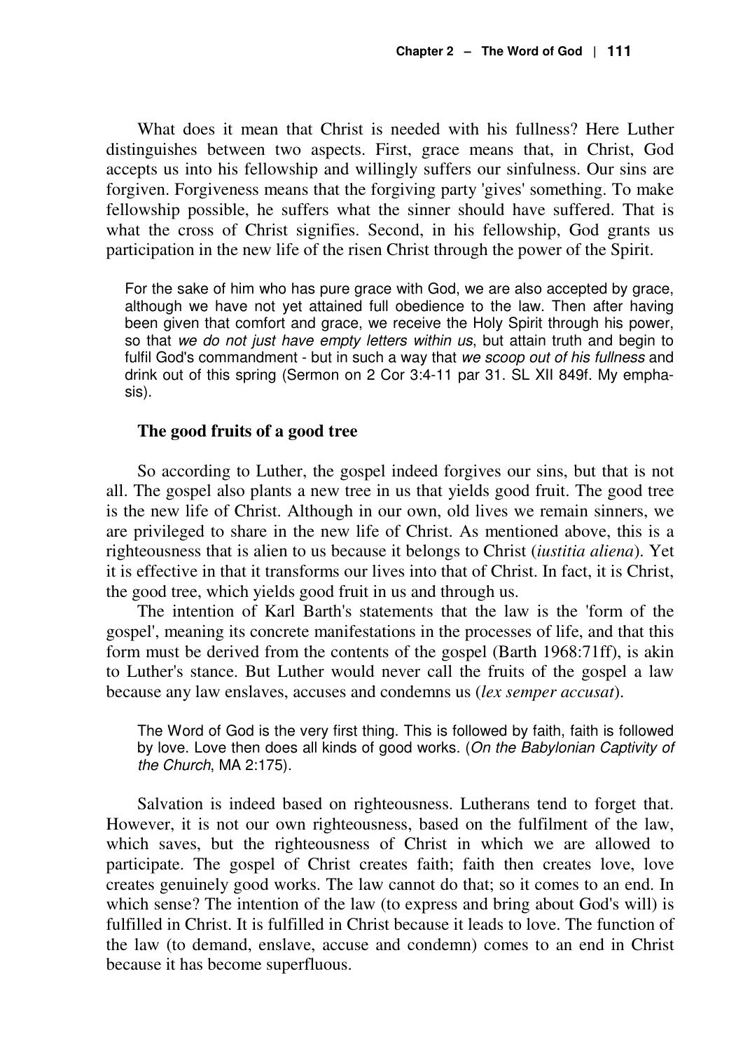What does it mean that Christ is needed with his fullness? Here Luther distinguishes between two aspects. First, grace means that, in Christ, God accepts us into his fellowship and willingly suffers our sinfulness. Our sins are forgiven. Forgiveness means that the forgiving party 'gives' something. To make fellowship possible, he suffers what the sinner should have suffered. That is what the cross of Christ signifies. Second, in his fellowship, God grants us participation in the new life of the risen Christ through the power of the Spirit.

> For the sake of him who has pure grace with God, we are also accepted by grace, although we have not yet attained full obedience to the law. Then after having been given that comfort and grace, we receive the Holy Spirit through his power, so that *we do not just have empty letters within us*, but attain truth and begin to fulfil God's commandment - but in such a way that *we scoop out of his fullness* and drink out of this spring (Sermon on 2 Cor 3:4-11 par 31. SL XII 849f. My emphasis).

### The good fruits of a good tree

So according to Luther, the gospel indeed forgives our sins, but that is not all. The gospel also plants a new tree in us that yields good fruit. The good tree is the new life of Christ. Although in our own, old lives we remain sinners, we are privileged to share in the new life of Christ. As mentioned above, this is a righteousness that is alien to us because it belongs to Christ (*iustitia aliena*). Yet it is effective in that it transforms our lives into that of Christ. In fact, it is Christ, the good tree, which yields good fruit in us and through us.

The intention of Karl Barth's statements that the law is the 'form of the gospel', meaning its concrete manifestations in the processes of life, and that this form must be derived from the contents of the gospel (Barth 1968:71ff), is akin to Luther's stance. But Luther would never call the fruits of the gospel a law because any law enslaves, accuses and condemns us (*lex semper accusat*).

> The Word of God is the very first thing. This is followed by faith, faith is followed by love. Love then does all kinds of good works. (*On the Babylonian Captivity of the Church*, MA 2:175).

Salvation is indeed based on righteousness. Lutherans tend to forget that. However, it is not our own righteousness, based on the fulfilment of the law, which saves, but the righteousness of Christ in which we are allowed to participate. The gospel of Christ creates faith; faith then creates love, love creates genuinely good works. The law cannot do that; so it comes to an end. In which sense? The intention of the law (to express and bring about God's will) is fulfilled in Christ. It is fulfilled in Christ because it leads to love. The function of the law (to demand, enslave, accuse and condemn) comes to an end in Christ because it has become superfluous.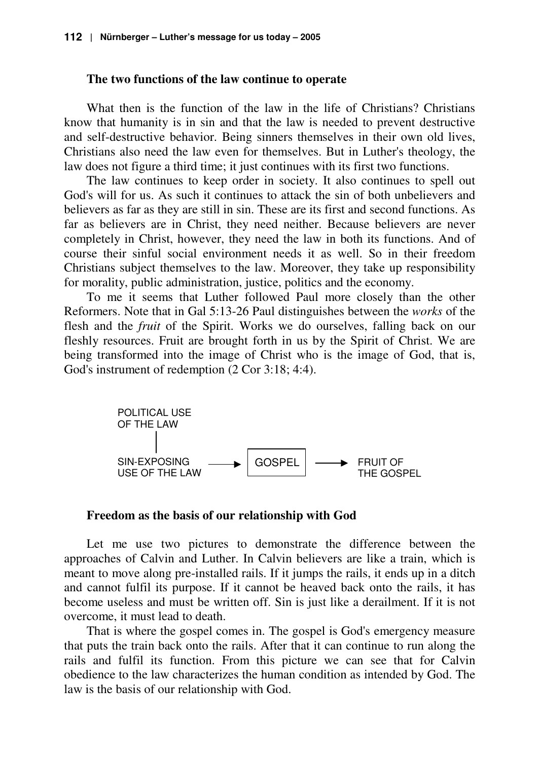## The two functions of the law continue to operate

What then is the function of the law in the life of Christians? Christians know that humanity is in sin and that the law is needed to prevent destructive and self-destructive behavior. Being sinners themselves in their own old lives, Christians also need the law even for themselves. But in Luther's theology, the law does not figure a third time; it just continues with its first two functions.

The law continues to keep order in society. It also continues to spell out God's will for us. As such it continues to attack the sin of both unbelievers and believers as far as they are still in sin. These are its first and second functions. As far as believers are in Christ, they need neither. Because believers are never completely in Christ, however, they need the law in both its functions. And of course their sinful social environment needs it as well. So in their freedom Christians subject themselves to the law. Moreover, they take up responsibility for morality, public administration, justice, politics and the economy.

To me it seems that Luther followed Paul more closely than the other Reformers. Note that in Gal 5:13-26 Paul distinguishes between the *works* of the flesh and the *fruit* of the Spirit. Works we do ourselves, falling back on our fleshly resources. Fruit are brought forth in us by the Spirit of Christ. We are being transformed into the image of Christ who is the image of God, that is, God's instrument of redemption (2 Cor 3:18; 4:4).

```
POLITICAL USE
OF THE LAW
     |
SIN-EXPOSING      ---->  | GOSPEL |  ---->  FRUIT OF
USE OF THE LAW                              THE GOSPEL
```

## Freedom as the basis of our relationship with God

Let me use two pictures to demonstrate the difference between the approaches of Calvin and Luther. In Calvin believers are like a train, which is meant to move along pre-installed rails. If it jumps the rails, it ends up in a ditch and cannot fulfil its purpose. If it cannot be heaved back onto the rails, it has become useless and must be written off. Sin is just like a derailment. If it is not overcome, it must lead to death.

That is where the gospel comes in. The gospel is God's emergency measure that puts the train back onto the rails. After that it can continue to run along the rails and fulfil its function. From this picture we can see that for Calvin obedience to the law characterizes the human condition as intended by God. The law is the basis of our relationship with God.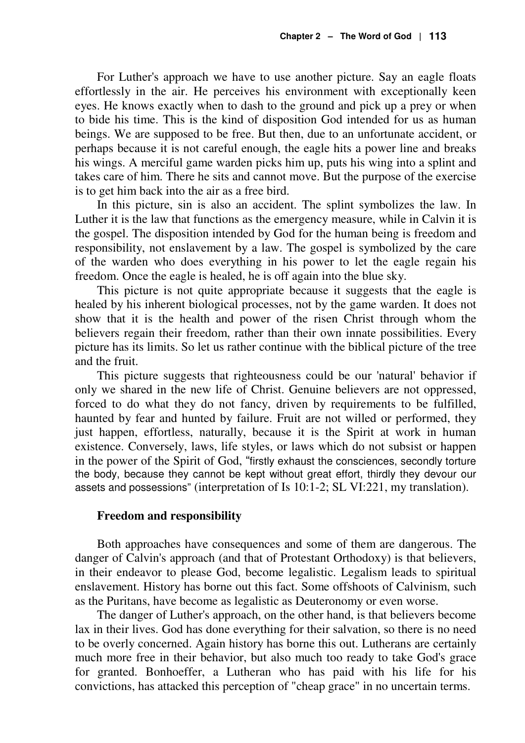For Luther's approach we have to use another picture. Say an eagle floats effortlessly in the air. He perceives his environment with exceptionally keen eyes. He knows exactly when to dash to the ground and pick up a prey or when to bide his time. This is the kind of disposition God intended for us as human beings. We are supposed to be free. But then, due to an unfortunate accident, or perhaps because it is not careful enough, the eagle hits a power line and breaks his wings. A merciful game warden picks him up, puts his wing into a splint and takes care of him. There he sits and cannot move. But the purpose of the exercise is to get him back into the air as a free bird.

In this picture, sin is also an accident. The splint symbolizes the law. In Luther it is the law that functions as the emergency measure, while in Calvin it is the gospel. The disposition intended by God for the human being is freedom and responsibility, not enslavement by a law. The gospel is symbolized by the care of the warden who does everything in his power to let the eagle regain his freedom. Once the eagle is healed, he is off again into the blue sky.

This picture is not quite appropriate because it suggests that the eagle is healed by his inherent biological processes, not by the game warden. It does not show that it is the health and power of the risen Christ through whom the believers regain their freedom, rather than their own innate possibilities. Every picture has its limits. So let us rather continue with the biblical picture of the tree and the fruit.

This picture suggests that righteousness could be our 'natural' behavior if only we shared in the new life of Christ. Genuine believers are not oppressed, forced to do what they do not fancy, driven by requirements to be fulfilled, haunted by fear and hunted by failure. Fruit are not willed or performed, they just happen, effortless, naturally, because it is the Spirit at work in human existence. Conversely, laws, life styles, or laws which do not subsist or happen in the power of the Spirit of God, "firstly exhaust the consciences, secondly torture the body, because they cannot be kept without great effort, thirdly they devour our assets and possessions" (interpretation of Is 10:1-2; SL VI:221, my translation).

### Freedom and responsibility

Both approaches have consequences and some of them are dangerous. The danger of Calvin's approach (and that of Protestant Orthodoxy) is that believers, in their endeavor to please God, become legalistic. Legalism leads to spiritual enslavement. History has borne out this fact. Some offshoots of Calvinism, such as the Puritans, have become as legalistic as Deuteronomy or even worse.

The danger of Luther's approach, on the other hand, is that believers become lax in their lives. God has done everything for their salvation, so there is no need to be overly concerned. Again history has borne this out. Lutherans are certainly much more free in their behavior, but also much too ready to take God's grace for granted. Bonhoeffer, a Lutheran who has paid with his life for his convictions, has attacked this perception of "cheap grace" in no uncertain terms.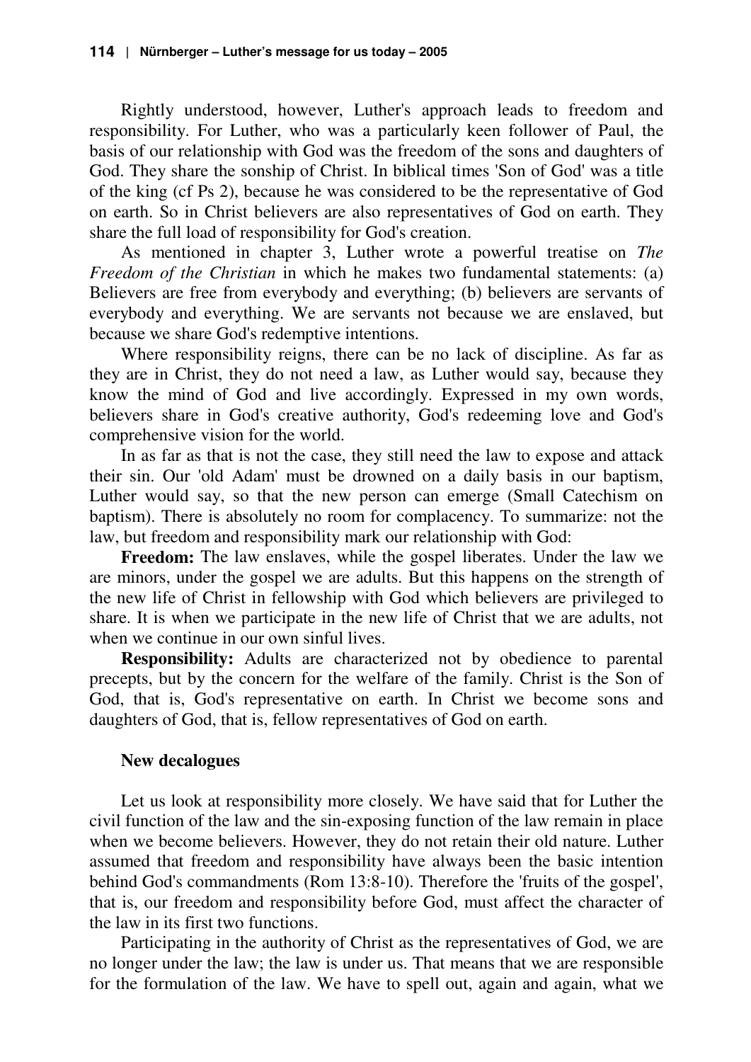Rightly understood, however, Luther's approach leads to freedom and responsibility. For Luther, who was a particularly keen follower of Paul, the basis of our relationship with God was the freedom of the sons and daughters of God. They share the sonship of Christ. In biblical times 'Son of God' was a title of the king (cf Ps 2), because he was considered to be the representative of God on earth. So in Christ believers are also representatives of God on earth. They share the full load of responsibility for God's creation.

As mentioned in chapter 3, Luther wrote a powerful treatise on *The Freedom of the Christian* in which he makes two fundamental statements: (a) Believers are free from everybody and everything; (b) believers are servants of everybody and everything. We are servants not because we are enslaved, but because we share God's redemptive intentions.

Where responsibility reigns, there can be no lack of discipline. As far as they are in Christ, they do not need a law, as Luther would say, because they know the mind of God and live accordingly. Expressed in my own words, believers share in God's creative authority, God's redeeming love and God's comprehensive vision for the world.

In as far as that is not the case, they still need the law to expose and attack their sin. Our 'old Adam' must be drowned on a daily basis in our baptism, Luther would say, so that the new person can emerge (Small Catechism on baptism). There is absolutely no room for complacency. To summarize: not the law, but freedom and responsibility mark our relationship with God:

**Freedom:** The law enslaves, while the gospel liberates. Under the law we are minors, under the gospel we are adults. But this happens on the strength of the new life of Christ in fellowship with God which believers are privileged to share. It is when we participate in the new life of Christ that we are adults, not when we continue in our own sinful lives.

**Responsibility:** Adults are characterized not by obedience to parental precepts, but by the concern for the welfare of the family. Christ is the Son of God, that is, God's representative on earth. In Christ we become sons and daughters of God, that is, fellow representatives of God on earth.

### New decalogues

Let us look at responsibility more closely. We have said that for Luther the civil function of the law and the sin-exposing function of the law remain in place when we become believers. However, they do not retain their old nature. Luther assumed that freedom and responsibility have always been the basic intention behind God's commandments (Rom 13:8-10). Therefore the 'fruits of the gospel', that is, our freedom and responsibility before God, must affect the character of the law in its first two functions.

Participating in the authority of Christ as the representatives of God, we are no longer under the law; the law is under us. That means that we are responsible for the formulation of the law. We have to spell out, again and again, what we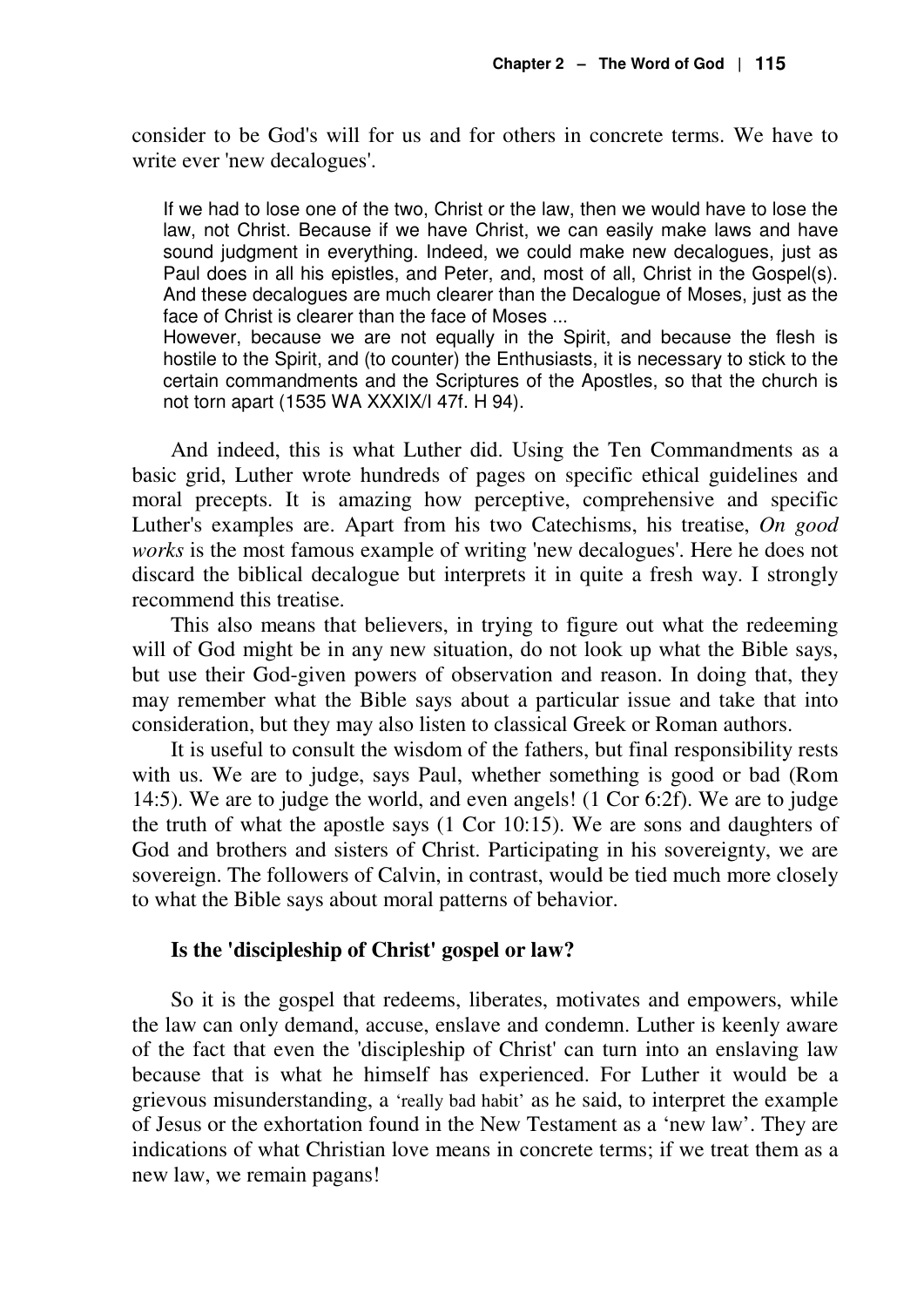consider to be God's will for us and for others in concrete terms. We have to write ever 'new decalogues'.

> If we had to lose one of the two, Christ or the law, then we would have to lose the law, not Christ. Because if we have Christ, we can easily make laws and have sound judgment in everything. Indeed, we could make new decalogues, just as Paul does in all his epistles, and Peter, and, most of all, Christ in the Gospel(s). And these decalogues are much clearer than the Decalogue of Moses, just as the face of Christ is clearer than the face of Moses ...
> However, because we are not equally in the Spirit, and because the flesh is hostile to the Spirit, and (to counter) the Enthusiasts, it is necessary to stick to the certain commandments and the Scriptures of the Apostles, so that the church is not torn apart (1535 WA XXXIX/I 47f. H 94).

And indeed, this is what Luther did. Using the Ten Commandments as a basic grid, Luther wrote hundreds of pages on specific ethical guidelines and moral precepts. It is amazing how perceptive, comprehensive and specific Luther's examples are. Apart from his two Catechisms, his treatise, *On good works* is the most famous example of writing 'new decalogues'. Here he does not discard the biblical decalogue but interprets it in quite a fresh way. I strongly recommend this treatise.

This also means that believers, in trying to figure out what the redeeming will of God might be in any new situation, do not look up what the Bible says, but use their God-given powers of observation and reason. In doing that, they may remember what the Bible says about a particular issue and take that into consideration, but they may also listen to classical Greek or Roman authors.

It is useful to consult the wisdom of the fathers, but final responsibility rests with us. We are to judge, says Paul, whether something is good or bad (Rom 14:5). We are to judge the world, and even angels! (1 Cor 6:2f). We are to judge the truth of what the apostle says (1 Cor 10:15). We are sons and daughters of God and brothers and sisters of Christ. Participating in his sovereignty, we are sovereign. The followers of Calvin, in contrast, would be tied much more closely to what the Bible says about moral patterns of behavior.

### Is the 'discipleship of Christ' gospel or law?

So it is the gospel that redeems, liberates, motivates and empowers, while the law can only demand, accuse, enslave and condemn. Luther is keenly aware of the fact that even the 'discipleship of Christ' can turn into an enslaving law because that is what he himself has experienced. For Luther it would be a grievous misunderstanding, a 'really bad habit' as he said, to interpret the example of Jesus or the exhortation found in the New Testament as a 'new law'. They are indications of what Christian love means in concrete terms; if we treat them as a new law, we remain pagans!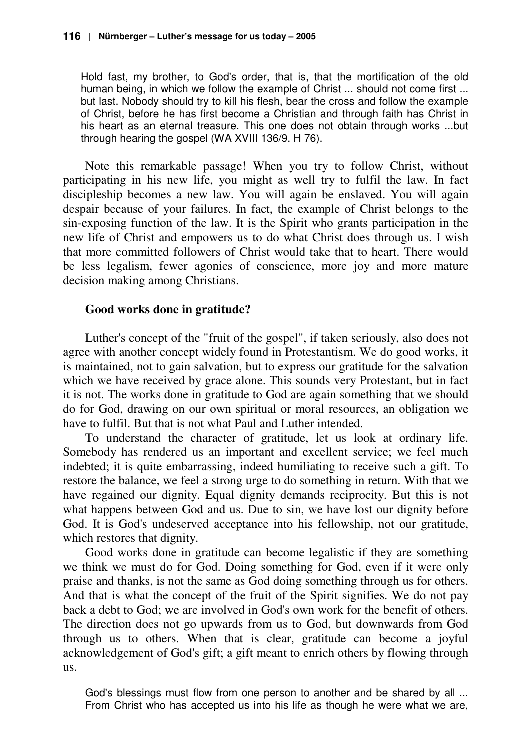> Hold fast, my brother, to God's order, that is, that the mortification of the old human being, in which we follow the example of Christ ... should not come first ... but last. Nobody should try to kill his flesh, bear the cross and follow the example of Christ, before he has first become a Christian and through faith has Christ in his heart as an eternal treasure. This one does not obtain through works ...but through hearing the gospel (WA XVIII 136/9. H 76).

Note this remarkable passage! When you try to follow Christ, without participating in his new life, you might as well try to fulfil the law. In fact discipleship becomes a new law. You will again be enslaved. You will again despair because of your failures. In fact, the example of Christ belongs to the sin-exposing function of the law. It is the Spirit who grants participation in the new life of Christ and empowers us to do what Christ does through us. I wish that more committed followers of Christ would take that to heart. There would be less legalism, fewer agonies of conscience, more joy and more mature decision making among Christians.

### Good works done in gratitude?

Luther's concept of the "fruit of the gospel", if taken seriously, also does not agree with another concept widely found in Protestantism. We do good works, it is maintained, not to gain salvation, but to express our gratitude for the salvation which we have received by grace alone. This sounds very Protestant, but in fact it is not. The works done in gratitude to God are again something that we should do for God, drawing on our own spiritual or moral resources, an obligation we have to fulfil. But that is not what Paul and Luther intended.

To understand the character of gratitude, let us look at ordinary life. Somebody has rendered us an important and excellent service; we feel much indebted; it is quite embarrassing, indeed humiliating to receive such a gift. To restore the balance, we feel a strong urge to do something in return. With that we have regained our dignity. Equal dignity demands reciprocity. But this is not what happens between God and us. Due to sin, we have lost our dignity before God. It is God's undeserved acceptance into his fellowship, not our gratitude, which restores that dignity.

Good works done in gratitude can become legalistic if they are something we think we must do for God. Doing something for God, even if it were only praise and thanks, is not the same as God doing something through us for others. And that is what the concept of the fruit of the Spirit signifies. We do not pay back a debt to God; we are involved in God's own work for the benefit of others. The direction does not go upwards from us to God, but downwards from God through us to others. When that is clear, gratitude can become a joyful acknowledgement of God's gift; a gift meant to enrich others by flowing through us.

> God's blessings must flow from one person to another and be shared by all ... From Christ who has accepted us into his life as though he were what we are,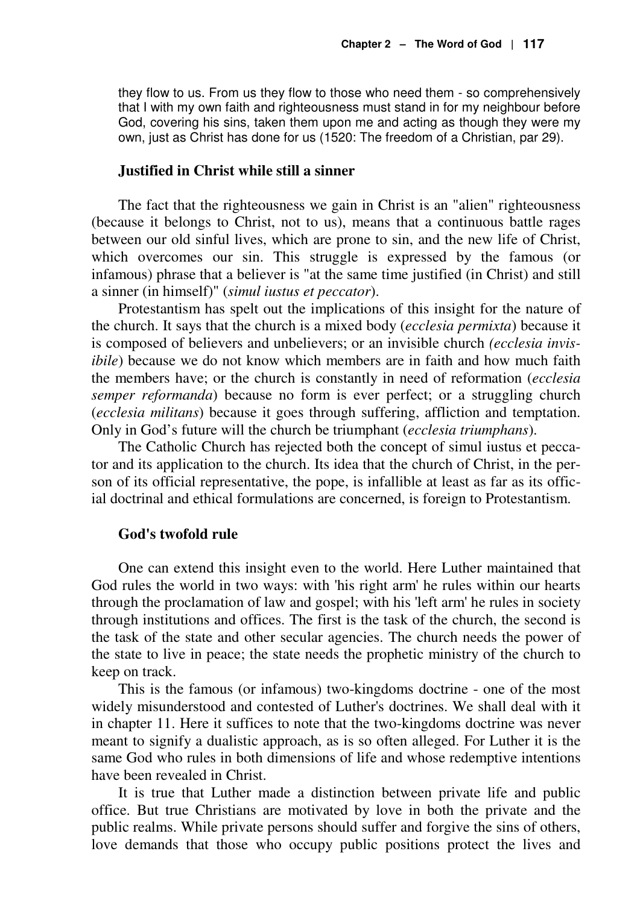they flow to us. From us they flow to those who need them - so comprehensively that I with my own faith and righteousness must stand in for my neighbour before God, covering his sins, taken them upon me and acting as though they were my own, just as Christ has done for us (1520: The freedom of a Christian, par 29).

### Justified in Christ while still a sinner

The fact that the righteousness we gain in Christ is an "alien" righteousness (because it belongs to Christ, not to us), means that a continuous battle rages between our old sinful lives, which are prone to sin, and the new life of Christ, which overcomes our sin. This struggle is expressed by the famous (or infamous) phrase that a believer is "at the same time justified (in Christ) and still a sinner (in himself)" (*simul iustus et peccator*).

Protestantism has spelt out the implications of this insight for the nature of the church. It says that the church is a mixed body (*ecclesia permixta*) because it is composed of believers and unbelievers; or an invisible church *(ecclesia invisibile*) because we do not know which members are in faith and how much faith the members have; or the church is constantly in need of reformation (*ecclesia semper reformanda*) because no form is ever perfect; or a struggling church (*ecclesia militans*) because it goes through suffering, affliction and temptation. Only in God's future will the church be triumphant (*ecclesia triumphans*).

The Catholic Church has rejected both the concept of simul iustus et peccator and its application to the church. Its idea that the church of Christ, in the person of its official representative, the pope, is infallible at least as far as its official doctrinal and ethical formulations are concerned, is foreign to Protestantism.

### God's twofold rule

One can extend this insight even to the world. Here Luther maintained that God rules the world in two ways: with 'his right arm' he rules within our hearts through the proclamation of law and gospel; with his 'left arm' he rules in society through institutions and offices. The first is the task of the church, the second is the task of the state and other secular agencies. The church needs the power of the state to live in peace; the state needs the prophetic ministry of the church to keep on track.

This is the famous (or infamous) two-kingdoms doctrine - one of the most widely misunderstood and contested of Luther's doctrines. We shall deal with it in chapter 11. Here it suffices to note that the two-kingdoms doctrine was never meant to signify a dualistic approach, as is so often alleged. For Luther it is the same God who rules in both dimensions of life and whose redemptive intentions have been revealed in Christ.

It is true that Luther made a distinction between private life and public office. But true Christians are motivated by love in both the private and the public realms. While private persons should suffer and forgive the sins of others, love demands that those who occupy public positions protect the lives and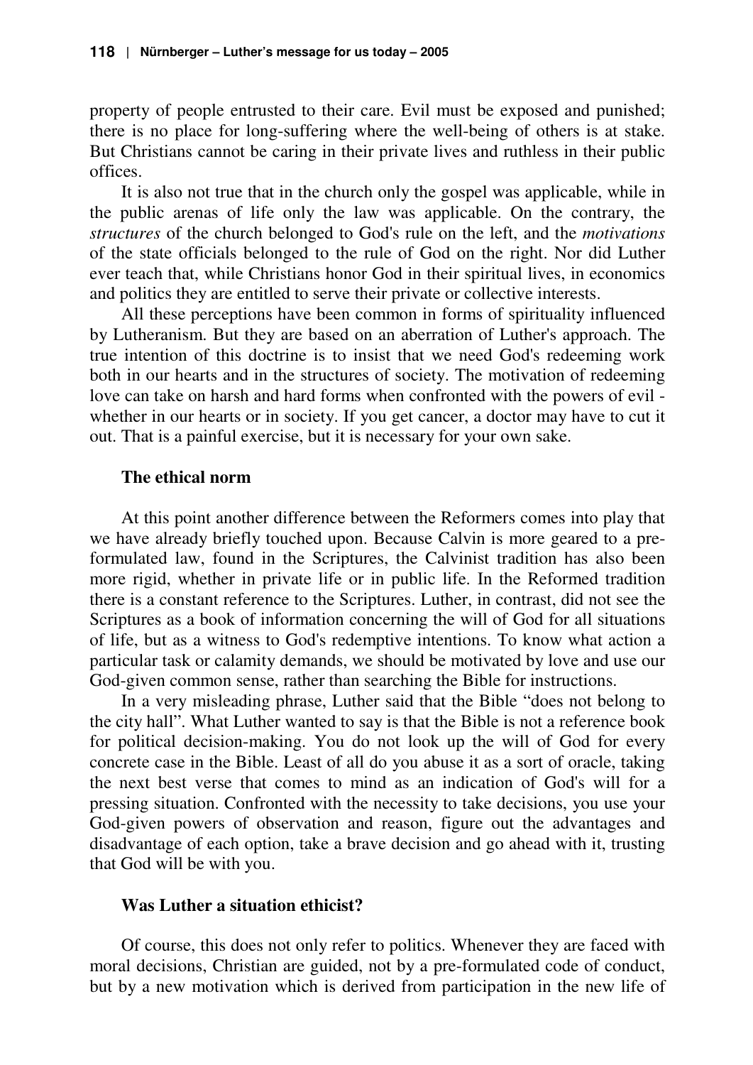property of people entrusted to their care. Evil must be exposed and punished; there is no place for long-suffering where the well-being of others is at stake. But Christians cannot be caring in their private lives and ruthless in their public offices.

It is also not true that in the church only the gospel was applicable, while in the public arenas of life only the law was applicable. On the contrary, the *structures* of the church belonged to God's rule on the left, and the *motivations* of the state officials belonged to the rule of God on the right. Nor did Luther ever teach that, while Christians honor God in their spiritual lives, in economics and politics they are entitled to serve their private or collective interests.

All these perceptions have been common in forms of spirituality influenced by Lutheranism. But they are based on an aberration of Luther's approach. The true intention of this doctrine is to insist that we need God's redeeming work both in our hearts and in the structures of society. The motivation of redeeming love can take on harsh and hard forms when confronted with the powers of evil - whether in our hearts or in society. If you get cancer, a doctor may have to cut it out. That is a painful exercise, but it is necessary for your own sake.

### The ethical norm

At this point another difference between the Reformers comes into play that we have already briefly touched upon. Because Calvin is more geared to a pre-formulated law, found in the Scriptures, the Calvinist tradition has also been more rigid, whether in private life or in public life. In the Reformed tradition there is a constant reference to the Scriptures. Luther, in contrast, did not see the Scriptures as a book of information concerning the will of God for all situations of life, but as a witness to God's redemptive intentions. To know what action a particular task or calamity demands, we should be motivated by love and use our God-given common sense, rather than searching the Bible for instructions.

In a very misleading phrase, Luther said that the Bible "does not belong to the city hall". What Luther wanted to say is that the Bible is not a reference book for political decision-making. You do not look up the will of God for every concrete case in the Bible. Least of all do you abuse it as a sort of oracle, taking the next best verse that comes to mind as an indication of God's will for a pressing situation. Confronted with the necessity to take decisions, you use your God-given powers of observation and reason, figure out the advantages and disadvantage of each option, take a brave decision and go ahead with it, trusting that God will be with you.

### Was Luther a situation ethicist?

Of course, this does not only refer to politics. Whenever they are faced with moral decisions, Christian are guided, not by a pre-formulated code of conduct, but by a new motivation which is derived from participation in the new life of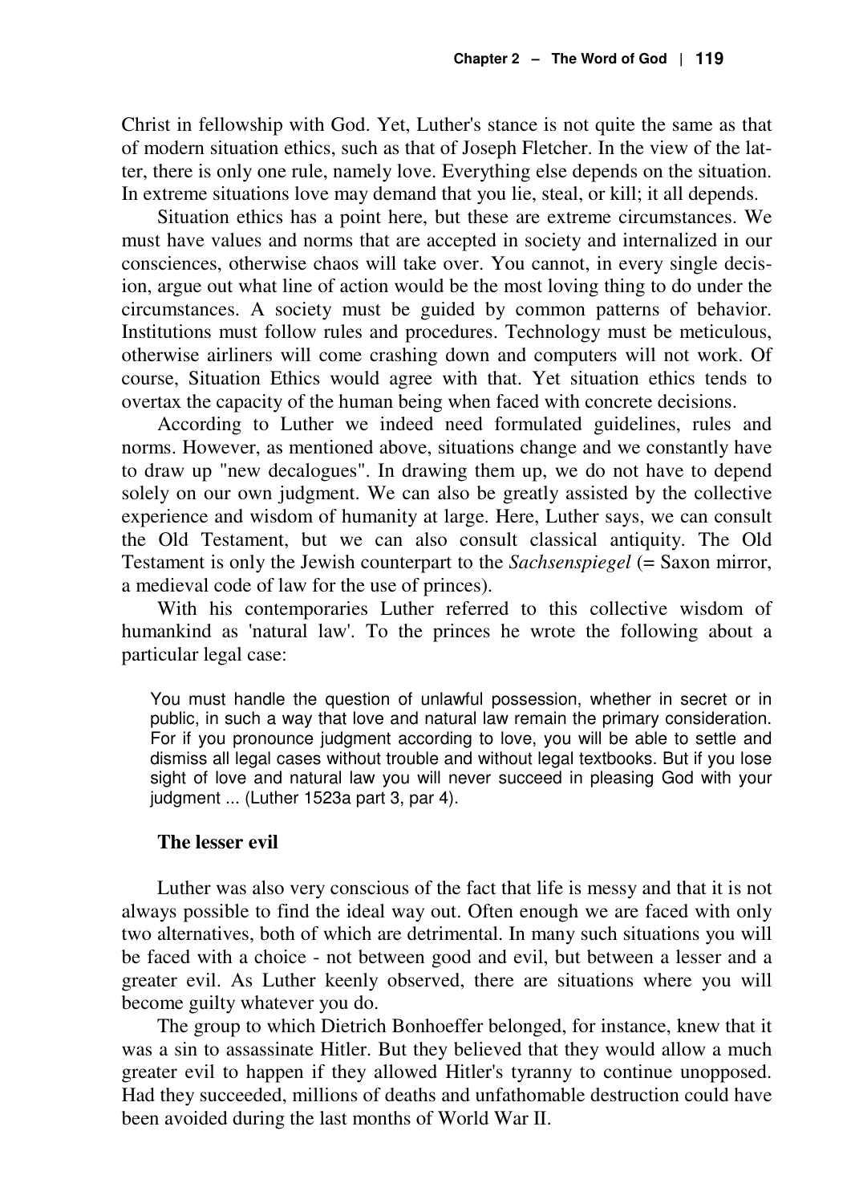Christ in fellowship with God. Yet, Luther's stance is not quite the same as that of modern situation ethics, such as that of Joseph Fletcher. In the view of the latter, there is only one rule, namely love. Everything else depends on the situation. In extreme situations love may demand that you lie, steal, or kill; it all depends.

Situation ethics has a point here, but these are extreme circumstances. We must have values and norms that are accepted in society and internalized in our consciences, otherwise chaos will take over. You cannot, in every single decision, argue out what line of action would be the most loving thing to do under the circumstances. A society must be guided by common patterns of behavior. Institutions must follow rules and procedures. Technology must be meticulous, otherwise airliners will come crashing down and computers will not work. Of course, Situation Ethics would agree with that. Yet situation ethics tends to overtax the capacity of the human being when faced with concrete decisions.

According to Luther we indeed need formulated guidelines, rules and norms. However, as mentioned above, situations change and we constantly have to draw up "new decalogues". In drawing them up, we do not have to depend solely on our own judgment. We can also be greatly assisted by the collective experience and wisdom of humanity at large. Here, Luther says, we can consult the Old Testament, but we can also consult classical antiquity. The Old Testament is only the Jewish counterpart to the *Sachsenspiegel* (= Saxon mirror, a medieval code of law for the use of princes).

With his contemporaries Luther referred to this collective wisdom of humankind as 'natural law'. To the princes he wrote the following about a particular legal case:

> You must handle the question of unlawful possession, whether in secret or in public, in such a way that love and natural law remain the primary consideration. For if you pronounce judgment according to love, you will be able to settle and dismiss all legal cases without trouble and without legal textbooks. But if you lose sight of love and natural law you will never succeed in pleasing God with your judgment ... (Luther 1523a part 3, par 4).

### The lesser evil

Luther was also very conscious of the fact that life is messy and that it is not always possible to find the ideal way out. Often enough we are faced with only two alternatives, both of which are detrimental. In many such situations you will be faced with a choice - not between good and evil, but between a lesser and a greater evil. As Luther keenly observed, there are situations where you will become guilty whatever you do.

The group to which Dietrich Bonhoeffer belonged, for instance, knew that it was a sin to assassinate Hitler. But they believed that they would allow a much greater evil to happen if they allowed Hitler's tyranny to continue unopposed. Had they succeeded, millions of deaths and unfathomable destruction could have been avoided during the last months of World War II.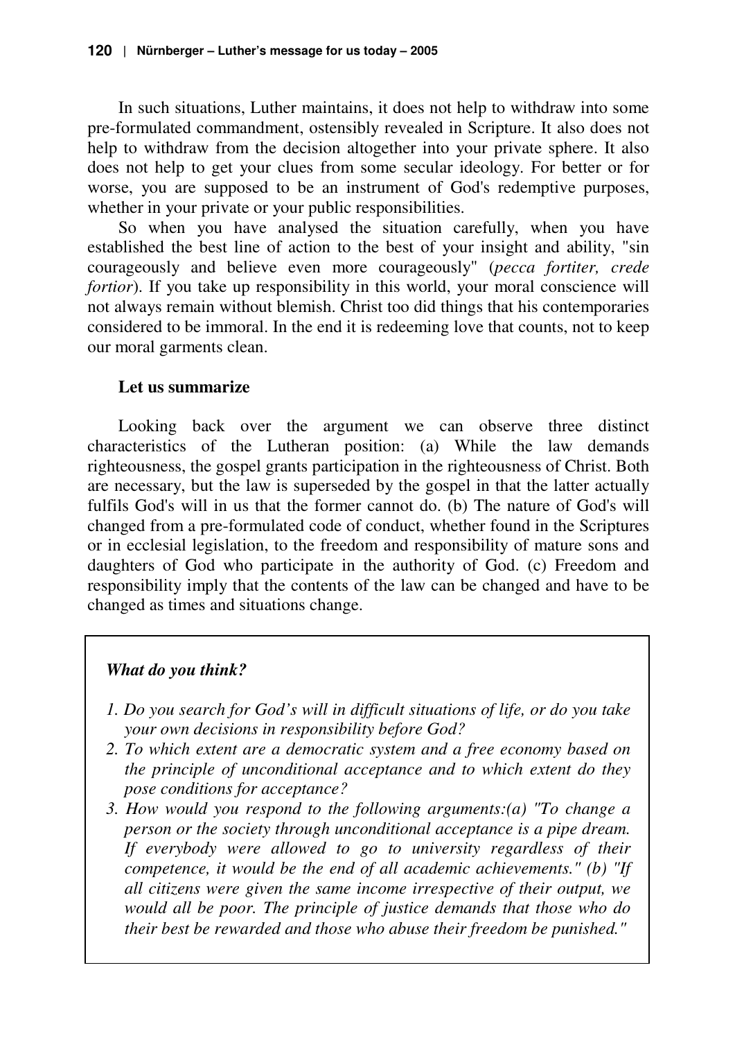In such situations, Luther maintains, it does not help to withdraw into some pre-formulated commandment, ostensibly revealed in Scripture. It also does not help to withdraw from the decision altogether into your private sphere. It also does not help to get your clues from some secular ideology. For better or for worse, you are supposed to be an instrument of God's redemptive purposes, whether in your private or your public responsibilities.

So when you have analysed the situation carefully, when you have established the best line of action to the best of your insight and ability, "sin courageously and believe even more courageously" (*pecca fortiter, crede fortior*). If you take up responsibility in this world, your moral conscience will not always remain without blemish. Christ too did things that his contemporaries considered to be immoral. In the end it is redeeming love that counts, not to keep our moral garments clean.

**Let us summarize**

Looking back over the argument we can observe three distinct characteristics of the Lutheran position: (a) While the law demands righteousness, the gospel grants participation in the righteousness of Christ. Both are necessary, but the law is superseded by the gospel in that the latter actually fulfils God's will in us that the former cannot do. (b) The nature of God's will changed from a pre-formulated code of conduct, whether found in the Scriptures or in ecclesial legislation, to the freedom and responsibility of mature sons and daughters of God who participate in the authority of God. (c) Freedom and responsibility imply that the contents of the law can be changed and have to be changed as times and situations change.

***What do you think?***

1. *Do you search for God's will in difficult situations of life, or do you take your own decisions in responsibility before God?*
2. *To which extent are a democratic system and a free economy based on the principle of unconditional acceptance and to which extent do they pose conditions for acceptance?*
3. *How would you respond to the following arguments:(a) "To change a person or the society through unconditional acceptance is a pipe dream. If everybody were allowed to go to university regardless of their competence, it would be the end of all academic achievements." (b) "If all citizens were given the same income irrespective of their output, we would all be poor. The principle of justice demands that those who do their best be rewarded and those who abuse their freedom be punished."*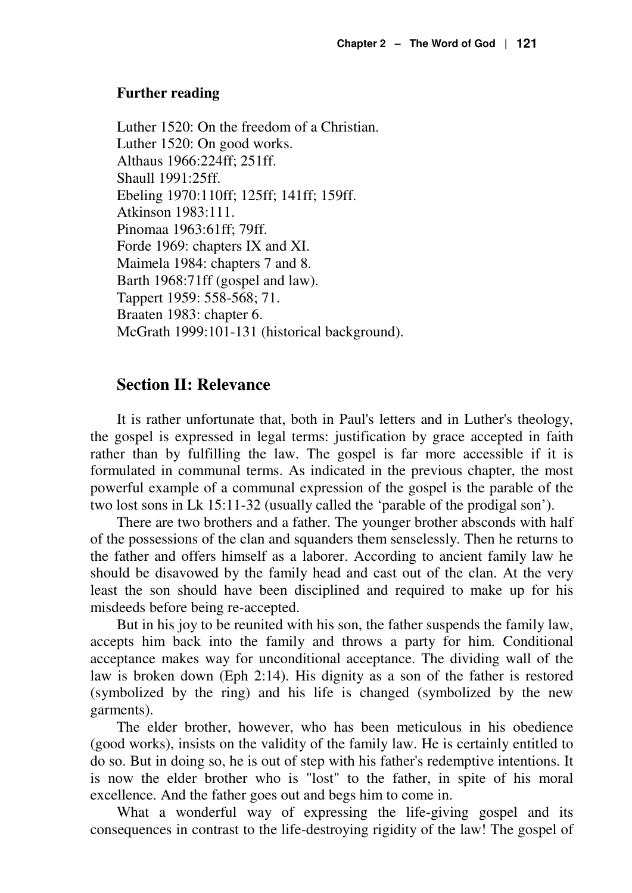### Further reading

Luther 1520: On the freedom of a Christian.
Luther 1520: On good works.
Althaus 1966:224ff; 251ff.
Shaull 1991:25ff.
Ebeling 1970:110ff; 125ff; 141ff; 159ff.
Atkinson 1983:111.
Pinomaa 1963:61ff; 79ff.
Forde 1969: chapters IX and XI.
Maimela 1984: chapters 7 and 8.
Barth 1968:71ff (gospel and law).
Tappert 1959: 558-568; 71.
Braaten 1983: chapter 6.
McGrath 1999:101-131 (historical background).

## Section II: Relevance

It is rather unfortunate that, both in Paul's letters and in Luther's theology, the gospel is expressed in legal terms: justification by grace accepted in faith rather than by fulfilling the law. The gospel is far more accessible if it is formulated in communal terms. As indicated in the previous chapter, the most powerful example of a communal expression of the gospel is the parable of the two lost sons in Lk 15:11-32 (usually called the 'parable of the prodigal son').

There are two brothers and a father. The younger brother absconds with half of the possessions of the clan and squanders them senselessly. Then he returns to the father and offers himself as a laborer. According to ancient family law he should be disavowed by the family head and cast out of the clan. At the very least the son should have been disciplined and required to make up for his misdeeds before being re-accepted.

But in his joy to be reunited with his son, the father suspends the family law, accepts him back into the family and throws a party for him. Conditional acceptance makes way for unconditional acceptance. The dividing wall of the law is broken down (Eph 2:14). His dignity as a son of the father is restored (symbolized by the ring) and his life is changed (symbolized by the new garments).

The elder brother, however, who has been meticulous in his obedience (good works), insists on the validity of the family law. He is certainly entitled to do so. But in doing so, he is out of step with his father's redemptive intentions. It is now the elder brother who is "lost" to the father, in spite of his moral excellence. And the father goes out and begs him to come in.

What a wonderful way of expressing the life-giving gospel and its consequences in contrast to the life-destroying rigidity of the law! The gospel of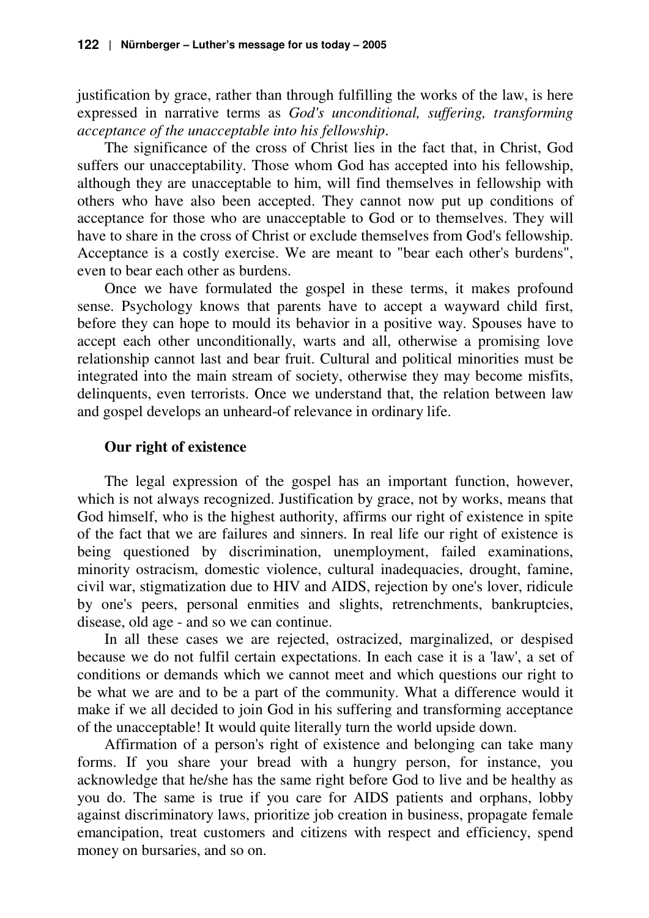justification by grace, rather than through fulfilling the works of the law, is here expressed in narrative terms as *God's unconditional, suffering, transforming acceptance of the unacceptable into his fellowship*.

The significance of the cross of Christ lies in the fact that, in Christ, God suffers our unacceptability. Those whom God has accepted into his fellowship, although they are unacceptable to him, will find themselves in fellowship with others who have also been accepted. They cannot now put up conditions of acceptance for those who are unacceptable to God or to themselves. They will have to share in the cross of Christ or exclude themselves from God's fellowship. Acceptance is a costly exercise. We are meant to "bear each other's burdens", even to bear each other as burdens.

Once we have formulated the gospel in these terms, it makes profound sense. Psychology knows that parents have to accept a wayward child first, before they can hope to mould its behavior in a positive way. Spouses have to accept each other unconditionally, warts and all, otherwise a promising love relationship cannot last and bear fruit. Cultural and political minorities must be integrated into the main stream of society, otherwise they may become misfits, delinquents, even terrorists. Once we understand that, the relation between law and gospel develops an unheard-of relevance in ordinary life.

### Our right of existence

The legal expression of the gospel has an important function, however, which is not always recognized. Justification by grace, not by works, means that God himself, who is the highest authority, affirms our right of existence in spite of the fact that we are failures and sinners. In real life our right of existence is being questioned by discrimination, unemployment, failed examinations, minority ostracism, domestic violence, cultural inadequacies, drought, famine, civil war, stigmatization due to HIV and AIDS, rejection by one's lover, ridicule by one's peers, personal enmities and slights, retrenchments, bankruptcies, disease, old age - and so we can continue.

In all these cases we are rejected, ostracized, marginalized, or despised because we do not fulfil certain expectations. In each case it is a 'law', a set of conditions or demands which we cannot meet and which questions our right to be what we are and to be a part of the community. What a difference would it make if we all decided to join God in his suffering and transforming acceptance of the unacceptable! It would quite literally turn the world upside down.

Affirmation of a person's right of existence and belonging can take many forms. If you share your bread with a hungry person, for instance, you acknowledge that he/she has the same right before God to live and be healthy as you do. The same is true if you care for AIDS patients and orphans, lobby against discriminatory laws, prioritize job creation in business, propagate female emancipation, treat customers and citizens with respect and efficiency, spend money on bursaries, and so on.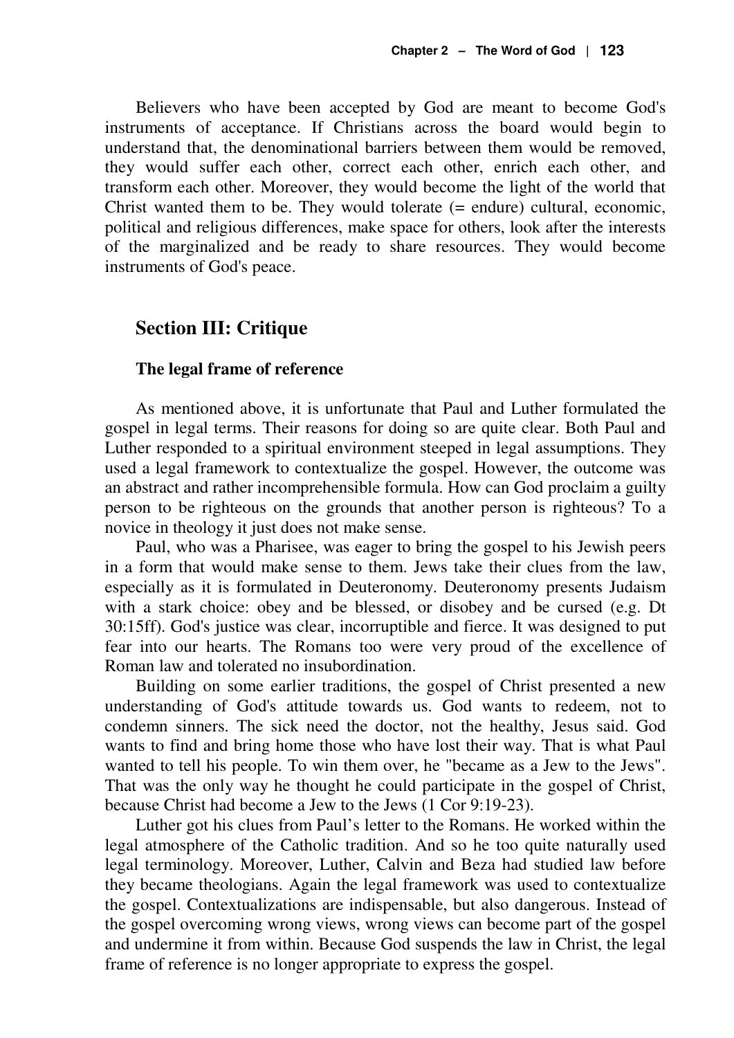Believers who have been accepted by God are meant to become God's instruments of acceptance. If Christians across the board would begin to understand that, the denominational barriers between them would be removed, they would suffer each other, correct each other, enrich each other, and transform each other. Moreover, they would become the light of the world that Christ wanted them to be. They would tolerate (= endure) cultural, economic, political and religious differences, make space for others, look after the interests of the marginalized and be ready to share resources. They would become instruments of God's peace.

## Section III: Critique

### The legal frame of reference

As mentioned above, it is unfortunate that Paul and Luther formulated the gospel in legal terms. Their reasons for doing so are quite clear. Both Paul and Luther responded to a spiritual environment steeped in legal assumptions. They used a legal framework to contextualize the gospel. However, the outcome was an abstract and rather incomprehensible formula. How can God proclaim a guilty person to be righteous on the grounds that another person is righteous? To a novice in theology it just does not make sense.

Paul, who was a Pharisee, was eager to bring the gospel to his Jewish peers in a form that would make sense to them. Jews take their clues from the law, especially as it is formulated in Deuteronomy. Deuteronomy presents Judaism with a stark choice: obey and be blessed, or disobey and be cursed (e.g. Dt 30:15ff). God's justice was clear, incorruptible and fierce. It was designed to put fear into our hearts. The Romans too were very proud of the excellence of Roman law and tolerated no insubordination.

Building on some earlier traditions, the gospel of Christ presented a new understanding of God's attitude towards us. God wants to redeem, not to condemn sinners. The sick need the doctor, not the healthy, Jesus said. God wants to find and bring home those who have lost their way. That is what Paul wanted to tell his people. To win them over, he "became as a Jew to the Jews". That was the only way he thought he could participate in the gospel of Christ, because Christ had become a Jew to the Jews (1 Cor 9:19-23).

Luther got his clues from Paul's letter to the Romans. He worked within the legal atmosphere of the Catholic tradition. And so he too quite naturally used legal terminology. Moreover, Luther, Calvin and Beza had studied law before they became theologians. Again the legal framework was used to contextualize the gospel. Contextualizations are indispensable, but also dangerous. Instead of the gospel overcoming wrong views, wrong views can become part of the gospel and undermine it from within. Because God suspends the law in Christ, the legal frame of reference is no longer appropriate to express the gospel.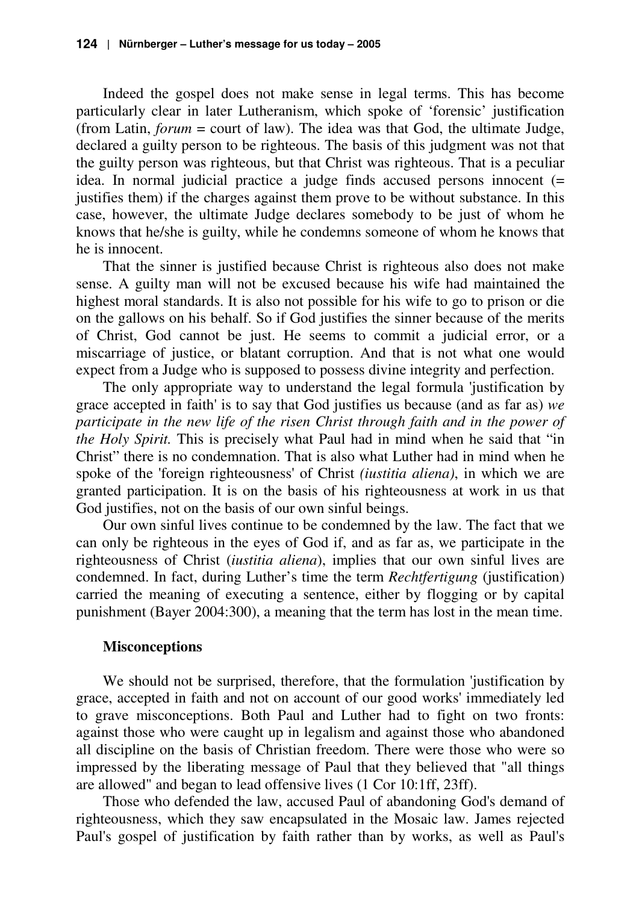Indeed the gospel does not make sense in legal terms. This has become particularly clear in later Lutheranism, which spoke of 'forensic' justification (from Latin, *forum* = court of law). The idea was that God, the ultimate Judge, declared a guilty person to be righteous. The basis of this judgment was not that the guilty person was righteous, but that Christ was righteous. That is a peculiar idea. In normal judicial practice a judge finds accused persons innocent (= justifies them) if the charges against them prove to be without substance. In this case, however, the ultimate Judge declares somebody to be just of whom he knows that he/she is guilty, while he condemns someone of whom he knows that he is innocent.

That the sinner is justified because Christ is righteous also does not make sense. A guilty man will not be excused because his wife had maintained the highest moral standards. It is also not possible for his wife to go to prison or die on the gallows on his behalf. So if God justifies the sinner because of the merits of Christ, God cannot be just. He seems to commit a judicial error, or a miscarriage of justice, or blatant corruption. And that is not what one would expect from a Judge who is supposed to possess divine integrity and perfection.

The only appropriate way to understand the legal formula 'justification by grace accepted in faith' is to say that God justifies us because (and as far as) *we participate in the new life of the risen Christ through faith and in the power of the Holy Spirit.* This is precisely what Paul had in mind when he said that "in Christ" there is no condemnation. That is also what Luther had in mind when he spoke of the 'foreign righteousness' of Christ *(iustitia aliena)*, in which we are granted participation. It is on the basis of his righteousness at work in us that God justifies, not on the basis of our own sinful beings.

Our own sinful lives continue to be condemned by the law. The fact that we can only be righteous in the eyes of God if, and as far as, we participate in the righteousness of Christ (*iustitia aliena*), implies that our own sinful lives are condemned. In fact, during Luther's time the term *Rechtfertigung* (justification) carried the meaning of executing a sentence, either by flogging or by capital punishment (Bayer 2004:300), a meaning that the term has lost in the mean time.

### Misconceptions

We should not be surprised, therefore, that the formulation 'justification by grace, accepted in faith and not on account of our good works' immediately led to grave misconceptions. Both Paul and Luther had to fight on two fronts: against those who were caught up in legalism and against those who abandoned all discipline on the basis of Christian freedom. There were those who were so impressed by the liberating message of Paul that they believed that "all things are allowed" and began to lead offensive lives (1 Cor 10:1ff, 23ff).

Those who defended the law, accused Paul of abandoning God's demand of righteousness, which they saw encapsulated in the Mosaic law. James rejected Paul's gospel of justification by faith rather than by works, as well as Paul's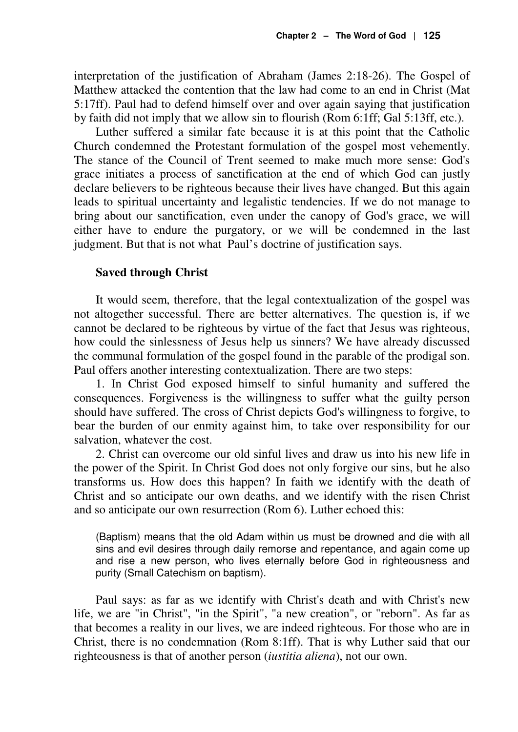interpretation of the justification of Abraham (James 2:18-26). The Gospel of Matthew attacked the contention that the law had come to an end in Christ (Mat 5:17ff). Paul had to defend himself over and over again saying that justification by faith did not imply that we allow sin to flourish (Rom 6:1ff; Gal 5:13ff, etc.).

Luther suffered a similar fate because it is at this point that the Catholic Church condemned the Protestant formulation of the gospel most vehemently. The stance of the Council of Trent seemed to make much more sense: God's grace initiates a process of sanctification at the end of which God can justly declare believers to be righteous because their lives have changed. But this again leads to spiritual uncertainty and legalistic tendencies. If we do not manage to bring about our sanctification, even under the canopy of God's grace, we will either have to endure the purgatory, or we will be condemned in the last judgment. But that is not what Paul's doctrine of justification says.

### Saved through Christ

It would seem, therefore, that the legal contextualization of the gospel was not altogether successful. There are better alternatives. The question is, if we cannot be declared to be righteous by virtue of the fact that Jesus was righteous, how could the sinlessness of Jesus help us sinners? We have already discussed the communal formulation of the gospel found in the parable of the prodigal son. Paul offers another interesting contextualization. There are two steps:

1. In Christ God exposed himself to sinful humanity and suffered the consequences. Forgiveness is the willingness to suffer what the guilty person should have suffered. The cross of Christ depicts God's willingness to forgive, to bear the burden of our enmity against him, to take over responsibility for our salvation, whatever the cost.

2. Christ can overcome our old sinful lives and draw us into his new life in the power of the Spirit. In Christ God does not only forgive our sins, but he also transforms us. How does this happen? In faith we identify with the death of Christ and so anticipate our own deaths, and we identify with the risen Christ and so anticipate our own resurrection (Rom 6). Luther echoed this:

> (Baptism) means that the old Adam within us must be drowned and die with all sins and evil desires through daily remorse and repentance, and again come up and rise a new person, who lives eternally before God in righteousness and purity (Small Catechism on baptism).

Paul says: as far as we identify with Christ's death and with Christ's new life, we are "in Christ", "in the Spirit", "a new creation", or "reborn". As far as that becomes a reality in our lives, we are indeed righteous. For those who are in Christ, there is no condemnation (Rom 8:1ff). That is why Luther said that our righteousness is that of another person (*iustitia aliena*), not our own.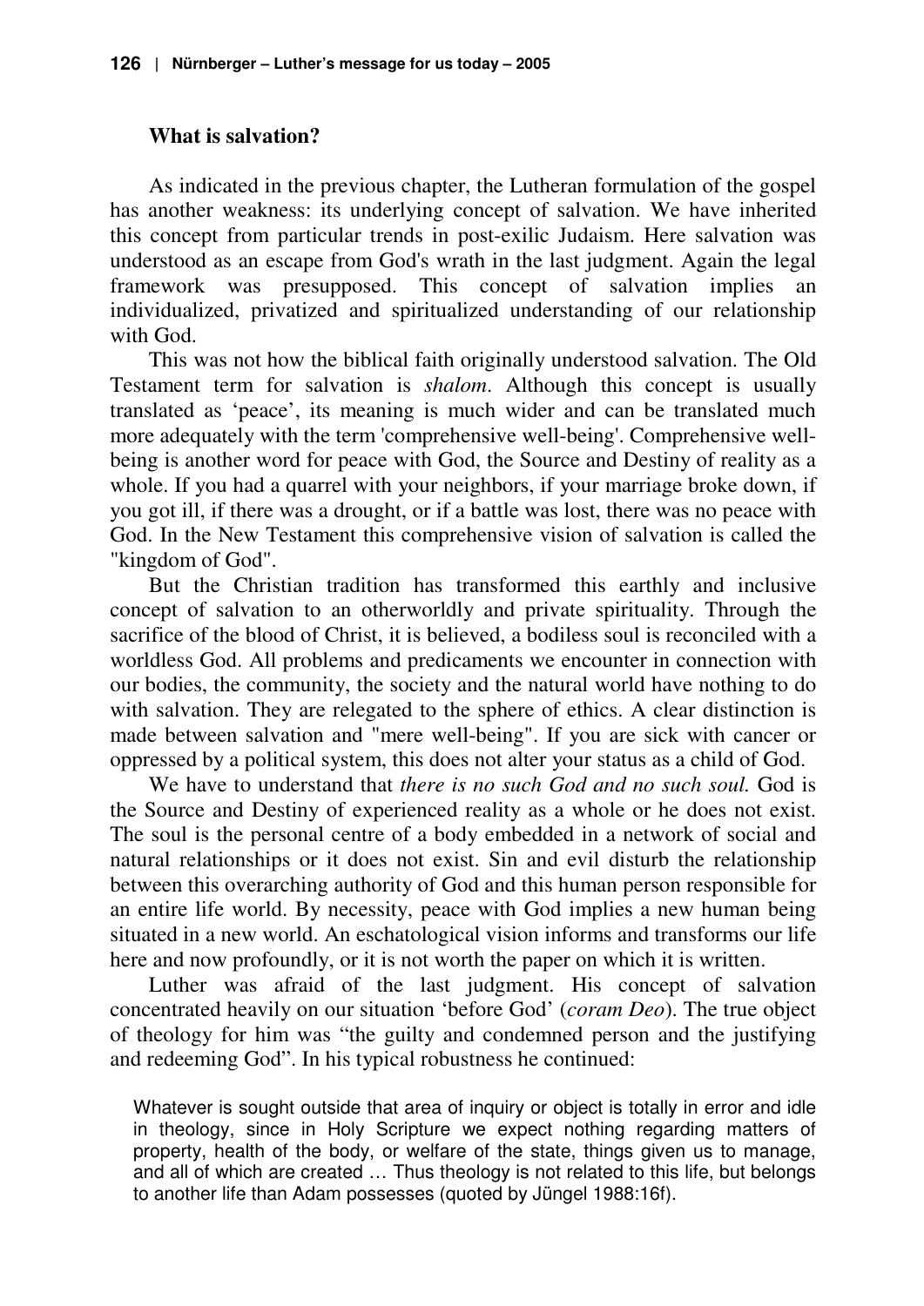### What is salvation?

As indicated in the previous chapter, the Lutheran formulation of the gospel has another weakness: its underlying concept of salvation. We have inherited this concept from particular trends in post-exilic Judaism. Here salvation was understood as an escape from God's wrath in the last judgment. Again the legal framework was presupposed. This concept of salvation implies an individualized, privatized and spiritualized understanding of our relationship with God.

This was not how the biblical faith originally understood salvation. The Old Testament term for salvation is *shalom*. Although this concept is usually translated as 'peace', its meaning is much wider and can be translated much more adequately with the term 'comprehensive well-being'. Comprehensive well-being is another word for peace with God, the Source and Destiny of reality as a whole. If you had a quarrel with your neighbors, if your marriage broke down, if you got ill, if there was a drought, or if a battle was lost, there was no peace with God. In the New Testament this comprehensive vision of salvation is called the "kingdom of God".

But the Christian tradition has transformed this earthly and inclusive concept of salvation to an otherworldly and private spirituality. Through the sacrifice of the blood of Christ, it is believed, a bodiless soul is reconciled with a worldless God. All problems and predicaments we encounter in connection with our bodies, the community, the society and the natural world have nothing to do with salvation. They are relegated to the sphere of ethics. A clear distinction is made between salvation and "mere well-being". If you are sick with cancer or oppressed by a political system, this does not alter your status as a child of God.

We have to understand that *there is no such God and no such soul.* God is the Source and Destiny of experienced reality as a whole or he does not exist. The soul is the personal centre of a body embedded in a network of social and natural relationships or it does not exist. Sin and evil disturb the relationship between this overarching authority of God and this human person responsible for an entire life world. By necessity, peace with God implies a new human being situated in a new world. An eschatological vision informs and transforms our life here and now profoundly, or it is not worth the paper on which it is written.

Luther was afraid of the last judgment. His concept of salvation concentrated heavily on our situation 'before God' (*coram Deo*). The true object of theology for him was "the guilty and condemned person and the justifying and redeeming God". In his typical robustness he continued:

> Whatever is sought outside that area of inquiry or object is totally in error and idle in theology, since in Holy Scripture we expect nothing regarding matters of property, health of the body, or welfare of the state, things given us to manage, and all of which are created … Thus theology is not related to this life, but belongs to another life than Adam possesses (quoted by Jüngel 1988:16f).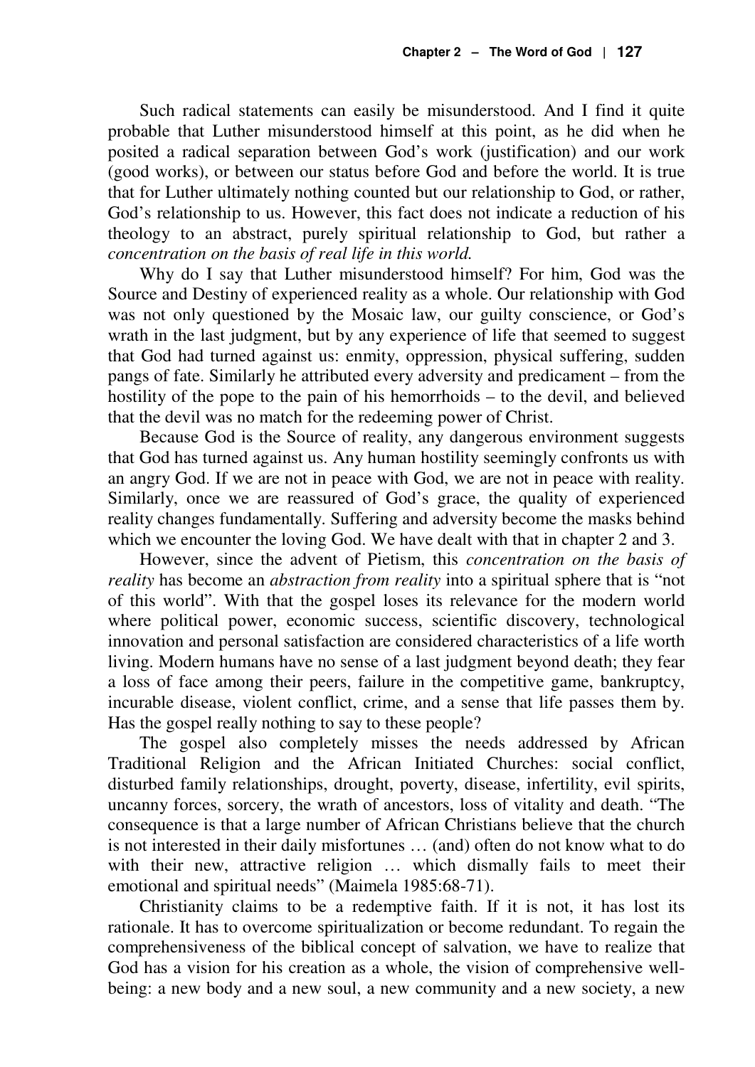Such radical statements can easily be misunderstood. And I find it quite probable that Luther misunderstood himself at this point, as he did when he posited a radical separation between God's work (justification) and our work (good works), or between our status before God and before the world. It is true that for Luther ultimately nothing counted but our relationship to God, or rather, God's relationship to us. However, this fact does not indicate a reduction of his theology to an abstract, purely spiritual relationship to God, but rather a *concentration on the basis of real life in this world.*

Why do I say that Luther misunderstood himself? For him, God was the Source and Destiny of experienced reality as a whole. Our relationship with God was not only questioned by the Mosaic law, our guilty conscience, or God's wrath in the last judgment, but by any experience of life that seemed to suggest that God had turned against us: enmity, oppression, physical suffering, sudden pangs of fate. Similarly he attributed every adversity and predicament – from the hostility of the pope to the pain of his hemorrhoids – to the devil, and believed that the devil was no match for the redeeming power of Christ.

Because God is the Source of reality, any dangerous environment suggests that God has turned against us. Any human hostility seemingly confronts us with an angry God. If we are not in peace with God, we are not in peace with reality. Similarly, once we are reassured of God's grace, the quality of experienced reality changes fundamentally. Suffering and adversity become the masks behind which we encounter the loving God. We have dealt with that in chapter 2 and 3.

However, since the advent of Pietism, this *concentration on the basis of reality* has become an *abstraction from reality* into a spiritual sphere that is "not of this world". With that the gospel loses its relevance for the modern world where political power, economic success, scientific discovery, technological innovation and personal satisfaction are considered characteristics of a life worth living. Modern humans have no sense of a last judgment beyond death; they fear a loss of face among their peers, failure in the competitive game, bankruptcy, incurable disease, violent conflict, crime, and a sense that life passes them by. Has the gospel really nothing to say to these people?

The gospel also completely misses the needs addressed by African Traditional Religion and the African Initiated Churches: social conflict, disturbed family relationships, drought, poverty, disease, infertility, evil spirits, uncanny forces, sorcery, the wrath of ancestors, loss of vitality and death. "The consequence is that a large number of African Christians believe that the church is not interested in their daily misfortunes … (and) often do not know what to do with their new, attractive religion … which dismally fails to meet their emotional and spiritual needs" (Maimela 1985:68-71).

Christianity claims to be a redemptive faith. If it is not, it has lost its rationale. It has to overcome spiritualization or become redundant. To regain the comprehensiveness of the biblical concept of salvation, we have to realize that God has a vision for his creation as a whole, the vision of comprehensive well-being: a new body and a new soul, a new community and a new society, a new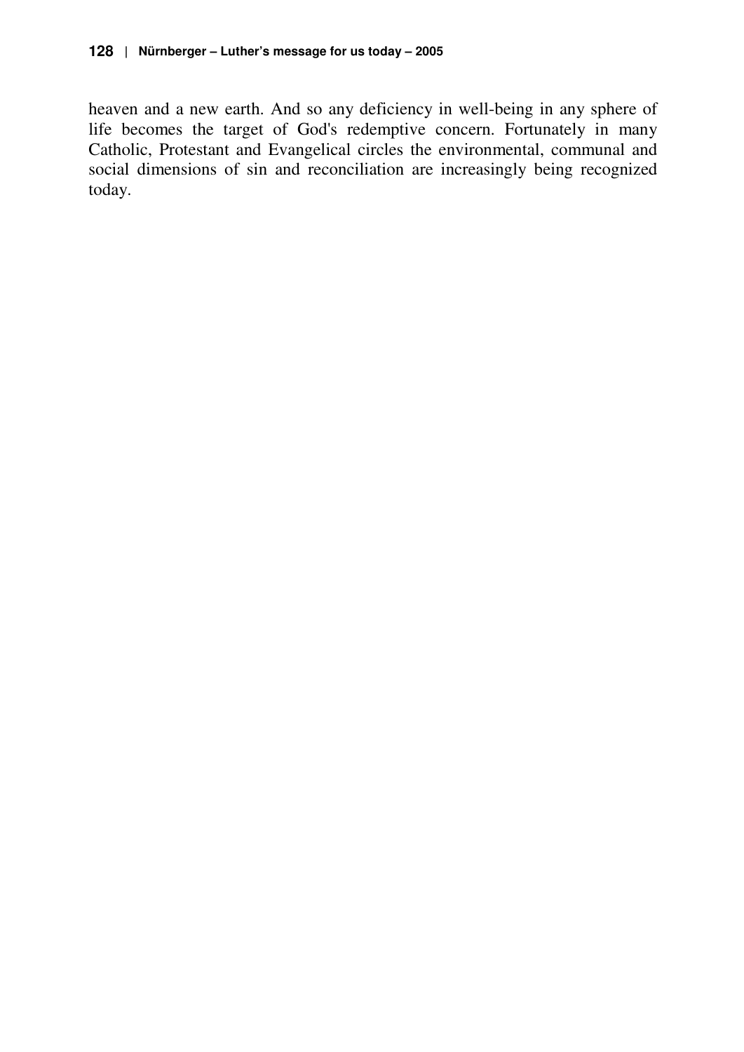heaven and a new earth. And so any deficiency in well-being in any sphere of life becomes the target of God's redemptive concern. Fortunately in many Catholic, Protestant and Evangelical circles the environmental, communal and social dimensions of sin and reconciliation are increasingly being recognized today.